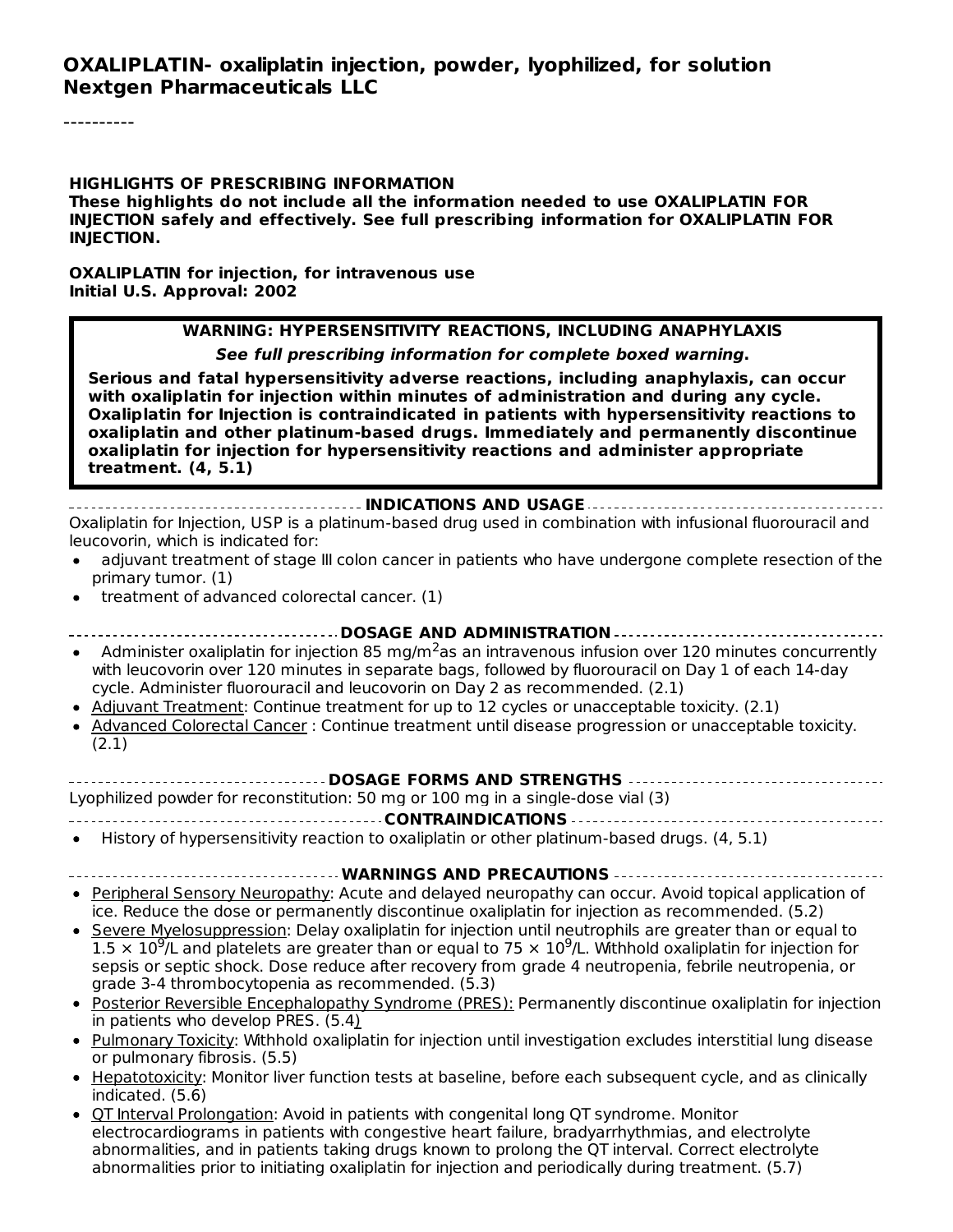# OXALIPLATIN- oxaliplatin injection, powder, lyophilized, for solution
**Nextgen Pharmaceuticals LLC**

----------

**HIGHLIGHTS OF PRESCRIBING INFORMATION**
**These highlights do not include all the information needed to use OXALIPLATIN FOR INJECTION safely and effectively. See full prescribing information for OXALIPLATIN FOR INJECTION.**

**OXALIPLATIN for injection, for intravenous use**
**Initial U.S. Approval: 2002**

**WARNING: HYPERSENSITIVITY REACTIONS, INCLUDING ANAPHYLAXIS**

***See full prescribing information for complete boxed warning.***

**Serious and fatal hypersensitivity adverse reactions, including anaphylaxis, can occur with oxaliplatin for injection within minutes of administration and during any cycle. Oxaliplatin for Injection is contraindicated in patients with hypersensitivity reactions to oxaliplatin and other platinum-based drugs. Immediately and permanently discontinue oxaliplatin for injection for hypersensitivity reactions and administer appropriate treatment. (4, 5.1)**

## INDICATIONS AND USAGE

Oxaliplatin for Injection, USP is a platinum-based drug used in combination with infusional fluorouracil and leucovorin, which is indicated for:

- adjuvant treatment of stage III colon cancer in patients who have undergone complete resection of the primary tumor. (1)
- treatment of advanced colorectal cancer. (1)

## DOSAGE AND ADMINISTRATION

- Administer oxaliplatin for injection 85 mg/m$^2$ as an intravenous infusion over 120 minutes concurrently with leucovorin over 120 minutes in separate bags, followed by fluorouracil on Day 1 of each 14-day cycle. Administer fluorouracil and leucovorin on Day 2 as recommended. (2.1)
- Adjuvant Treatment: Continue treatment for up to 12 cycles or unacceptable toxicity. (2.1)
- Advanced Colorectal Cancer : Continue treatment until disease progression or unacceptable toxicity. (2.1)

## DOSAGE FORMS AND STRENGTHS

Lyophilized powder for reconstitution: 50 mg or 100 mg in a single-dose vial (3)

## CONTRAINDICATIONS

- History of hypersensitivity reaction to oxaliplatin or other platinum-based drugs. (4, 5.1)

## WARNINGS AND PRECAUTIONS

- Peripheral Sensory Neuropathy: Acute and delayed neuropathy can occur. Avoid topical application of ice. Reduce the dose or permanently discontinue oxaliplatin for injection as recommended. (5.2)
- Severe Myelosuppression: Delay oxaliplatin for injection until neutrophils are greater than or equal to $1.5 \times 10^9$/L and platelets are greater than or equal to $75 \times 10^9$/L. Withhold oxaliplatin for injection for sepsis or septic shock. Dose reduce after recovery from grade 4 neutropenia, febrile neutropenia, or grade 3-4 thrombocytopenia as recommended. (5.3)
- Posterior Reversible Encephalopathy Syndrome (PRES): Permanently discontinue oxaliplatin for injection in patients who develop PRES. (5.4)
- Pulmonary Toxicity: Withhold oxaliplatin for injection until investigation excludes interstitial lung disease or pulmonary fibrosis. (5.5)
- Hepatotoxicity: Monitor liver function tests at baseline, before each subsequent cycle, and as clinically indicated. (5.6)
- QT Interval Prolongation: Avoid in patients with congenital long QT syndrome. Monitor electrocardiograms in patients with congestive heart failure, bradyarrhythmias, and electrolyte abnormalities, and in patients taking drugs known to prolong the QT interval. Correct electrolyte abnormalities prior to initiating oxaliplatin for injection and periodically during treatment. (5.7)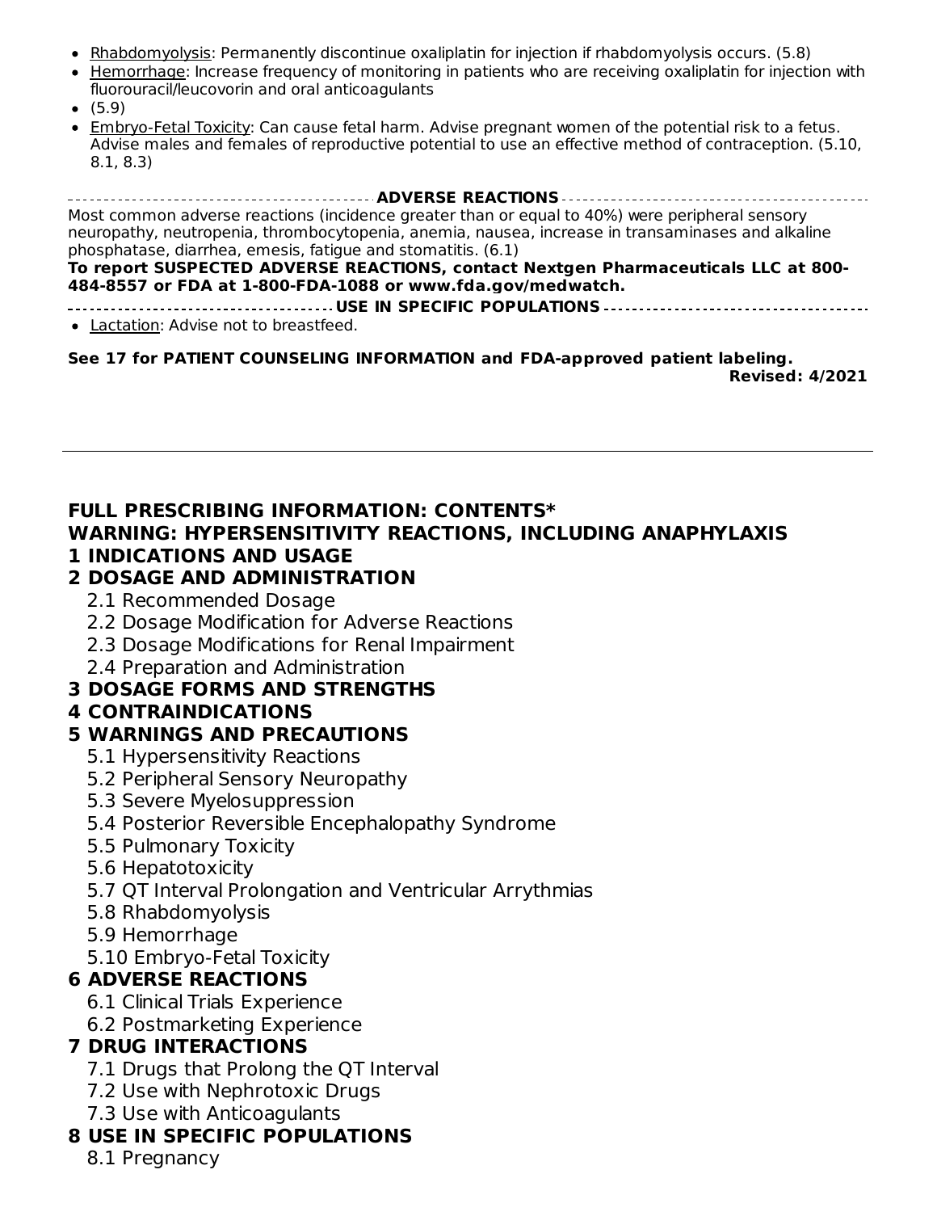- Rhabdomyolysis: Permanently discontinue oxaliplatin for injection if rhabdomyolysis occurs. (5.8)
- Hemorrhage: Increase frequency of monitoring in patients who are receiving oxaliplatin for injection with fluorouracil/leucovorin and oral anticoagulants
- (5.9)
- Embryo-Fetal Toxicity: Can cause fetal harm. Advise pregnant women of the potential risk to a fetus. Advise males and females of reproductive potential to use an effective method of contraception. (5.10, 8.1, 8.3)

**ADVERSE REACTIONS**

Most common adverse reactions (incidence greater than or equal to 40%) were peripheral sensory neuropathy, neutropenia, thrombocytopenia, anemia, nausea, increase in transaminases and alkaline phosphatase, diarrhea, emesis, fatigue and stomatitis. (6.1)

**To report SUSPECTED ADVERSE REACTIONS, contact Nextgen Pharmaceuticals LLC at 800-484-8557 or FDA at 1-800-FDA-1088 or www.fda.gov/medwatch.**

**USE IN SPECIFIC POPULATIONS**

- Lactation: Advise not to breastfeed.

**See 17 for PATIENT COUNSELING INFORMATION and FDA-approved patient labeling.**

**Revised: 4/2021**

---

## FULL PRESCRIBING INFORMATION: CONTENTS*

## WARNING: HYPERSENSITIVITY REACTIONS, INCLUDING ANAPHYLAXIS

## 1 INDICATIONS AND USAGE

## 2 DOSAGE AND ADMINISTRATION

2.1 Recommended Dosage

2.2 Dosage Modification for Adverse Reactions

2.3 Dosage Modifications for Renal Impairment

2.4 Preparation and Administration

## 3 DOSAGE FORMS AND STRENGTHS

## 4 CONTRAINDICATIONS

## 5 WARNINGS AND PRECAUTIONS

5.1 Hypersensitivity Reactions

5.2 Peripheral Sensory Neuropathy

5.3 Severe Myelosuppression

5.4 Posterior Reversible Encephalopathy Syndrome

5.5 Pulmonary Toxicity

5.6 Hepatotoxicity

5.7 QT Interval Prolongation and Ventricular Arrythmias

5.8 Rhabdomyolysis

5.9 Hemorrhage

5.10 Embryo-Fetal Toxicity

## 6 ADVERSE REACTIONS

6.1 Clinical Trials Experience

6.2 Postmarketing Experience

## 7 DRUG INTERACTIONS

7.1 Drugs that Prolong the QT Interval

7.2 Use with Nephrotoxic Drugs

7.3 Use with Anticoagulants

## 8 USE IN SPECIFIC POPULATIONS

8.1 Pregnancy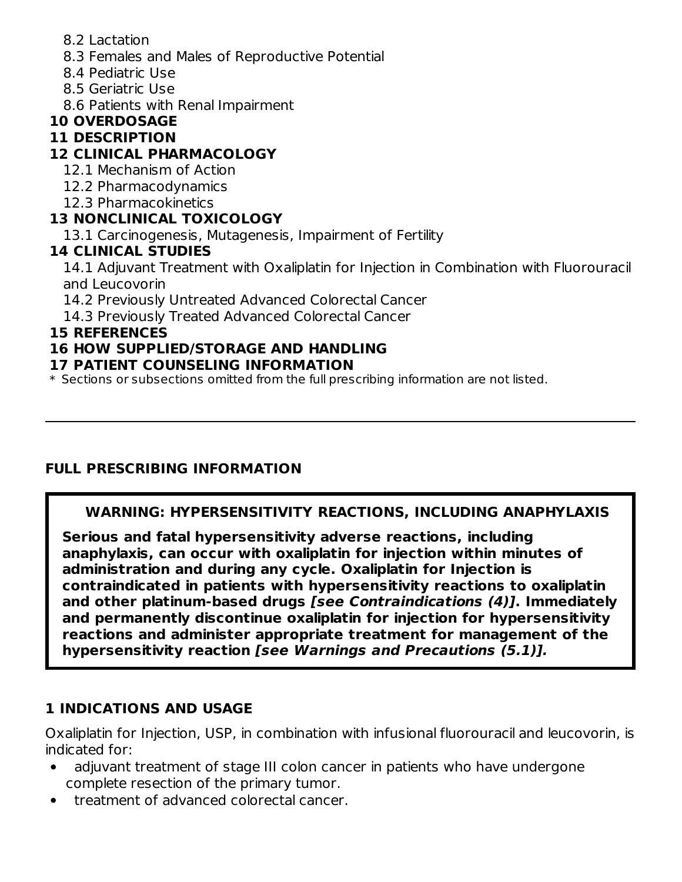8.2 Lactation

8.3 Females and Males of Reproductive Potential

8.4 Pediatric Use

8.5 Geriatric Use

8.6 Patients with Renal Impairment

**10 OVERDOSAGE**

**11 DESCRIPTION**

**12 CLINICAL PHARMACOLOGY**

12.1 Mechanism of Action

12.2 Pharmacodynamics

12.3 Pharmacokinetics

**13 NONCLINICAL TOXICOLOGY**

13.1 Carcinogenesis, Mutagenesis, Impairment of Fertility

**14 CLINICAL STUDIES**

14.1 Adjuvant Treatment with Oxaliplatin for Injection in Combination with Fluorouracil and Leucovorin

14.2 Previously Untreated Advanced Colorectal Cancer

14.3 Previously Treated Advanced Colorectal Cancer

**15 REFERENCES**

**16 HOW SUPPLIED/STORAGE AND HANDLING**

**17 PATIENT COUNSELING INFORMATION**

* Sections or subsections omitted from the full prescribing information are not listed.

---

## FULL PRESCRIBING INFORMATION

> **WARNING: HYPERSENSITIVITY REACTIONS, INCLUDING ANAPHYLAXIS**
>
> **Serious and fatal hypersensitivity adverse reactions, including anaphylaxis, can occur with oxaliplatin for injection within minutes of administration and during any cycle. Oxaliplatin for Injection is contraindicated in patients with hypersensitivity reactions to oxaliplatin and other platinum-based drugs *[see Contraindications (4)]*. Immediately and permanently discontinue oxaliplatin for injection for hypersensitivity reactions and administer appropriate treatment for management of the hypersensitivity reaction *[see Warnings and Precautions (5.1)].***

## 1 INDICATIONS AND USAGE

Oxaliplatin for Injection, USP, in combination with infusional fluorouracil and leucovorin, is indicated for:

- adjuvant treatment of stage III colon cancer in patients who have undergone complete resection of the primary tumor.
- treatment of advanced colorectal cancer.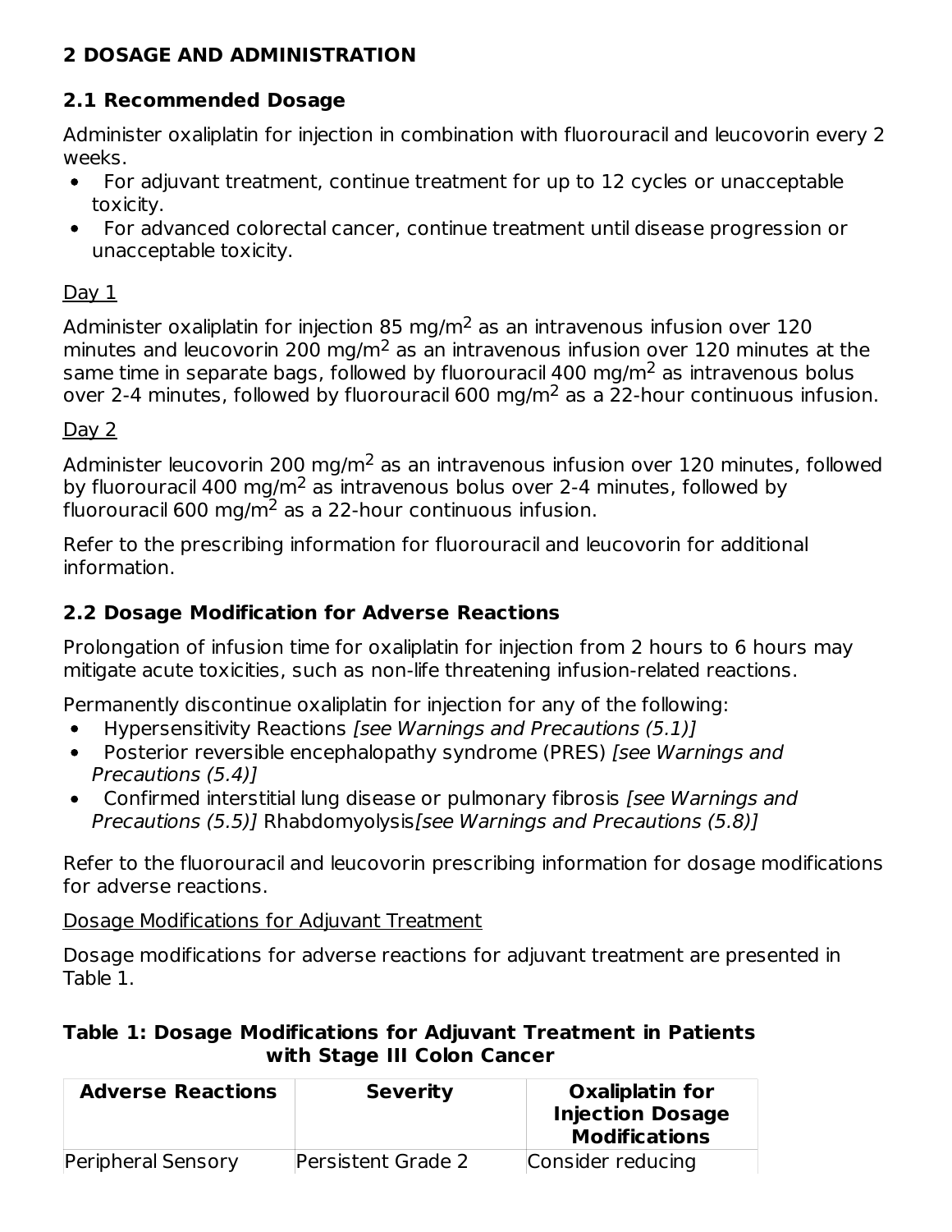# 2 DOSAGE AND ADMINISTRATION

## 2.1 Recommended Dosage

Administer oxaliplatin for injection in combination with fluorouracil and leucovorin every 2 weeks.

- For adjuvant treatment, continue treatment for up to 12 cycles or unacceptable toxicity.
- For advanced colorectal cancer, continue treatment until disease progression or unacceptable toxicity.

Day 1

Administer oxaliplatin for injection 85 mg/m$^2$ as an intravenous infusion over 120 minutes and leucovorin 200 mg/m$^2$ as an intravenous infusion over 120 minutes at the same time in separate bags, followed by fluorouracil 400 mg/m$^2$ as intravenous bolus over 2-4 minutes, followed by fluorouracil 600 mg/m$^2$ as a 22-hour continuous infusion.

Day 2

Administer leucovorin 200 mg/m$^2$ as an intravenous infusion over 120 minutes, followed by fluorouracil 400 mg/m$^2$ as intravenous bolus over 2-4 minutes, followed by fluorouracil 600 mg/m$^2$ as a 22-hour continuous infusion.

Refer to the prescribing information for fluorouracil and leucovorin for additional information.

## 2.2 Dosage Modification for Adverse Reactions

Prolongation of infusion time for oxaliplatin for injection from 2 hours to 6 hours may mitigate acute toxicities, such as non-life threatening infusion-related reactions.

Permanently discontinue oxaliplatin for injection for any of the following:

- Hypersensitivity Reactions *[see Warnings and Precautions (5.1)]*
- Posterior reversible encephalopathy syndrome (PRES) *[see Warnings and Precautions (5.4)]*
- Confirmed interstitial lung disease or pulmonary fibrosis *[see Warnings and Precautions (5.5)]* Rhabdomyolysis *[see Warnings and Precautions (5.8)]*

Refer to the fluorouracil and leucovorin prescribing information for dosage modifications for adverse reactions.

Dosage Modifications for Adjuvant Treatment

Dosage modifications for adverse reactions for adjuvant treatment are presented in Table 1.

**Table 1: Dosage Modifications for Adjuvant Treatment in Patients with Stage III Colon Cancer**

| Adverse Reactions | Severity | Oxaliplatin for Injection Dosage Modifications |
|---|---|---|
| Peripheral Sensory | Persistent Grade 2 | Consider reducing |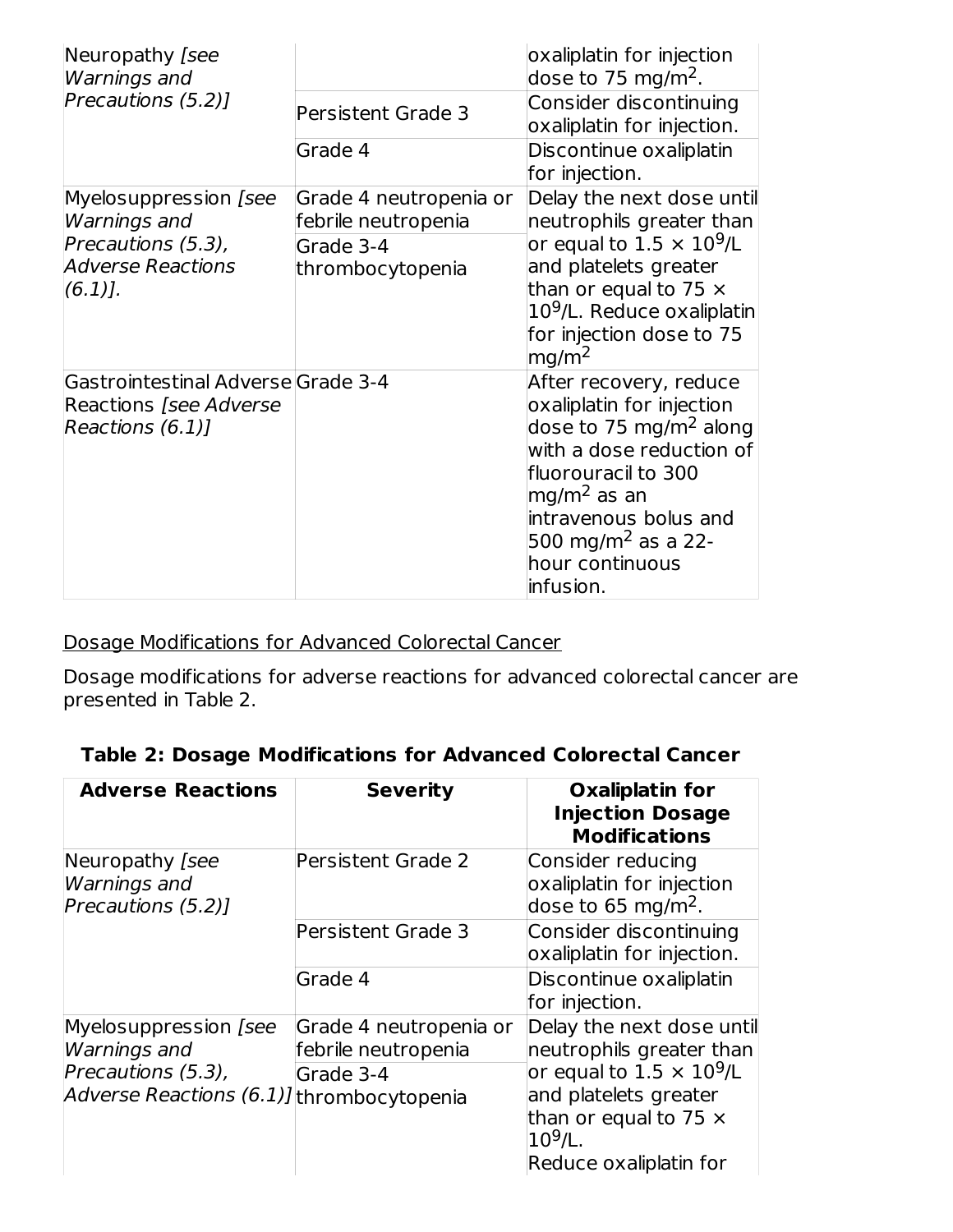| Neuropathy *[see Warnings and Precautions (5.2)]* | | oxaliplatin for injection dose to 75 mg/m$^2$. |
|---|---|---|
| | Persistent Grade 3 | Consider discontinuing oxaliplatin for injection. |
| | Grade 4 | Discontinue oxaliplatin for injection. |
| Myelosuppression *[see Warnings and Precautions (5.3), Adverse Reactions (6.1)].* | Grade 4 neutropenia or febrile neutropenia | Delay the next dose until neutrophils greater than or equal to 1.5 × 10$^9$/L and platelets greater than or equal to 75 × 10$^9$/L. Reduce oxaliplatin for injection dose to 75 mg/m$^2$ |
| | Grade 3-4 thrombocytopenia | |
| Gastrointestinal Adverse Reactions *[see Adverse Reactions (6.1)]* | Grade 3-4 | After recovery, reduce oxaliplatin for injection dose to 75 mg/m$^2$ along with a dose reduction of fluorouracil to 300 mg/m$^2$ as an intravenous bolus and 500 mg/m$^2$ as a 22-hour continuous infusion. |

Dosage Modifications for Advanced Colorectal Cancer

Dosage modifications for adverse reactions for advanced colorectal cancer are presented in Table 2.

**Table 2: Dosage Modifications for Advanced Colorectal Cancer**

| Adverse Reactions | Severity | Oxaliplatin for Injection Dosage Modifications |
|---|---|---|
| Neuropathy *[see Warnings and Precautions (5.2)]* | Persistent Grade 2 | Consider reducing oxaliplatin for injection dose to 65 mg/m$^2$. |
| | Persistent Grade 3 | Consider discontinuing oxaliplatin for injection. |
| | Grade 4 | Discontinue oxaliplatin for injection. |
| Myelosuppression *[see Warnings and Precautions (5.3), Adverse Reactions (6.1)]* | Grade 4 neutropenia or febrile neutropenia | Delay the next dose until neutrophils greater than or equal to 1.5 × 10$^9$/L and platelets greater than or equal to 75 × 10$^9$/L. Reduce oxaliplatin for |
| | Grade 3-4 thrombocytopenia | |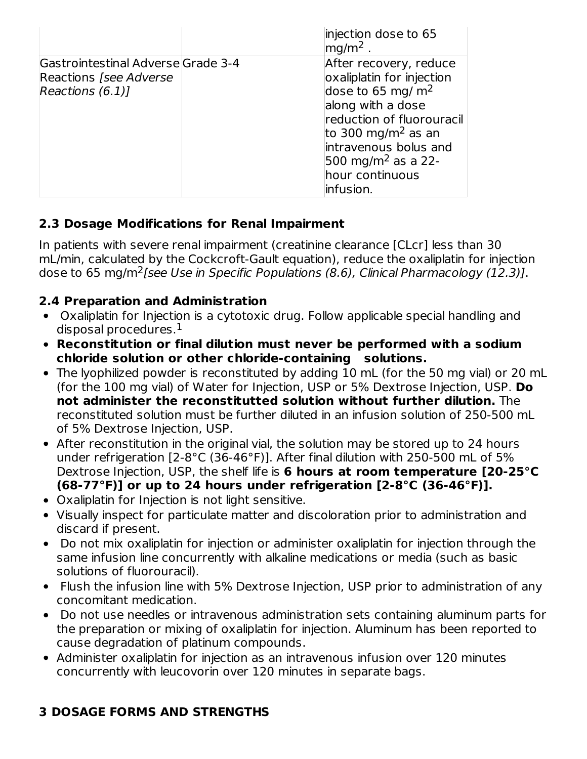| | | |
|---|---|---|
| | | injection dose to 65 $mg/m^2$ . |
| Gastrointestinal Adverse Reactions *[see Adverse Reactions (6.1)]* | Grade 3-4 | After recovery, reduce oxaliplatin for injection dose to 65 $mg/m^2$ along with a dose reduction of fluorouracil to 300 $mg/m^2$ as an intravenous bolus and 500 $mg/m^2$ as a 22-hour continuous infusion. |

### 2.3 Dosage Modifications for Renal Impairment

In patients with severe renal impairment (creatinine clearance [CLcr] less than 30 mL/min, calculated by the Cockcroft-Gault equation), reduce the oxaliplatin for injection dose to 65 $mg/m^2$ *[see Use in Specific Populations (8.6), Clinical Pharmacology (12.3)]*.

### 2.4 Preparation and Administration

- Oxaliplatin for Injection is a cytotoxic drug. Follow applicable special handling and disposal procedures.[1]
- **Reconstitution or final dilution must never be performed with a sodium chloride solution or other chloride-containing solutions.**
- The lyophilized powder is reconstituted by adding 10 mL (for the 50 mg vial) or 20 mL (for the 100 mg vial) of Water for Injection, USP or 5% Dextrose Injection, USP. **Do not administer the reconstitutted solution without further dilution.** The reconstituted solution must be further diluted in an infusion solution of 250-500 mL of 5% Dextrose Injection, USP.
- After reconstitution in the original vial, the solution may be stored up to 24 hours under refrigeration [2-8°C (36-46°F)]. After final dilution with 250-500 mL of 5% Dextrose Injection, USP, the shelf life is **6 hours at room temperature [20-25°C (68-77°F)] or up to 24 hours under refrigeration [2-8°C (36-46°F)].**
- Oxaliplatin for Injection is not light sensitive.
- Visually inspect for particulate matter and discoloration prior to administration and discard if present.
- Do not mix oxaliplatin for injection or administer oxaliplatin for injection through the same infusion line concurrently with alkaline medications or media (such as basic solutions of fluorouracil).
- Flush the infusion line with 5% Dextrose Injection, USP prior to administration of any concomitant medication.
- Do not use needles or intravenous administration sets containing aluminum parts for the preparation or mixing of oxaliplatin for injection. Aluminum has been reported to cause degradation of platinum compounds.
- Administer oxaliplatin for injection as an intravenous infusion over 120 minutes concurrently with leucovorin over 120 minutes in separate bags.

## 3 DOSAGE FORMS AND STRENGTHS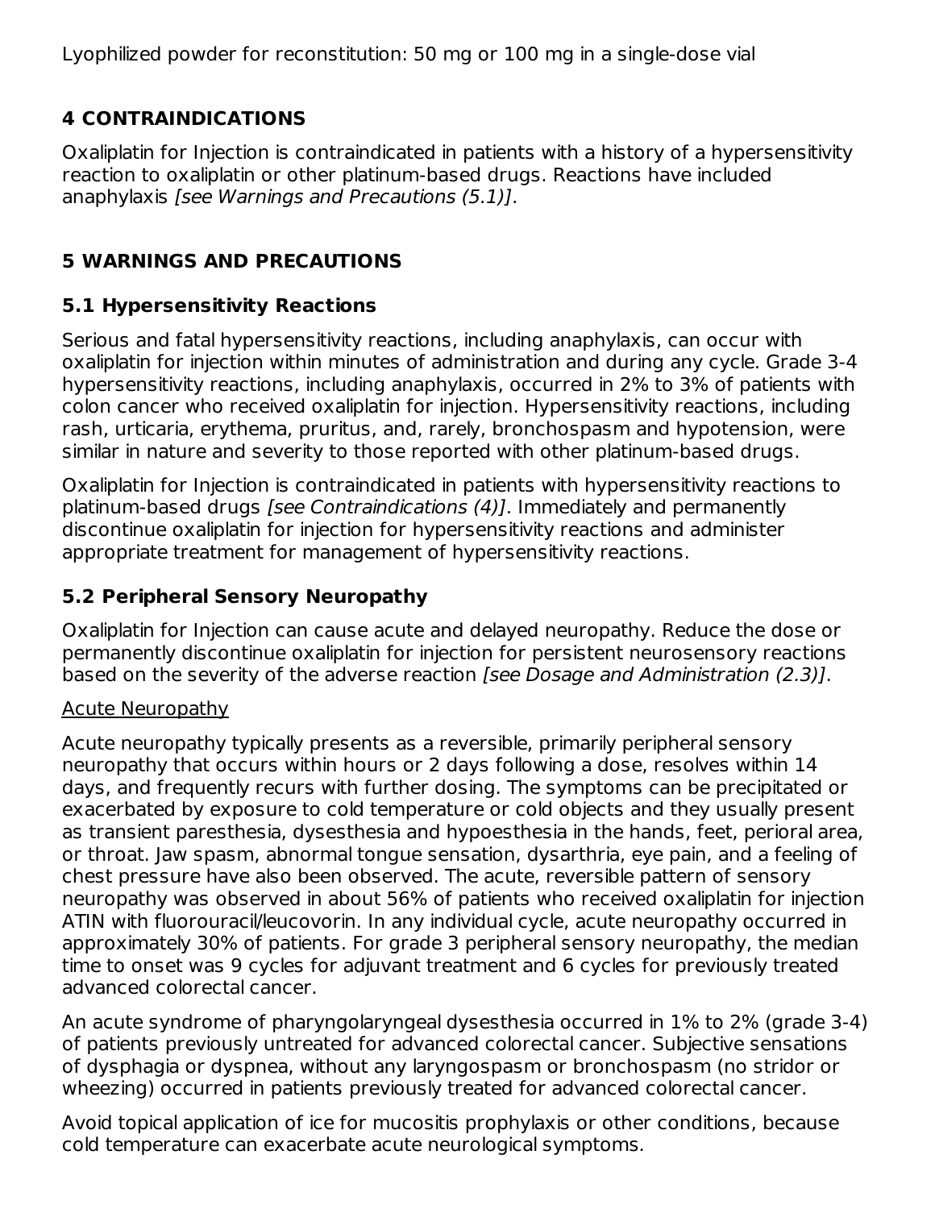Lyophilized powder for reconstitution: 50 mg or 100 mg in a single-dose vial

## 4 CONTRAINDICATIONS

Oxaliplatin for Injection is contraindicated in patients with a history of a hypersensitivity reaction to oxaliplatin or other platinum-based drugs. Reactions have included anaphylaxis *[see Warnings and Precautions (5.1)]*.

## 5 WARNINGS AND PRECAUTIONS

### 5.1 Hypersensitivity Reactions

Serious and fatal hypersensitivity reactions, including anaphylaxis, can occur with oxaliplatin for injection within minutes of administration and during any cycle. Grade 3-4 hypersensitivity reactions, including anaphylaxis, occurred in 2% to 3% of patients with colon cancer who received oxaliplatin for injection. Hypersensitivity reactions, including rash, urticaria, erythema, pruritus, and, rarely, bronchospasm and hypotension, were similar in nature and severity to those reported with other platinum-based drugs.

Oxaliplatin for Injection is contraindicated in patients with hypersensitivity reactions to platinum-based drugs *[see Contraindications (4)]*. Immediately and permanently discontinue oxaliplatin for injection for hypersensitivity reactions and administer appropriate treatment for management of hypersensitivity reactions.

### 5.2 Peripheral Sensory Neuropathy

Oxaliplatin for Injection can cause acute and delayed neuropathy. Reduce the dose or permanently discontinue oxaliplatin for injection for persistent neurosensory reactions based on the severity of the adverse reaction *[see Dosage and Administration (2.3)]*.

<u>Acute Neuropathy</u>

Acute neuropathy typically presents as a reversible, primarily peripheral sensory neuropathy that occurs within hours or 2 days following a dose, resolves within 14 days, and frequently recurs with further dosing. The symptoms can be precipitated or exacerbated by exposure to cold temperature or cold objects and they usually present as transient paresthesia, dysesthesia and hypoesthesia in the hands, feet, perioral area, or throat. Jaw spasm, abnormal tongue sensation, dysarthria, eye pain, and a feeling of chest pressure have also been observed. The acute, reversible pattern of sensory neuropathy was observed in about 56% of patients who received oxaliplatin for injection ATIN with fluorouracil/leucovorin. In any individual cycle, acute neuropathy occurred in approximately 30% of patients. For grade 3 peripheral sensory neuropathy, the median time to onset was 9 cycles for adjuvant treatment and 6 cycles for previously treated advanced colorectal cancer.

An acute syndrome of pharyngolaryngeal dysesthesia occurred in 1% to 2% (grade 3-4) of patients previously untreated for advanced colorectal cancer. Subjective sensations of dysphagia or dyspnea, without any laryngospasm or bronchospasm (no stridor or wheezing) occurred in patients previously treated for advanced colorectal cancer.

Avoid topical application of ice for mucositis prophylaxis or other conditions, because cold temperature can exacerbate acute neurological symptoms.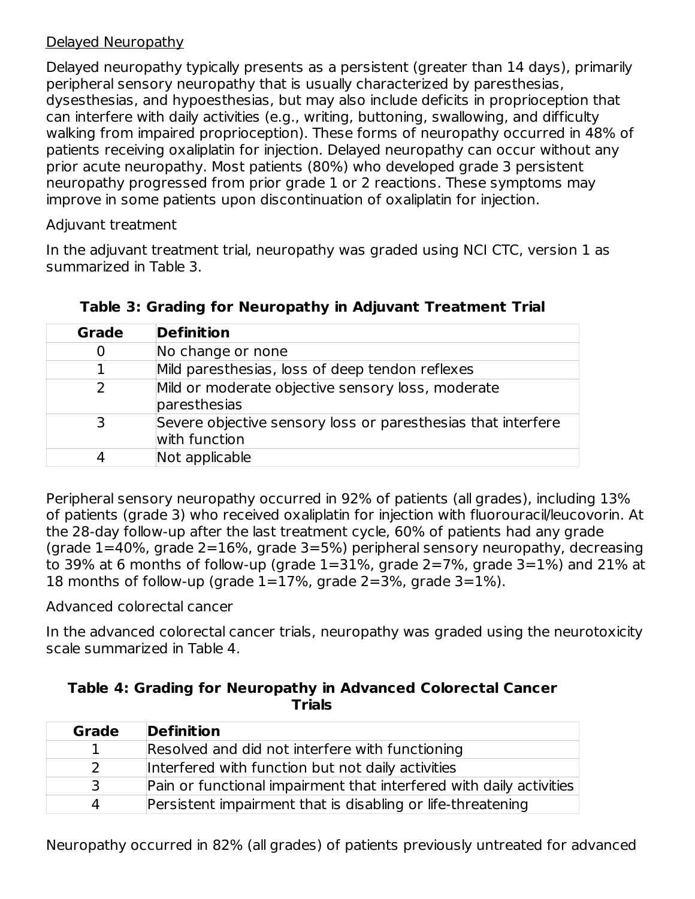Delayed Neuropathy

Delayed neuropathy typically presents as a persistent (greater than 14 days), primarily peripheral sensory neuropathy that is usually characterized by paresthesias, dysesthesias, and hypoesthesias, but may also include deficits in proprioception that can interfere with daily activities (e.g., writing, buttoning, swallowing, and difficulty walking from impaired proprioception). These forms of neuropathy occurred in 48% of patients receiving oxaliplatin for injection. Delayed neuropathy can occur without any prior acute neuropathy. Most patients (80%) who developed grade 3 persistent neuropathy progressed from prior grade 1 or 2 reactions. These symptoms may improve in some patients upon discontinuation of oxaliplatin for injection.

Adjuvant treatment

In the adjuvant treatment trial, neuropathy was graded using NCI CTC, version 1 as summarized in Table 3.

**Table 3: Grading for Neuropathy in Adjuvant Treatment Trial**

| Grade | Definition |
| --- | --- |
| 0 | No change or none |
| 1 | Mild paresthesias, loss of deep tendon reflexes |
| 2 | Mild or moderate objective sensory loss, moderate paresthesias |
| 3 | Severe objective sensory loss or paresthesias that interfere with function |
| 4 | Not applicable |

Peripheral sensory neuropathy occurred in 92% of patients (all grades), including 13% of patients (grade 3) who received oxaliplatin for injection with fluorouracil/leucovorin. At the 28-day follow-up after the last treatment cycle, 60% of patients had any grade (grade 1=40%, grade 2=16%, grade 3=5%) peripheral sensory neuropathy, decreasing to 39% at 6 months of follow-up (grade 1=31%, grade 2=7%, grade 3=1%) and 21% at 18 months of follow-up (grade 1=17%, grade 2=3%, grade 3=1%).

Advanced colorectal cancer

In the advanced colorectal cancer trials, neuropathy was graded using the neurotoxicity scale summarized in Table 4.

**Table 4: Grading for Neuropathy in Advanced Colorectal Cancer Trials**

| Grade | Definition |
| --- | --- |
| 1 | Resolved and did not interfere with functioning |
| 2 | Interfered with function but not daily activities |
| 3 | Pain or functional impairment that interfered with daily activities |
| 4 | Persistent impairment that is disabling or life-threatening |

Neuropathy occurred in 82% (all grades) of patients previously untreated for advanced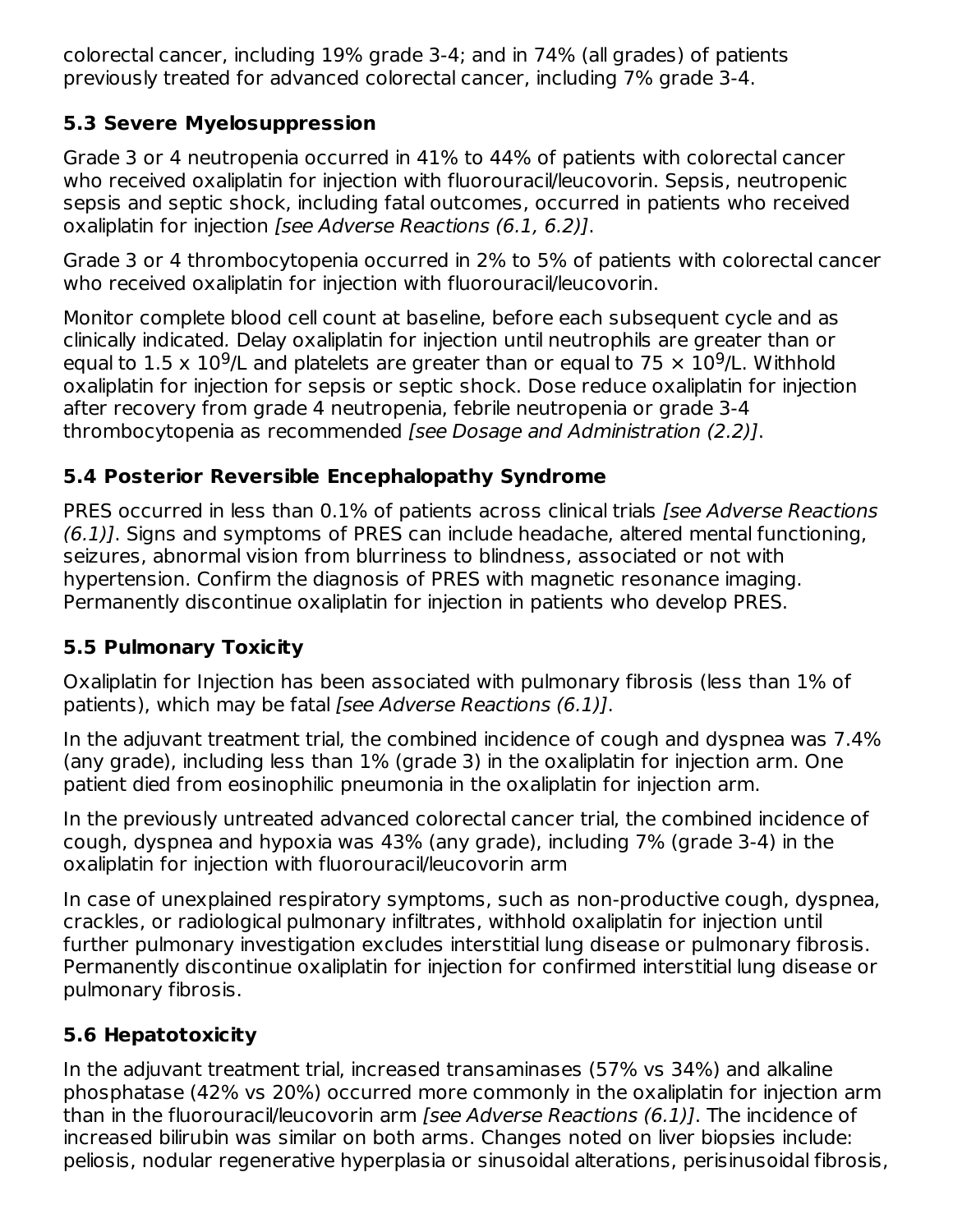colorectal cancer, including 19% grade 3-4; and in 74% (all grades) of patients previously treated for advanced colorectal cancer, including 7% grade 3-4.

### 5.3 Severe Myelosuppression

Grade 3 or 4 neutropenia occurred in 41% to 44% of patients with colorectal cancer who received oxaliplatin for injection with fluorouracil/leucovorin. Sepsis, neutropenic sepsis and septic shock, including fatal outcomes, occurred in patients who received oxaliplatin for injection *[see Adverse Reactions (6.1, 6.2)]*.

Grade 3 or 4 thrombocytopenia occurred in 2% to 5% of patients with colorectal cancer who received oxaliplatin for injection with fluorouracil/leucovorin.

Monitor complete blood cell count at baseline, before each subsequent cycle and as clinically indicated. Delay oxaliplatin for injection until neutrophils are greater than or equal to $1.5 \times 10^9$/L and platelets are greater than or equal to $75 \times 10^9$/L. Withhold oxaliplatin for injection for sepsis or septic shock. Dose reduce oxaliplatin for injection after recovery from grade 4 neutropenia, febrile neutropenia or grade 3-4 thrombocytopenia as recommended *[see Dosage and Administration (2.2)]*.

### 5.4 Posterior Reversible Encephalopathy Syndrome

PRES occurred in less than 0.1% of patients across clinical trials *[see Adverse Reactions (6.1)]*. Signs and symptoms of PRES can include headache, altered mental functioning, seizures, abnormal vision from blurriness to blindness, associated or not with hypertension. Confirm the diagnosis of PRES with magnetic resonance imaging. Permanently discontinue oxaliplatin for injection in patients who develop PRES.

### 5.5 Pulmonary Toxicity

Oxaliplatin for Injection has been associated with pulmonary fibrosis (less than 1% of patients), which may be fatal *[see Adverse Reactions (6.1)]*.

In the adjuvant treatment trial, the combined incidence of cough and dyspnea was 7.4% (any grade), including less than 1% (grade 3) in the oxaliplatin for injection arm. One patient died from eosinophilic pneumonia in the oxaliplatin for injection arm.

In the previously untreated advanced colorectal cancer trial, the combined incidence of cough, dyspnea and hypoxia was 43% (any grade), including 7% (grade 3-4) in the oxaliplatin for injection with fluorouracil/leucovorin arm

In case of unexplained respiratory symptoms, such as non-productive cough, dyspnea, crackles, or radiological pulmonary infiltrates, withhold oxaliplatin for injection until further pulmonary investigation excludes interstitial lung disease or pulmonary fibrosis. Permanently discontinue oxaliplatin for injection for confirmed interstitial lung disease or pulmonary fibrosis.

### 5.6 Hepatotoxicity

In the adjuvant treatment trial, increased transaminases (57% vs 34%) and alkaline phosphatase (42% vs 20%) occurred more commonly in the oxaliplatin for injection arm than in the fluorouracil/leucovorin arm *[see Adverse Reactions (6.1)]*. The incidence of increased bilirubin was similar on both arms. Changes noted on liver biopsies include: peliosis, nodular regenerative hyperplasia or sinusoidal alterations, perisinusoidal fibrosis,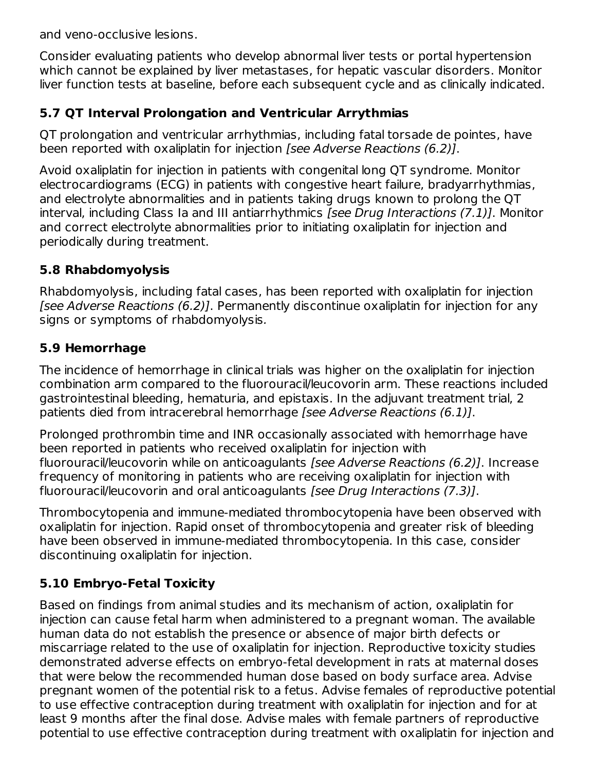and veno-occlusive lesions.

Consider evaluating patients who develop abnormal liver tests or portal hypertension which cannot be explained by liver metastases, for hepatic vascular disorders. Monitor liver function tests at baseline, before each subsequent cycle and as clinically indicated.

### 5.7 QT Interval Prolongation and Ventricular Arrythmias

QT prolongation and ventricular arrhythmias, including fatal torsade de pointes, have been reported with oxaliplatin for injection *[see Adverse Reactions (6.2)]*.

Avoid oxaliplatin for injection in patients with congenital long QT syndrome. Monitor electrocardiograms (ECG) in patients with congestive heart failure, bradyarrhythmias, and electrolyte abnormalities and in patients taking drugs known to prolong the QT interval, including Class Ia and III antiarrhythmics *[see Drug Interactions (7.1)]*. Monitor and correct electrolyte abnormalities prior to initiating oxaliplatin for injection and periodically during treatment.

### 5.8 Rhabdomyolysis

Rhabdomyolysis, including fatal cases, has been reported with oxaliplatin for injection *[see Adverse Reactions (6.2)]*. Permanently discontinue oxaliplatin for injection for any signs or symptoms of rhabdomyolysis.

### 5.9 Hemorrhage

The incidence of hemorrhage in clinical trials was higher on the oxaliplatin for injection combination arm compared to the fluorouracil/leucovorin arm. These reactions included gastrointestinal bleeding, hematuria, and epistaxis. In the adjuvant treatment trial, 2 patients died from intracerebral hemorrhage *[see Adverse Reactions (6.1)]*.

Prolonged prothrombin time and INR occasionally associated with hemorrhage have been reported in patients who received oxaliplatin for injection with fluorouracil/leucovorin while on anticoagulants *[see Adverse Reactions (6.2)]*. Increase frequency of monitoring in patients who are receiving oxaliplatin for injection with fluorouracil/leucovorin and oral anticoagulants *[see Drug Interactions (7.3)]*.

Thrombocytopenia and immune-mediated thrombocytopenia have been observed with oxaliplatin for injection. Rapid onset of thrombocytopenia and greater risk of bleeding have been observed in immune-mediated thrombocytopenia. In this case, consider discontinuing oxaliplatin for injection.

### 5.10 Embryo-Fetal Toxicity

Based on findings from animal studies and its mechanism of action, oxaliplatin for injection can cause fetal harm when administered to a pregnant woman. The available human data do not establish the presence or absence of major birth defects or miscarriage related to the use of oxaliplatin for injection. Reproductive toxicity studies demonstrated adverse effects on embryo-fetal development in rats at maternal doses that were below the recommended human dose based on body surface area. Advise pregnant women of the potential risk to a fetus. Advise females of reproductive potential to use effective contraception during treatment with oxaliplatin for injection and for at least 9 months after the final dose. Advise males with female partners of reproductive potential to use effective contraception during treatment with oxaliplatin for injection and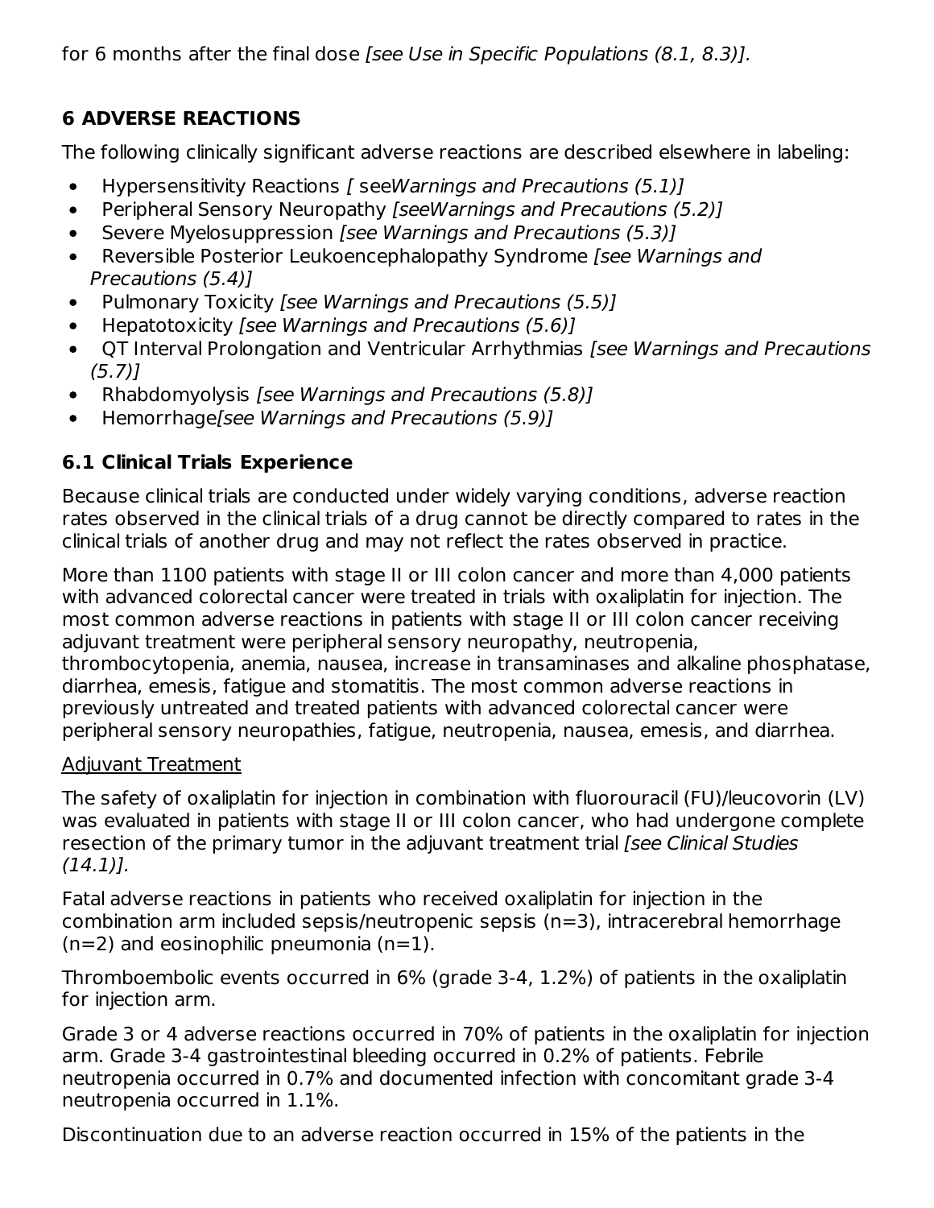for 6 months after the final dose *[see Use in Specific Populations (8.1, 8.3)].*

## 6 ADVERSE REACTIONS

The following clinically significant adverse reactions are described elsewhere in labeling:

- Hypersensitivity Reactions *[ seeWarnings and Precautions (5.1)]*
- Peripheral Sensory Neuropathy *[seeWarnings and Precautions (5.2)]*
- Severe Myelosuppression *[see Warnings and Precautions (5.3)]*
- Reversible Posterior Leukoencephalopathy Syndrome *[see Warnings and Precautions (5.4)]*
- Pulmonary Toxicity *[see Warnings and Precautions (5.5)]*
- Hepatotoxicity *[see Warnings and Precautions (5.6)]*
- QT Interval Prolongation and Ventricular Arrhythmias *[see Warnings and Precautions (5.7)]*
- Rhabdomyolysis *[see Warnings and Precautions (5.8)]*
- Hemorrhage*[see Warnings and Precautions (5.9)]*

### 6.1 Clinical Trials Experience

Because clinical trials are conducted under widely varying conditions, adverse reaction rates observed in the clinical trials of a drug cannot be directly compared to rates in the clinical trials of another drug and may not reflect the rates observed in practice.

More than 1100 patients with stage II or III colon cancer and more than 4,000 patients with advanced colorectal cancer were treated in trials with oxaliplatin for injection. The most common adverse reactions in patients with stage II or III colon cancer receiving adjuvant treatment were peripheral sensory neuropathy, neutropenia, thrombocytopenia, anemia, nausea, increase in transaminases and alkaline phosphatase, diarrhea, emesis, fatigue and stomatitis. The most common adverse reactions in previously untreated and treated patients with advanced colorectal cancer were peripheral sensory neuropathies, fatigue, neutropenia, nausea, emesis, and diarrhea.

<u>Adjuvant Treatment</u>

The safety of oxaliplatin for injection in combination with fluorouracil (FU)/leucovorin (LV) was evaluated in patients with stage II or III colon cancer, who had undergone complete resection of the primary tumor in the adjuvant treatment trial *[see Clinical Studies (14.1)].*

Fatal adverse reactions in patients who received oxaliplatin for injection in the combination arm included sepsis/neutropenic sepsis (n=3), intracerebral hemorrhage (n=2) and eosinophilic pneumonia (n=1).

Thromboembolic events occurred in 6% (grade 3-4, 1.2%) of patients in the oxaliplatin for injection arm.

Grade 3 or 4 adverse reactions occurred in 70% of patients in the oxaliplatin for injection arm. Grade 3-4 gastrointestinal bleeding occurred in 0.2% of patients. Febrile neutropenia occurred in 0.7% and documented infection with concomitant grade 3-4 neutropenia occurred in 1.1%.

Discontinuation due to an adverse reaction occurred in 15% of the patients in the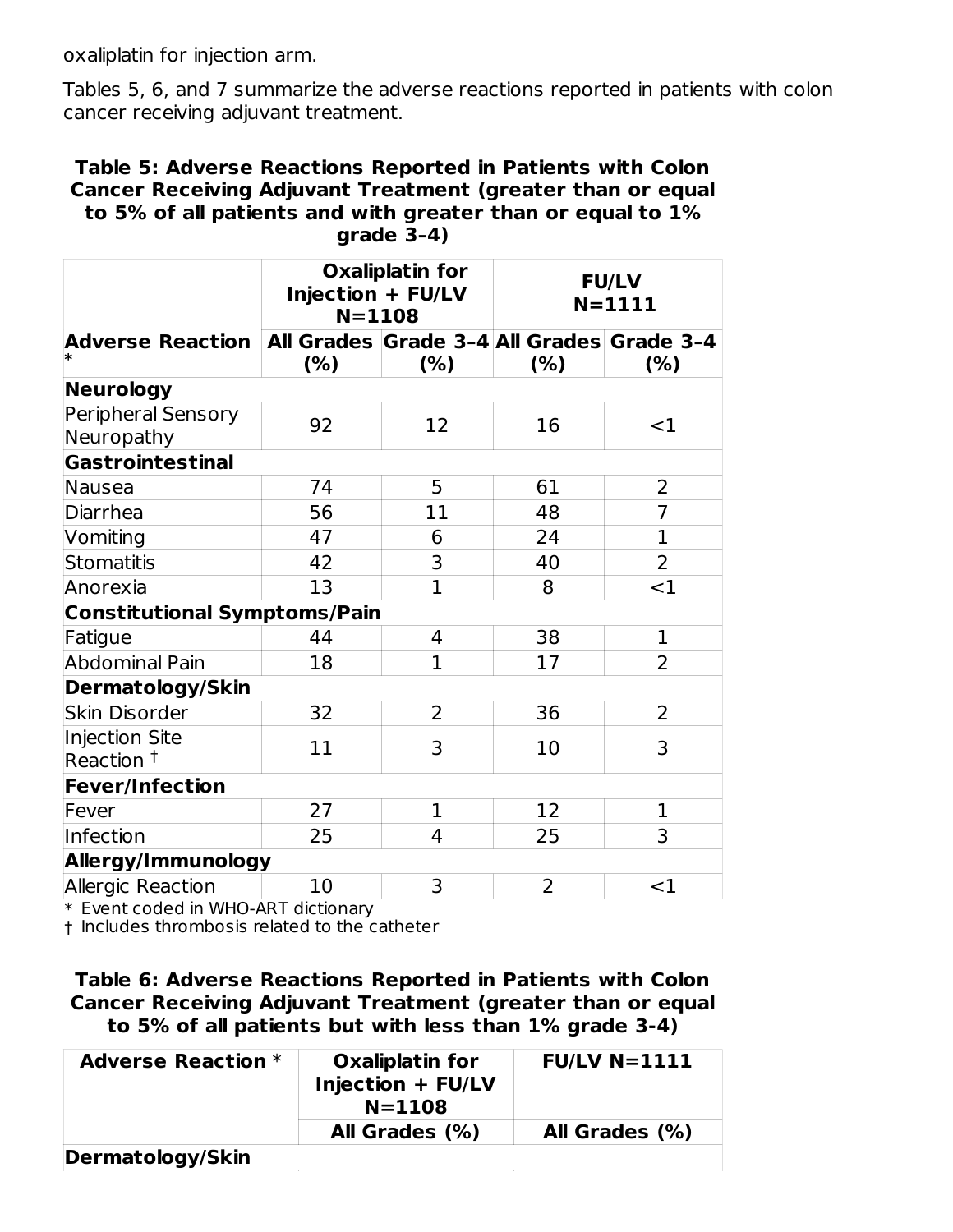oxaliplatin for injection arm.

Tables 5, 6, and 7 summarize the adverse reactions reported in patients with colon cancer receiving adjuvant treatment.

**Table 5: Adverse Reactions Reported in Patients with Colon Cancer Receiving Adjuvant Treatment (greater than or equal to 5% of all patients and with greater than or equal to 1% grade 3–4)**

| | Oxaliplatin for Injection + FU/LV N=1108 | | FU/LV N=1111 | |
|---|---|---|---|---|
| **Adverse Reaction** * | **All Grades (%)** | **Grade 3–4 (%)** | **All Grades (%)** | **Grade 3–4 (%)** |
| **Neurology** | | | | |
| Peripheral Sensory Neuropathy | 92 | 12 | 16 | <1 |
| **Gastrointestinal** | | | | |
| Nausea | 74 | 5 | 61 | 2 |
| Diarrhea | 56 | 11 | 48 | 7 |
| Vomiting | 47 | 6 | 24 | 1 |
| Stomatitis | 42 | 3 | 40 | 2 |
| Anorexia | 13 | 1 | 8 | <1 |
| **Constitutional Symptoms/Pain** | | | | |
| Fatigue | 44 | 4 | 38 | 1 |
| Abdominal Pain | 18 | 1 | 17 | 2 |
| **Dermatology/Skin** | | | | |
| Skin Disorder | 32 | 2 | 36 | 2 |
| Injection Site Reaction † | 11 | 3 | 10 | 3 |
| **Fever/Infection** | | | | |
| Fever | 27 | 1 | 12 | 1 |
| Infection | 25 | 4 | 25 | 3 |
| **Allergy/Immunology** | | | | |
| Allergic Reaction | 10 | 3 | 2 | <1 |

\* Event coded in WHO-ART dictionary
† Includes thrombosis related to the catheter

**Table 6: Adverse Reactions Reported in Patients with Colon Cancer Receiving Adjuvant Treatment (greater than or equal to 5% of all patients but with less than 1% grade 3-4)**

| Adverse Reaction * | Oxaliplatin for Injection + FU/LV N=1108 | FU/LV N=1111 |
|---|---|---|
| | **All Grades (%)** | **All Grades (%)** |
| **Dermatology/Skin** | | |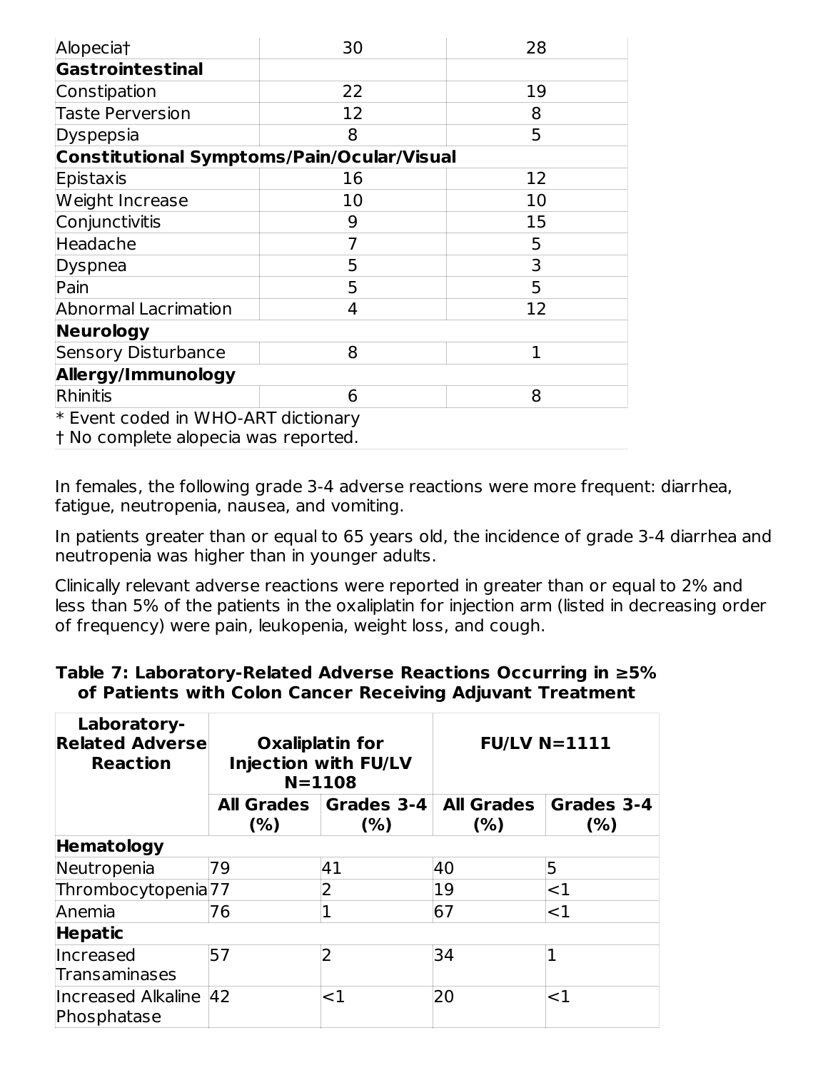| | | |
|---|---|---|
| Alopecia† | 30 | 28 |
| **Gastrointestinal** | | |
| Constipation | 22 | 19 |
| Taste Perversion | 12 | 8 |
| Dyspepsia | 8 | 5 |
| **Constitutional Symptoms/Pain/Ocular/Visual** | | |
| Epistaxis | 16 | 12 |
| Weight Increase | 10 | 10 |
| Conjunctivitis | 9 | 15 |
| Headache | 7 | 5 |
| Dyspnea | 5 | 3 |
| Pain | 5 | 5 |
| Abnormal Lacrimation | 4 | 12 |
| **Neurology** | | |
| Sensory Disturbance | 8 | 1 |
| **Allergy/Immunology** | | |
| Rhinitis | 6 | 8 |

* Event coded in WHO-ART dictionary
† No complete alopecia was reported.

In females, the following grade 3-4 adverse reactions were more frequent: diarrhea, fatigue, neutropenia, nausea, and vomiting.

In patients greater than or equal to 65 years old, the incidence of grade 3-4 diarrhea and neutropenia was higher than in younger adults.

Clinically relevant adverse reactions were reported in greater than or equal to 2% and less than 5% of the patients in the oxaliplatin for injection arm (listed in decreasing order of frequency) were pain, leukopenia, weight loss, and cough.

**Table 7: Laboratory-Related Adverse Reactions Occurring in ≥5% of Patients with Colon Cancer Receiving Adjuvant Treatment**

| Laboratory-Related Adverse Reaction | Oxaliplatin for Injection with FU/LV N=1108 | | FU/LV N=1111 | |
|---|---|---|---|---|
| | All Grades (%) | Grades 3-4 (%) | All Grades (%) | Grades 3-4 (%) |
| **Hematology** | | | | |
| Neutropenia | 79 | 41 | 40 | 5 |
| Thrombocytopenia | 77 | 2 | 19 | <1 |
| Anemia | 76 | 1 | 67 | <1 |
| **Hepatic** | | | | |
| Increased Transaminases | 57 | 2 | 34 | 1 |
| Increased Alkaline Phosphatase | 42 | <1 | 20 | <1 |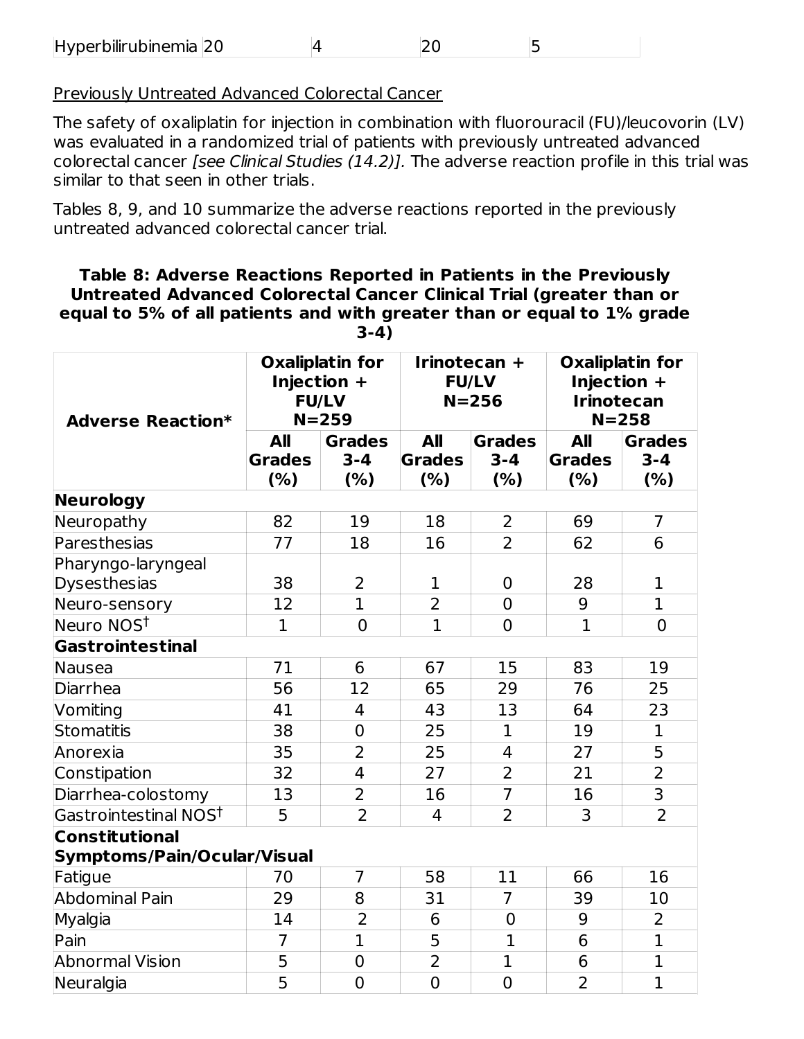| Hyperbilirubinemia | 20 | 4 | 20 | 5 |
|---|---|---|---|---|

Previously Untreated Advanced Colorectal Cancer

The safety of oxaliplatin for injection in combination with fluorouracil (FU)/leucovorin (LV) was evaluated in a randomized trial of patients with previously untreated advanced colorectal cancer *[see Clinical Studies (14.2)]*. The adverse reaction profile in this trial was similar to that seen in other trials.

Tables 8, 9, and 10 summarize the adverse reactions reported in the previously untreated advanced colorectal cancer trial.

**Table 8: Adverse Reactions Reported in Patients in the Previously Untreated Advanced Colorectal Cancer Clinical Trial (greater than or equal to 5% of all patients and with greater than or equal to 1% grade 3-4)**

| Adverse Reaction* | Oxaliplatin for Injection + FU/LV N=259 | | Irinotecan + FU/LV N=256 | | Oxaliplatin for Injection + Irinotecan N=258 | |
|---|---|---|---|---|---|---|
| | All Grades (%) | Grades 3-4 (%) | All Grades (%) | Grades 3-4 (%) | All Grades (%) | Grades 3-4 (%) |
| **Neurology** | | | | | | |
| Neuropathy | 82 | 19 | 18 | 2 | 69 | 7 |
| Paresthesias | 77 | 18 | 16 | 2 | 62 | 6 |
| Pharyngo-laryngeal Dysesthesias | 38 | 2 | 1 | 0 | 28 | 1 |
| Neuro-sensory | 12 | 1 | 2 | 0 | 9 | 1 |
| Neuro NOS[†] | 1 | 0 | 1 | 0 | 1 | 0 |
| **Gastrointestinal** | | | | | | |
| Nausea | 71 | 6 | 67 | 15 | 83 | 19 |
| Diarrhea | 56 | 12 | 65 | 29 | 76 | 25 |
| Vomiting | 41 | 4 | 43 | 13 | 64 | 23 |
| Stomatitis | 38 | 0 | 25 | 1 | 19 | 1 |
| Anorexia | 35 | 2 | 25 | 4 | 27 | 5 |
| Constipation | 32 | 4 | 27 | 2 | 21 | 2 |
| Diarrhea-colostomy | 13 | 2 | 16 | 7 | 16 | 3 |
| Gastrointestinal NOS[†] | 5 | 2 | 4 | 2 | 3 | 2 |
| **Constitutional Symptoms/Pain/Ocular/Visual** | | | | | | |
| Fatigue | 70 | 7 | 58 | 11 | 66 | 16 |
| Abdominal Pain | 29 | 8 | 31 | 7 | 39 | 10 |
| Myalgia | 14 | 2 | 6 | 0 | 9 | 2 |
| Pain | 7 | 1 | 5 | 1 | 6 | 1 |
| Abnormal Vision | 5 | 0 | 2 | 1 | 6 | 1 |
| Neuralgia | 5 | 0 | 0 | 0 | 2 | 1 |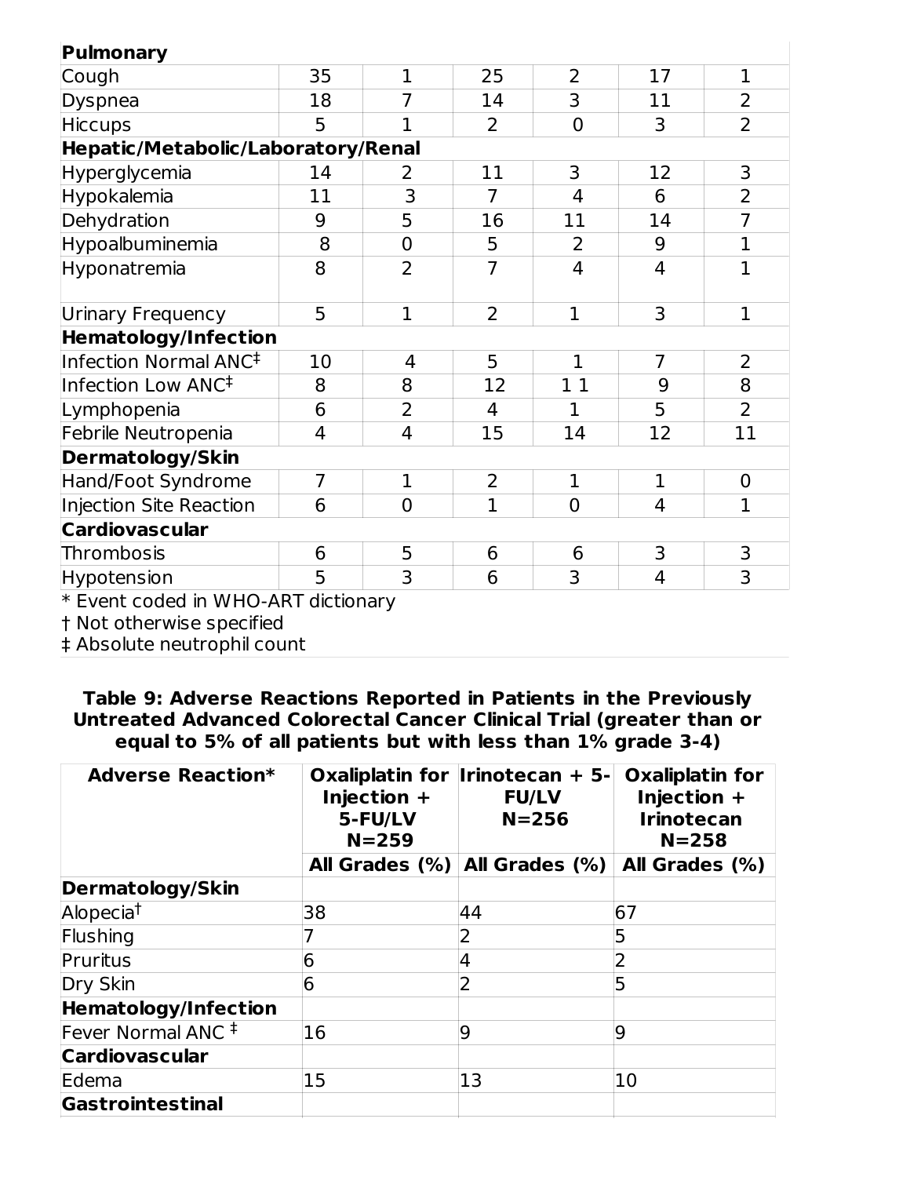| | | | | | | |
|---|---|---|---|---|---|---|
| **Pulmonary** | | | | | | |
| Cough | 35 | 1 | 25 | 2 | 17 | 1 |
| Dyspnea | 18 | 7 | 14 | 3 | 11 | 2 |
| Hiccups | 5 | 1 | 2 | 0 | 3 | 2 |
| **Hepatic/Metabolic/Laboratory/Renal** | | | | | | |
| Hyperglycemia | 14 | 2 | 11 | 3 | 12 | 3 |
| Hypokalemia | 11 | 3 | 7 | 4 | 6 | 2 |
| Dehydration | 9 | 5 | 16 | 11 | 14 | 7 |
| Hypoalbuminemia | 8 | 0 | 5 | 2 | 9 | 1 |
| Hyponatremia | 8 | 2 | 7 | 4 | 4 | 1 |
| Urinary Frequency | 5 | 1 | 2 | 1 | 3 | 1 |
| **Hematology/Infection** | | | | | | |
| Infection Normal ANC‡ | 10 | 4 | 5 | 1 | 7 | 2 |
| Infection Low ANC‡ | 8 | 8 | 12 | 1 1 | 9 | 8 |
| Lymphopenia | 6 | 2 | 4 | 1 | 5 | 2 |
| Febrile Neutropenia | 4 | 4 | 15 | 14 | 12 | 11 |
| **Dermatology/Skin** | | | | | | |
| Hand/Foot Syndrome | 7 | 1 | 2 | 1 | 1 | 0 |
| Injection Site Reaction | 6 | 0 | 1 | 0 | 4 | 1 |
| **Cardiovascular** | | | | | | |
| Thrombosis | 6 | 5 | 6 | 6 | 3 | 3 |
| Hypotension | 5 | 3 | 6 | 3 | 4 | 3 |

\* Event coded in WHO-ART dictionary
† Not otherwise specified
‡ Absolute neutrophil count

**Table 9: Adverse Reactions Reported in Patients in the Previously Untreated Advanced Colorectal Cancer Clinical Trial (greater than or equal to 5% of all patients but with less than 1% grade 3-4)**

| Adverse Reaction* | Oxaliplatin for Injection + 5-FU/LV N=259 | Irinotecan + 5-FU/LV N=256 | Oxaliplatin for Injection + Irinotecan N=258 |
|---|---|---|---|
| | **All Grades (%)** | **All Grades (%)** | **All Grades (%)** |
| **Dermatology/Skin** | | | |
| Alopecia† | 38 | 44 | 67 |
| Flushing | 7 | 2 | 5 |
| Pruritus | 6 | 4 | 2 |
| Dry Skin | 6 | 2 | 5 |
| **Hematology/Infection** | | | |
| Fever Normal ANC ‡ | 16 | 9 | 9 |
| **Cardiovascular** | | | |
| Edema | 15 | 13 | 10 |
| **Gastrointestinal** | | | |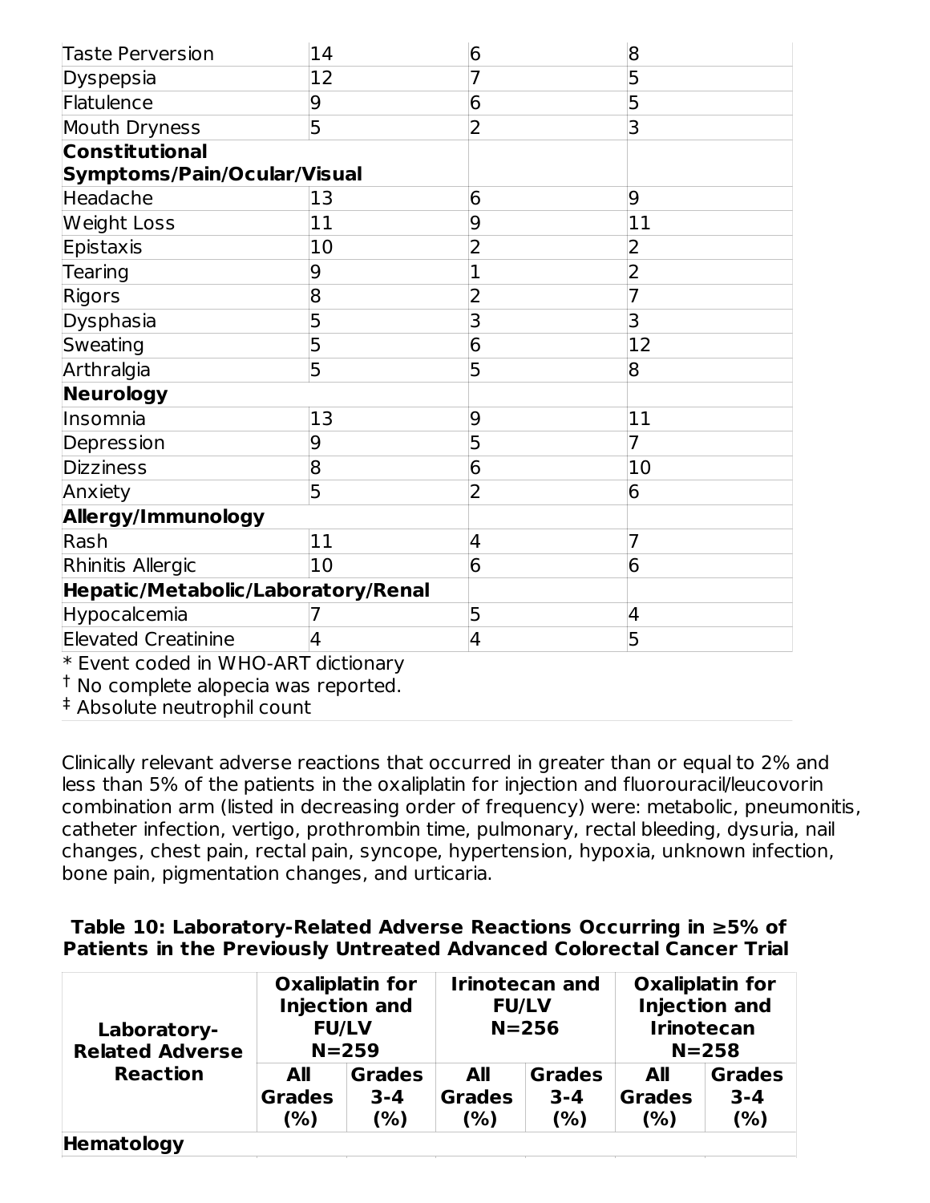| | | | |
|---|---|---|---|
| Taste Perversion | 14 | 6 | 8 |
| Dyspepsia | 12 | 7 | 5 |
| Flatulence | 9 | 6 | 5 |
| Mouth Dryness | 5 | 2 | 3 |
| **Constitutional Symptoms/Pain/Ocular/Visual** | | | |
| Headache | 13 | 6 | 9 |
| Weight Loss | 11 | 9 | 11 |
| Epistaxis | 10 | 2 | 2 |
| Tearing | 9 | 1 | 2 |
| Rigors | 8 | 2 | 7 |
| Dysphasia | 5 | 3 | 3 |
| Sweating | 5 | 6 | 12 |
| Arthralgia | 5 | 5 | 8 |
| **Neurology** | | | |
| Insomnia | 13 | 9 | 11 |
| Depression | 9 | 5 | 7 |
| Dizziness | 8 | 6 | 10 |
| Anxiety | 5 | 2 | 6 |
| **Allergy/Immunology** | | | |
| Rash | 11 | 4 | 7 |
| Rhinitis Allergic | 10 | 6 | 6 |
| **Hepatic/Metabolic/Laboratory/Renal** | | | |
| Hypocalcemia | 7 | 5 | 4 |
| Elevated Creatinine | 4 | 4 | 5 |

* Event coded in WHO-ART dictionary

† No complete alopecia was reported.

‡ Absolute neutrophil count

Clinically relevant adverse reactions that occurred in greater than or equal to 2% and less than 5% of the patients in the oxaliplatin for injection and fluorouracil/leucovorin combination arm (listed in decreasing order of frequency) were: metabolic, pneumonitis, catheter infection, vertigo, prothrombin time, pulmonary, rectal bleeding, dysuria, nail changes, chest pain, rectal pain, syncope, hypertension, hypoxia, unknown infection, bone pain, pigmentation changes, and urticaria.

**Table 10: Laboratory-Related Adverse Reactions Occurring in ≥5% of Patients in the Previously Untreated Advanced Colorectal Cancer Trial**

| Laboratory-Related Adverse Reaction | Oxaliplatin for Injection and FU/LV N=259 | | Irinotecan and FU/LV N=256 | | Oxaliplatin for Injection and Irinotecan N=258 | |
|---|---|---|---|---|---|---|
| | All Grades (%) | Grades 3-4 (%) | All Grades (%) | Grades 3-4 (%) | All Grades (%) | Grades 3-4 (%) |
| **Hematology** | | | | | | |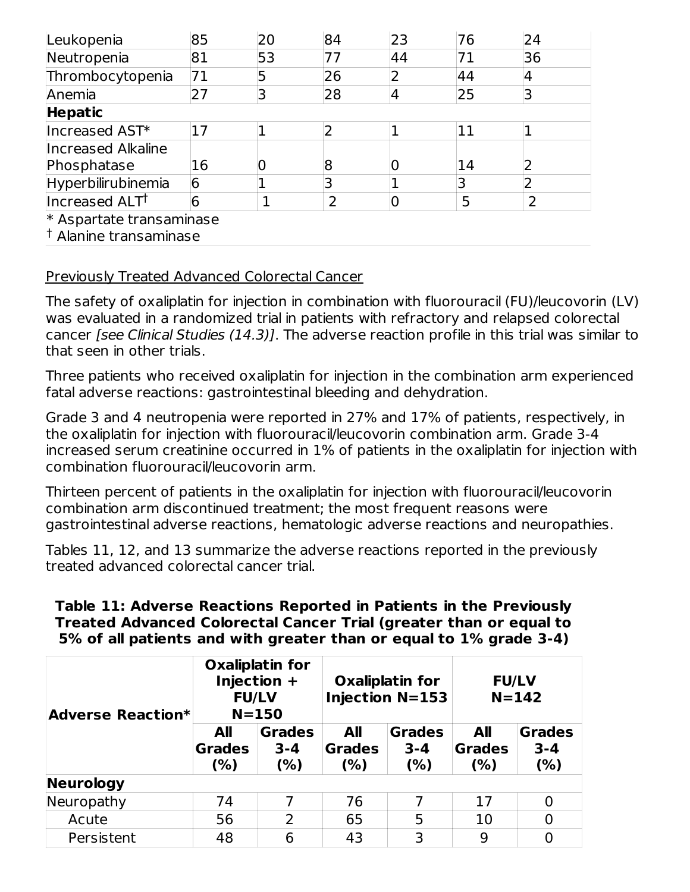| | | | | | | |
|---|---|---|---|---|---|---|
| Leukopenia | 85 | 20 | 84 | 23 | 76 | 24 |
| Neutropenia | 81 | 53 | 77 | 44 | 71 | 36 |
| Thrombocytopenia | 71 | 5 | 26 | 2 | 44 | 4 |
| Anemia | 27 | 3 | 28 | 4 | 25 | 3 |
| **Hepatic** | | | | | | |
| Increased AST* | 17 | 1 | 2 | 1 | 11 | 1 |
| Increased Alkaline Phosphatase | 16 | 0 | 8 | 0 | 14 | 2 |
| Hyperbilirubinemia | 6 | 1 | 3 | 1 | 3 | 2 |
| Increased ALT† | 6 | 1 | 2 | 0 | 5 | 2 |

\* Aspartate transaminase
† Alanine transaminase

Previously Treated Advanced Colorectal Cancer

The safety of oxaliplatin for injection in combination with fluorouracil (FU)/leucovorin (LV) was evaluated in a randomized trial in patients with refractory and relapsed colorectal cancer *[see Clinical Studies (14.3)]*. The adverse reaction profile in this trial was similar to that seen in other trials.

Three patients who received oxaliplatin for injection in the combination arm experienced fatal adverse reactions: gastrointestinal bleeding and dehydration.

Grade 3 and 4 neutropenia were reported in 27% and 17% of patients, respectively, in the oxaliplatin for injection with fluorouracil/leucovorin combination arm. Grade 3-4 increased serum creatinine occurred in 1% of patients in the oxaliplatin for injection with combination fluorouracil/leucovorin arm.

Thirteen percent of patients in the oxaliplatin for injection with fluorouracil/leucovorin combination arm discontinued treatment; the most frequent reasons were gastrointestinal adverse reactions, hematologic adverse reactions and neuropathies.

Tables 11, 12, and 13 summarize the adverse reactions reported in the previously treated advanced colorectal cancer trial.

**Table 11: Adverse Reactions Reported in Patients in the Previously Treated Advanced Colorectal Cancer Trial (greater than or equal to 5% of all patients and with greater than or equal to 1% grade 3-4)**

| Adverse Reaction* | Oxaliplatin for Injection + FU/LV N=150 | | Oxaliplatin for Injection N=153 | | FU/LV N=142 | |
|---|---|---|---|---|---|---|
| | All Grades (%) | Grades 3-4 (%) | All Grades (%) | Grades 3-4 (%) | All Grades (%) | Grades 3-4 (%) |
| **Neurology** | | | | | | |
| Neuropathy | 74 | 7 | 76 | 7 | 17 | 0 |
| Acute | 56 | 2 | 65 | 5 | 10 | 0 |
| Persistent | 48 | 6 | 43 | 3 | 9 | 0 |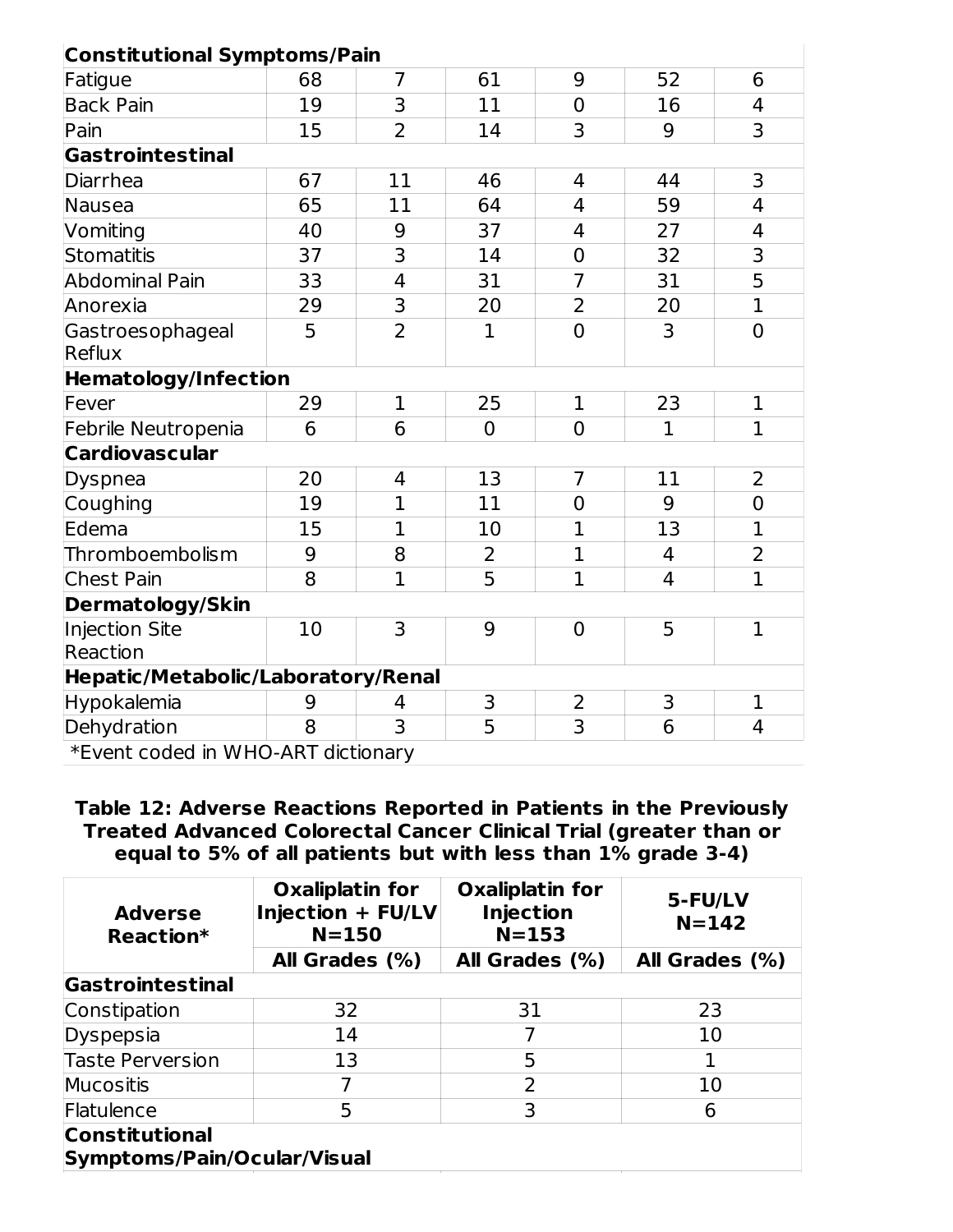| | | | | | | |
|---|---|---|---|---|---|---|
| **Constitutional Symptoms/Pain** | | | | | | |
| Fatigue | 68 | 7 | 61 | 9 | 52 | 6 |
| Back Pain | 19 | 3 | 11 | 0 | 16 | 4 |
| Pain | 15 | 2 | 14 | 3 | 9 | 3 |
| **Gastrointestinal** | | | | | | |
| Diarrhea | 67 | 11 | 46 | 4 | 44 | 3 |
| Nausea | 65 | 11 | 64 | 4 | 59 | 4 |
| Vomiting | 40 | 9 | 37 | 4 | 27 | 4 |
| Stomatitis | 37 | 3 | 14 | 0 | 32 | 3 |
| Abdominal Pain | 33 | 4 | 31 | 7 | 31 | 5 |
| Anorexia | 29 | 3 | 20 | 2 | 20 | 1 |
| Gastroesophageal Reflux | 5 | 2 | 1 | 0 | 3 | 0 |
| **Hematology/Infection** | | | | | | |
| Fever | 29 | 1 | 25 | 1 | 23 | 1 |
| Febrile Neutropenia | 6 | 6 | 0 | 0 | 1 | 1 |
| **Cardiovascular** | | | | | | |
| Dyspnea | 20 | 4 | 13 | 7 | 11 | 2 |
| Coughing | 19 | 1 | 11 | 0 | 9 | 0 |
| Edema | 15 | 1 | 10 | 1 | 13 | 1 |
| Thromboembolism | 9 | 8 | 2 | 1 | 4 | 2 |
| Chest Pain | 8 | 1 | 5 | 1 | 4 | 1 |
| **Dermatology/Skin** | | | | | | |
| Injection Site Reaction | 10 | 3 | 9 | 0 | 5 | 1 |
| **Hepatic/Metabolic/Laboratory/Renal** | | | | | | |
| Hypokalemia | 9 | 4 | 3 | 2 | 3 | 1 |
| Dehydration | 8 | 3 | 5 | 3 | 6 | 4 |

*Event coded in WHO-ART dictionary

**Table 12: Adverse Reactions Reported in Patients in the Previously Treated Advanced Colorectal Cancer Clinical Trial (greater than or equal to 5% of all patients but with less than 1% grade 3-4)**

| Adverse Reaction* | Oxaliplatin for Injection + FU/LV N=150 | Oxaliplatin for Injection N=153 | 5-FU/LV N=142 |
|---|---|---|---|
| | All Grades (%) | All Grades (%) | All Grades (%) |
| **Gastrointestinal** | | | |
| Constipation | 32 | 31 | 23 |
| Dyspepsia | 14 | 7 | 10 |
| Taste Perversion | 13 | 5 | 1 |
| Mucositis | 7 | 2 | 10 |
| Flatulence | 5 | 3 | 6 |
| **Constitutional Symptoms/Pain/Ocular/Visual** | | | |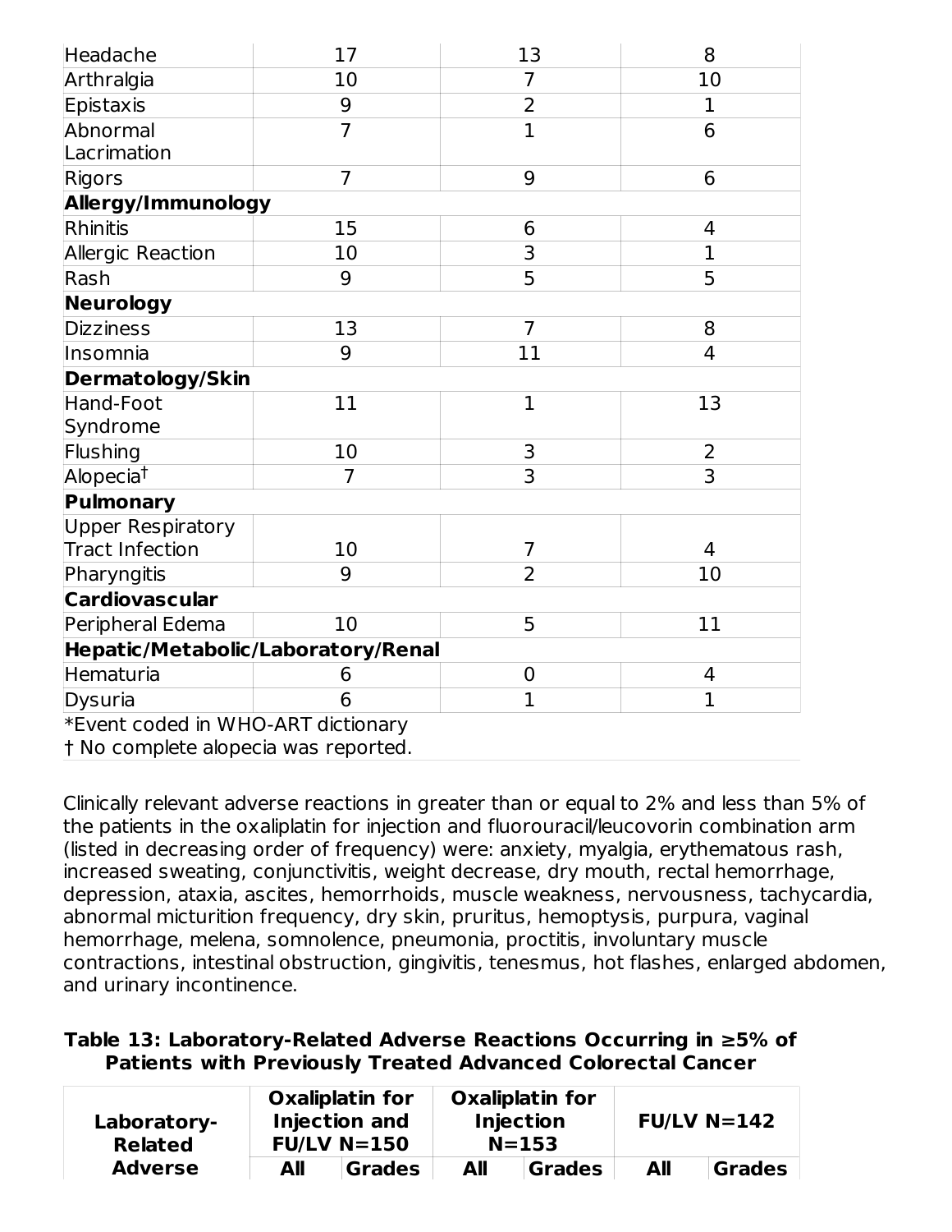| | | | |
|---|---|---|---|
| Headache | 17 | 13 | 8 |
| Arthralgia | 10 | 7 | 10 |
| Epistaxis | 9 | 2 | 1 |
| Abnormal Lacrimation | 7 | 1 | 6 |
| Rigors | 7 | 9 | 6 |
| **Allergy/Immunology** | | | |
| Rhinitis | 15 | 6 | 4 |
| Allergic Reaction | 10 | 3 | 1 |
| Rash | 9 | 5 | 5 |
| **Neurology** | | | |
| Dizziness | 13 | 7 | 8 |
| Insomnia | 9 | 11 | 4 |
| **Dermatology/Skin** | | | |
| Hand-Foot Syndrome | 11 | 1 | 13 |
| Flushing | 10 | 3 | 2 |
| Alopecia† | 7 | 3 | 3 |
| **Pulmonary** | | | |
| Upper Respiratory Tract Infection | 10 | 7 | 4 |
| Pharyngitis | 9 | 2 | 10 |
| **Cardiovascular** | | | |
| Peripheral Edema | 10 | 5 | 11 |
| **Hepatic/Metabolic/Laboratory/Renal** | | | |
| Hematuria | 6 | 0 | 4 |
| Dysuria | 6 | 1 | 1 |

*Event coded in WHO-ART dictionary
† No complete alopecia was reported.

Clinically relevant adverse reactions in greater than or equal to 2% and less than 5% of the patients in the oxaliplatin for injection and fluorouracil/leucovorin combination arm (listed in decreasing order of frequency) were: anxiety, myalgia, erythematous rash, increased sweating, conjunctivitis, weight decrease, dry mouth, rectal hemorrhage, depression, ataxia, ascites, hemorrhoids, muscle weakness, nervousness, tachycardia, abnormal micturition frequency, dry skin, pruritus, hemoptysis, purpura, vaginal hemorrhage, melena, somnolence, pneumonia, proctitis, involuntary muscle contractions, intestinal obstruction, gingivitis, tenesmus, hot flashes, enlarged abdomen, and urinary incontinence.

**Table 13: Laboratory-Related Adverse Reactions Occurring in ≥5% of Patients with Previously Treated Advanced Colorectal Cancer**

| Laboratory-Related Adverse | Oxaliplatin for Injection and FU/LV N=150 | | Oxaliplatin for Injection N=153 | | FU/LV N=142 | |
|---|---|---|---|---|---|---|
| | All | Grades | All | Grades | All | Grades |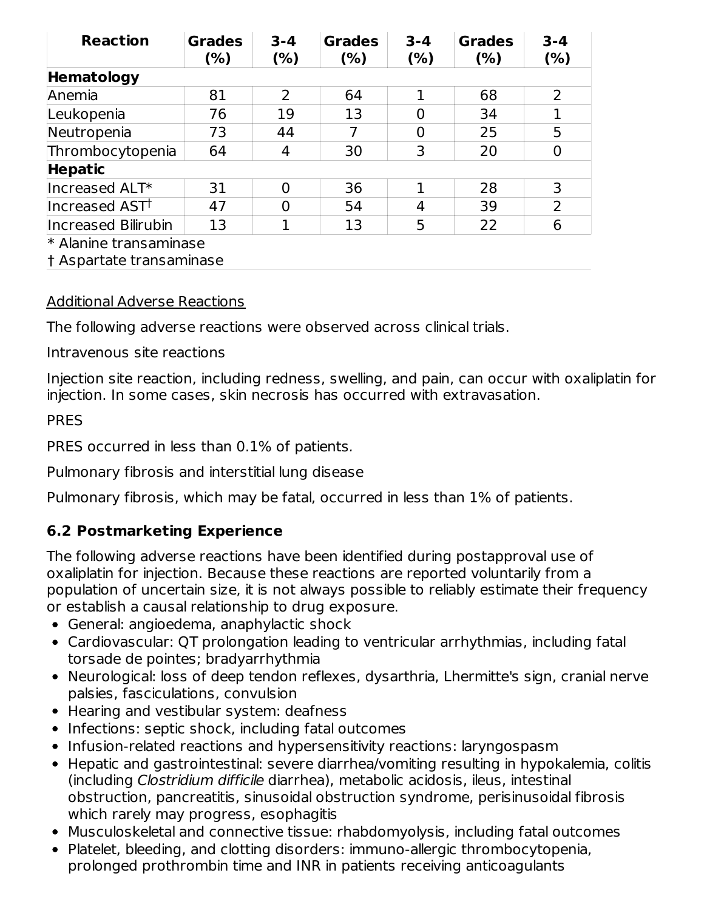| Reaction | Grades (%) | 3-4 (%) | Grades (%) | 3-4 (%) | Grades (%) | 3-4 (%) |
|---|---|---|---|---|---|---|
| **Hematology** | | | | | | |
| Anemia | 81 | 2 | 64 | 1 | 68 | 2 |
| Leukopenia | 76 | 19 | 13 | 0 | 34 | 1 |
| Neutropenia | 73 | 44 | 7 | 0 | 25 | 5 |
| Thrombocytopenia | 64 | 4 | 30 | 3 | 20 | 0 |
| **Hepatic** | | | | | | |
| Increased ALT* | 31 | 0 | 36 | 1 | 28 | 3 |
| Increased AST† | 47 | 0 | 54 | 4 | 39 | 2 |
| Increased Bilirubin | 13 | 1 | 13 | 5 | 22 | 6 |

\* Alanine transaminase

† Aspartate transaminase

Additional Adverse Reactions

The following adverse reactions were observed across clinical trials.

Intravenous site reactions

Injection site reaction, including redness, swelling, and pain, can occur with oxaliplatin for injection. In some cases, skin necrosis has occurred with extravasation.

PRES

PRES occurred in less than 0.1% of patients.

Pulmonary fibrosis and interstitial lung disease

Pulmonary fibrosis, which may be fatal, occurred in less than 1% of patients.

### 6.2 Postmarketing Experience

The following adverse reactions have been identified during postapproval use of oxaliplatin for injection. Because these reactions are reported voluntarily from a population of uncertain size, it is not always possible to reliably estimate their frequency or establish a causal relationship to drug exposure.

- General: angioedema, anaphylactic shock
- Cardiovascular: QT prolongation leading to ventricular arrhythmias, including fatal torsade de pointes; bradyarrhythmia
- Neurological: loss of deep tendon reflexes, dysarthria, Lhermitte's sign, cranial nerve palsies, fasciculations, convulsion
- Hearing and vestibular system: deafness
- Infections: septic shock, including fatal outcomes
- Infusion-related reactions and hypersensitivity reactions: laryngospasm
- Hepatic and gastrointestinal: severe diarrhea/vomiting resulting in hypokalemia, colitis (including *Clostridium difficile* diarrhea), metabolic acidosis, ileus, intestinal obstruction, pancreatitis, sinusoidal obstruction syndrome, perisinusoidal fibrosis which rarely may progress, esophagitis
- Musculoskeletal and connective tissue: rhabdomyolysis, including fatal outcomes
- Platelet, bleeding, and clotting disorders: immuno-allergic thrombocytopenia, prolonged prothrombin time and INR in patients receiving anticoagulants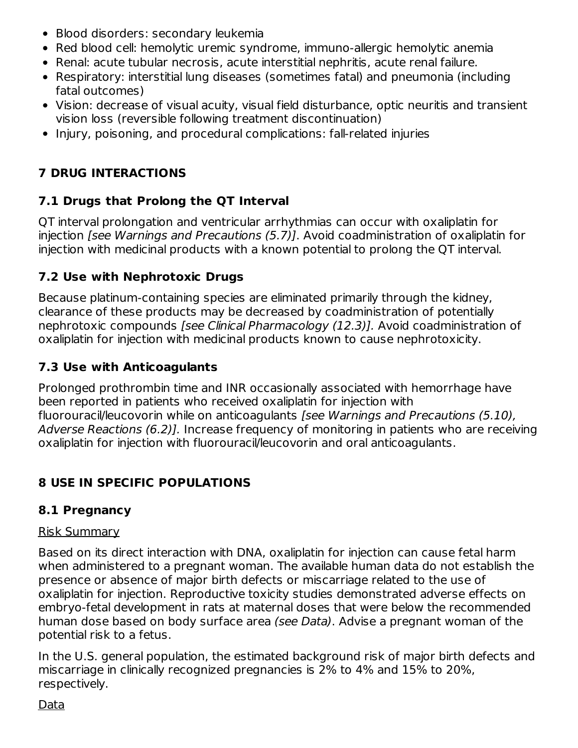- Blood disorders: secondary leukemia
- Red blood cell: hemolytic uremic syndrome, immuno-allergic hemolytic anemia
- Renal: acute tubular necrosis, acute interstitial nephritis, acute renal failure.
- Respiratory: interstitial lung diseases (sometimes fatal) and pneumonia (including fatal outcomes)
- Vision: decrease of visual acuity, visual field disturbance, optic neuritis and transient vision loss (reversible following treatment discontinuation)
- Injury, poisoning, and procedural complications: fall-related injuries

## 7 DRUG INTERACTIONS

### 7.1 Drugs that Prolong the QT Interval

QT interval prolongation and ventricular arrhythmias can occur with oxaliplatin for injection *[see Warnings and Precautions (5.7)]*. Avoid coadministration of oxaliplatin for injection with medicinal products with a known potential to prolong the QT interval.

### 7.2 Use with Nephrotoxic Drugs

Because platinum-containing species are eliminated primarily through the kidney, clearance of these products may be decreased by coadministration of potentially nephrotoxic compounds *[see Clinical Pharmacology (12.3)].* Avoid coadministration of oxaliplatin for injection with medicinal products known to cause nephrotoxicity.

### 7.3 Use with Anticoagulants

Prolonged prothrombin time and INR occasionally associated with hemorrhage have been reported in patients who received oxaliplatin for injection with fluorouracil/leucovorin while on anticoagulants *[see Warnings and Precautions (5.10), Adverse Reactions (6.2)].* Increase frequency of monitoring in patients who are receiving oxaliplatin for injection with fluorouracil/leucovorin and oral anticoagulants.

## 8 USE IN SPECIFIC POPULATIONS

### 8.1 Pregnancy

Risk Summary

Based on its direct interaction with DNA, oxaliplatin for injection can cause fetal harm when administered to a pregnant woman. The available human data do not establish the presence or absence of major birth defects or miscarriage related to the use of oxaliplatin for injection. Reproductive toxicity studies demonstrated adverse effects on embryo-fetal development in rats at maternal doses that were below the recommended human dose based on body surface area *(see Data)*. Advise a pregnant woman of the potential risk to a fetus.

In the U.S. general population, the estimated background risk of major birth defects and miscarriage in clinically recognized pregnancies is 2% to 4% and 15% to 20%, respectively.

Data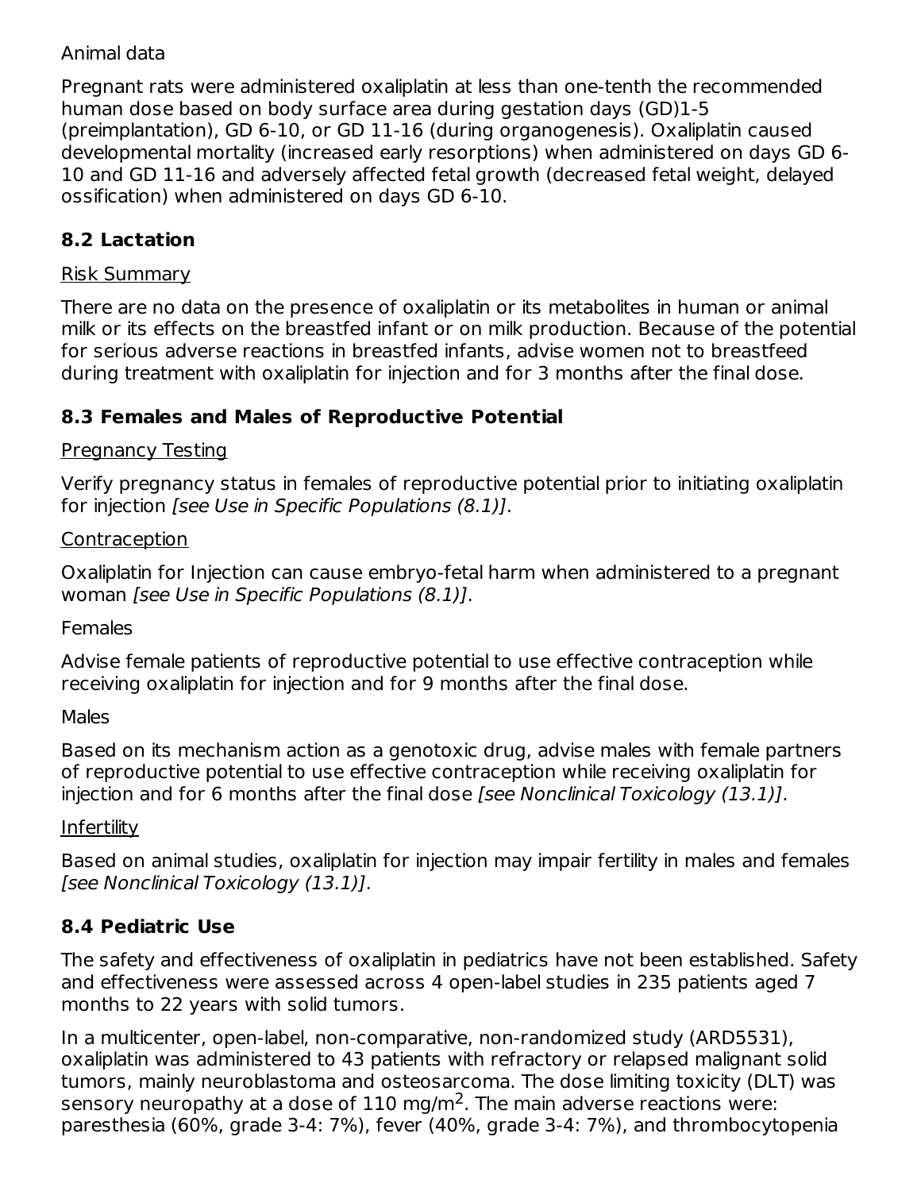Animal data

Pregnant rats were administered oxaliplatin at less than one-tenth the recommended human dose based on body surface area during gestation days (GD)1-5 (preimplantation), GD 6-10, or GD 11-16 (during organogenesis). Oxaliplatin caused developmental mortality (increased early resorptions) when administered on days GD 6-10 and GD 11-16 and adversely affected fetal growth (decreased fetal weight, delayed ossification) when administered on days GD 6-10.

## 8.2 Lactation

Risk Summary

There are no data on the presence of oxaliplatin or its metabolites in human or animal milk or its effects on the breastfed infant or on milk production. Because of the potential for serious adverse reactions in breastfed infants, advise women not to breastfeed during treatment with oxaliplatin for injection and for 3 months after the final dose.

## 8.3 Females and Males of Reproductive Potential

Pregnancy Testing

Verify pregnancy status in females of reproductive potential prior to initiating oxaliplatin for injection *[see Use in Specific Populations (8.1)]*.

Contraception

Oxaliplatin for Injection can cause embryo-fetal harm when administered to a pregnant woman *[see Use in Specific Populations (8.1)]*.

Females

Advise female patients of reproductive potential to use effective contraception while receiving oxaliplatin for injection and for 9 months after the final dose.

Males

Based on its mechanism action as a genotoxic drug, advise males with female partners of reproductive potential to use effective contraception while receiving oxaliplatin for injection and for 6 months after the final dose *[see Nonclinical Toxicology (13.1)]*.

Infertility

Based on animal studies, oxaliplatin for injection may impair fertility in males and females *[see Nonclinical Toxicology (13.1)]*.

## 8.4 Pediatric Use

The safety and effectiveness of oxaliplatin in pediatrics have not been established. Safety and effectiveness were assessed across 4 open-label studies in 235 patients aged 7 months to 22 years with solid tumors.

In a multicenter, open-label, non-comparative, non-randomized study (ARD5531), oxaliplatin was administered to 43 patients with refractory or relapsed malignant solid tumors, mainly neuroblastoma and osteosarcoma. The dose limiting toxicity (DLT) was sensory neuropathy at a dose of 110 mg/m$^2$. The main adverse reactions were: paresthesia (60%, grade 3-4: 7%), fever (40%, grade 3-4: 7%), and thrombocytopenia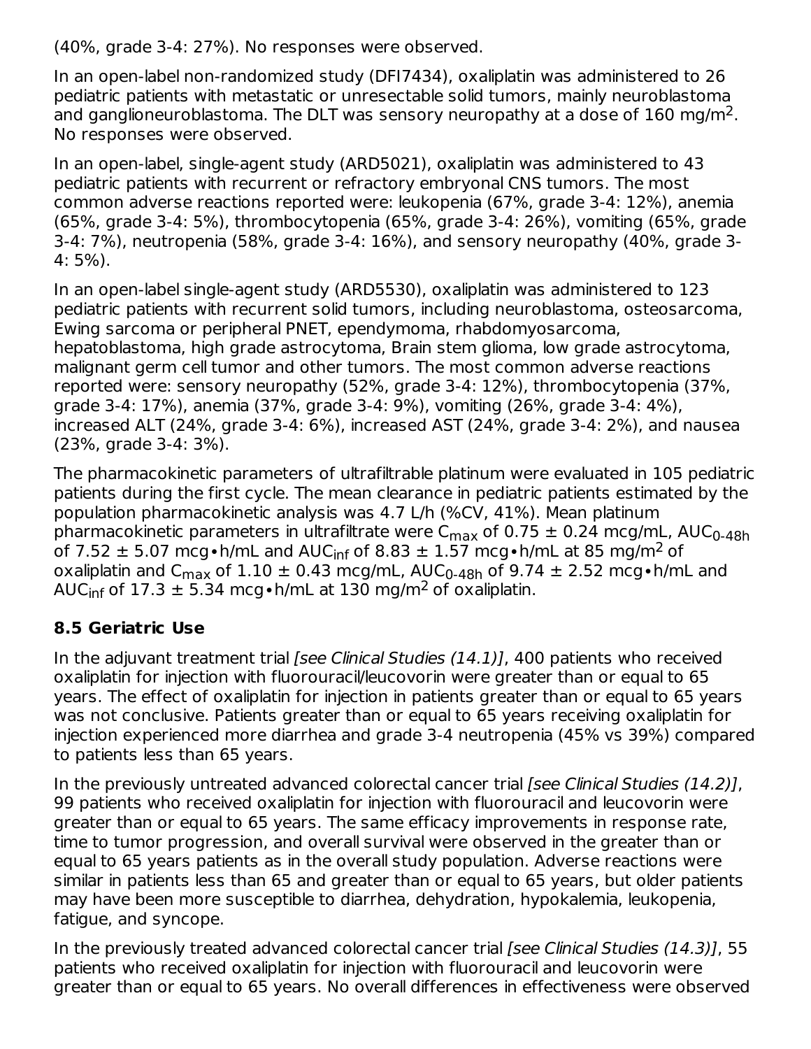(40%, grade 3-4: 27%). No responses were observed.

In an open-label non-randomized study (DFI7434), oxaliplatin was administered to 26 pediatric patients with metastatic or unresectable solid tumors, mainly neuroblastoma and ganglioneuroblastoma. The DLT was sensory neuropathy at a dose of 160 mg/$m^2$. No responses were observed.

In an open-label, single-agent study (ARD5021), oxaliplatin was administered to 43 pediatric patients with recurrent or refractory embryonal CNS tumors. The most common adverse reactions reported were: leukopenia (67%, grade 3-4: 12%), anemia (65%, grade 3-4: 5%), thrombocytopenia (65%, grade 3-4: 26%), vomiting (65%, grade 3-4: 7%), neutropenia (58%, grade 3-4: 16%), and sensory neuropathy (40%, grade 3-4: 5%).

In an open-label single-agent study (ARD5530), oxaliplatin was administered to 123 pediatric patients with recurrent solid tumors, including neuroblastoma, osteosarcoma, Ewing sarcoma or peripheral PNET, ependymoma, rhabdomyosarcoma, hepatoblastoma, high grade astrocytoma, Brain stem glioma, low grade astrocytoma, malignant germ cell tumor and other tumors. The most common adverse reactions reported were: sensory neuropathy (52%, grade 3-4: 12%), thrombocytopenia (37%, grade 3-4: 17%), anemia (37%, grade 3-4: 9%), vomiting (26%, grade 3-4: 4%), increased ALT (24%, grade 3-4: 6%), increased AST (24%, grade 3-4: 2%), and nausea (23%, grade 3-4: 3%).

The pharmacokinetic parameters of ultrafiltrable platinum were evaluated in 105 pediatric patients during the first cycle. The mean clearance in pediatric patients estimated by the population pharmacokinetic analysis was 4.7 L/h (%CV, 41%). Mean platinum pharmacokinetic parameters in ultrafiltrate were $C_{max}$ of 0.75 ± 0.24 mcg/mL, $AUC_{0\text{-}48h}$ of 7.52 ± 5.07 mcg∙h/mL and $AUC_{inf}$ of 8.83 ± 1.57 mcg∙h/mL at 85 mg/$m^2$ of oxaliplatin and $C_{max}$ of 1.10 ± 0.43 mcg/mL, $AUC_{0\text{-}48h}$ of 9.74 ± 2.52 mcg∙h/mL and $AUC_{inf}$ of 17.3 ± 5.34 mcg∙h/mL at 130 mg/$m^2$ of oxaliplatin.

## 8.5 Geriatric Use

In the adjuvant treatment trial *[see Clinical Studies (14.1)]*, 400 patients who received oxaliplatin for injection with fluorouracil/leucovorin were greater than or equal to 65 years. The effect of oxaliplatin for injection in patients greater than or equal to 65 years was not conclusive. Patients greater than or equal to 65 years receiving oxaliplatin for injection experienced more diarrhea and grade 3-4 neutropenia (45% vs 39%) compared to patients less than 65 years.

In the previously untreated advanced colorectal cancer trial *[see Clinical Studies (14.2)]*, 99 patients who received oxaliplatin for injection with fluorouracil and leucovorin were greater than or equal to 65 years. The same efficacy improvements in response rate, time to tumor progression, and overall survival were observed in the greater than or equal to 65 years patients as in the overall study population. Adverse reactions were similar in patients less than 65 and greater than or equal to 65 years, but older patients may have been more susceptible to diarrhea, dehydration, hypokalemia, leukopenia, fatigue, and syncope.

In the previously treated advanced colorectal cancer trial *[see Clinical Studies (14.3)]*, 55 patients who received oxaliplatin for injection with fluorouracil and leucovorin were greater than or equal to 65 years. No overall differences in effectiveness were observed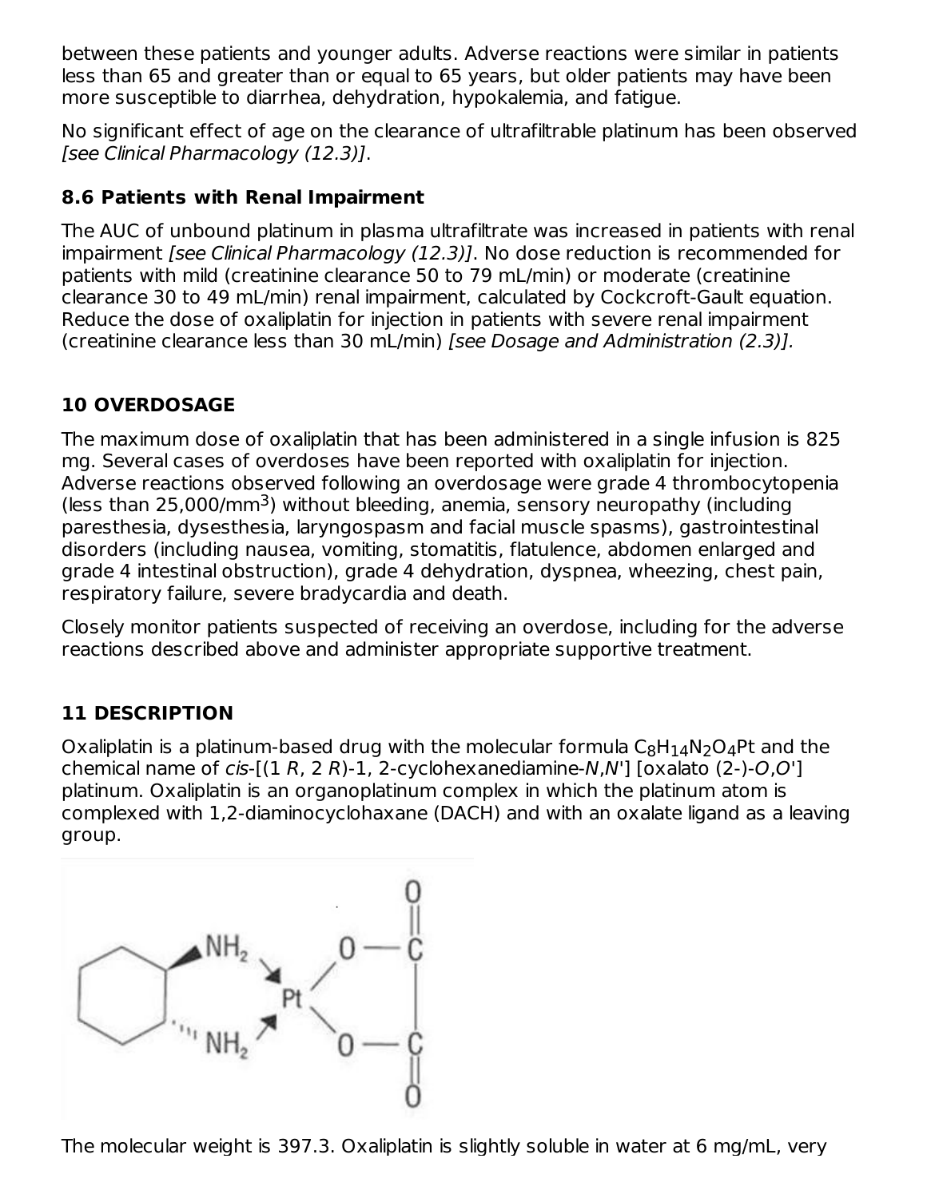between these patients and younger adults. Adverse reactions were similar in patients less than 65 and greater than or equal to 65 years, but older patients may have been more susceptible to diarrhea, dehydration, hypokalemia, and fatigue.

No significant effect of age on the clearance of ultrafiltrable platinum has been observed *[see Clinical Pharmacology (12.3)]*.

### 8.6 Patients with Renal Impairment

The AUC of unbound platinum in plasma ultrafiltrate was increased in patients with renal impairment *[see Clinical Pharmacology (12.3)]*. No dose reduction is recommended for patients with mild (creatinine clearance 50 to 79 mL/min) or moderate (creatinine clearance 30 to 49 mL/min) renal impairment, calculated by Cockcroft-Gault equation. Reduce the dose of oxaliplatin for injection in patients with severe renal impairment (creatinine clearance less than 30 mL/min) *[see Dosage and Administration (2.3)].*

## 10 OVERDOSAGE

The maximum dose of oxaliplatin that has been administered in a single infusion is 825 mg. Several cases of overdoses have been reported with oxaliplatin for injection. Adverse reactions observed following an overdosage were grade 4 thrombocytopenia (less than 25,000/mm$^3$) without bleeding, anemia, sensory neuropathy (including paresthesia, dysesthesia, laryngospasm and facial muscle spasms), gastrointestinal disorders (including nausea, vomiting, stomatitis, flatulence, abdomen enlarged and grade 4 intestinal obstruction), grade 4 dehydration, dyspnea, wheezing, chest pain, respiratory failure, severe bradycardia and death.

Closely monitor patients suspected of receiving an overdose, including for the adverse reactions described above and administer appropriate supportive treatment.

## 11 DESCRIPTION

Oxaliplatin is a platinum-based drug with the molecular formula $C_8H_{14}N_2O_4Pt$ and the chemical name of *cis*-[(1 *R*, 2 *R*)-1, 2-cyclohexanediamine-*N*,*N*'] [oxalato (2-)-*O*,*O*'] platinum. Oxaliplatin is an organoplatinum complex in which the platinum atom is complexed with 1,2-diaminocyclohaxane (DACH) and with an oxalate ligand as a leaving group.

The molecular weight is 397.3. Oxaliplatin is slightly soluble in water at 6 mg/mL, very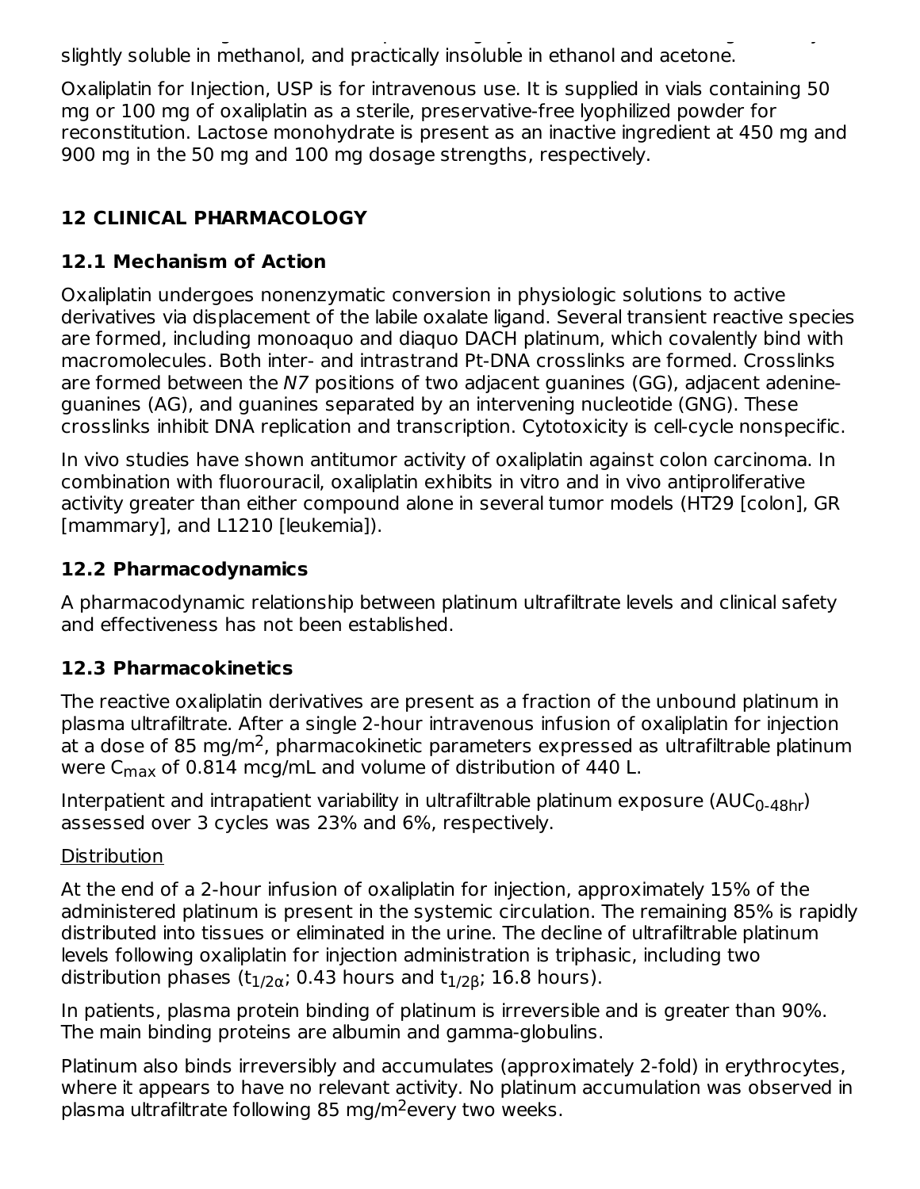slightly soluble in methanol, and practically insoluble in ethanol and acetone.

Oxaliplatin for Injection, USP is for intravenous use. It is supplied in vials containing 50 mg or 100 mg of oxaliplatin as a sterile, preservative-free lyophilized powder for reconstitution. Lactose monohydrate is present as an inactive ingredient at 450 mg and 900 mg in the 50 mg and 100 mg dosage strengths, respectively.

## 12 CLINICAL PHARMACOLOGY

### 12.1 Mechanism of Action

Oxaliplatin undergoes nonenzymatic conversion in physiologic solutions to active derivatives via displacement of the labile oxalate ligand. Several transient reactive species are formed, including monoaquo and diaquo DACH platinum, which covalently bind with macromolecules. Both inter- and intrastrand Pt-DNA crosslinks are formed. Crosslinks are formed between the *N7* positions of two adjacent guanines (GG), adjacent adenine-guanines (AG), and guanines separated by an intervening nucleotide (GNG). These crosslinks inhibit DNA replication and transcription. Cytotoxicity is cell-cycle nonspecific.

In vivo studies have shown antitumor activity of oxaliplatin against colon carcinoma. In combination with fluorouracil, oxaliplatin exhibits in vitro and in vivo antiproliferative activity greater than either compound alone in several tumor models (HT29 [colon], GR [mammary], and L1210 [leukemia]).

### 12.2 Pharmacodynamics

A pharmacodynamic relationship between platinum ultrafiltrate levels and clinical safety and effectiveness has not been established.

### 12.3 Pharmacokinetics

The reactive oxaliplatin derivatives are present as a fraction of the unbound platinum in plasma ultrafiltrate. After a single 2-hour intravenous infusion of oxaliplatin for injection at a dose of 85 mg/m$^2$, pharmacokinetic parameters expressed as ultrafiltrable platinum were $C_{max}$ of 0.814 mcg/mL and volume of distribution of 440 L.

Interpatient and intrapatient variability in ultrafiltrable platinum exposure ($AUC_{0\text{-}48hr}$) assessed over 3 cycles was 23% and 6%, respectively.

Distribution

At the end of a 2-hour infusion of oxaliplatin for injection, approximately 15% of the administered platinum is present in the systemic circulation. The remaining 85% is rapidly distributed into tissues or eliminated in the urine. The decline of ultrafiltrable platinum levels following oxaliplatin for injection administration is triphasic, including two distribution phases ($t_{1/2\alpha}$; 0.43 hours and $t_{1/2\beta}$; 16.8 hours).

In patients, plasma protein binding of platinum is irreversible and is greater than 90%. The main binding proteins are albumin and gamma-globulins.

Platinum also binds irreversibly and accumulates (approximately 2-fold) in erythrocytes, where it appears to have no relevant activity. No platinum accumulation was observed in plasma ultrafiltrate following 85 mg/m$^2$every two weeks.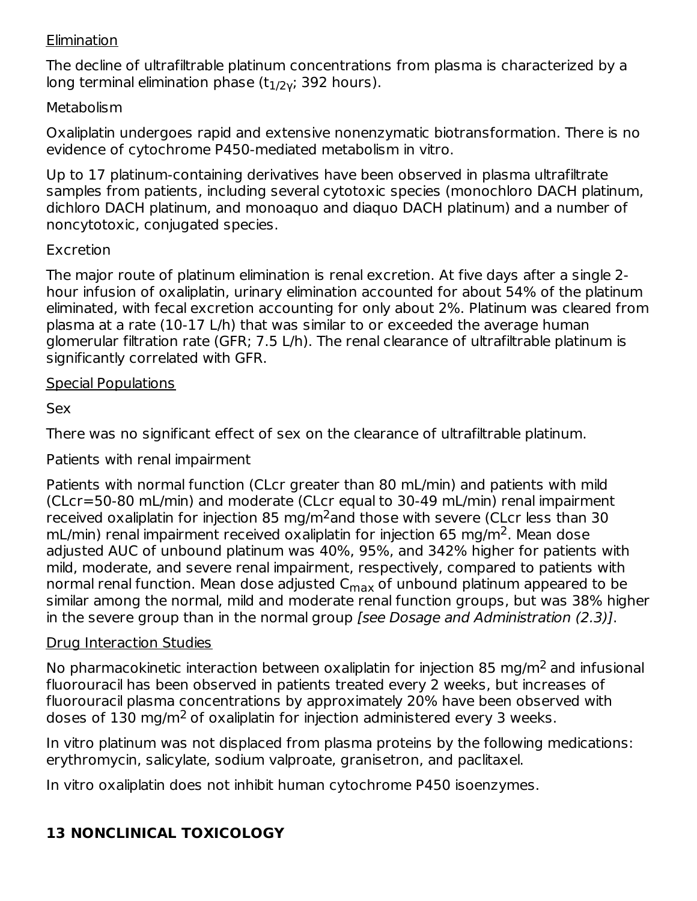Elimination

The decline of ultrafiltrable platinum concentrations from plasma is characterized by a long terminal elimination phase ($t_{1/2γ}$; 392 hours).

Metabolism

Oxaliplatin undergoes rapid and extensive nonenzymatic biotransformation. There is no evidence of cytochrome P450-mediated metabolism in vitro.

Up to 17 platinum-containing derivatives have been observed in plasma ultrafiltrate samples from patients, including several cytotoxic species (monochloro DACH platinum, dichloro DACH platinum, and monoaquo and diaquo DACH platinum) and a number of noncytotoxic, conjugated species.

Excretion

The major route of platinum elimination is renal excretion. At five days after a single 2-hour infusion of oxaliplatin, urinary elimination accounted for about 54% of the platinum eliminated, with fecal excretion accounting for only about 2%. Platinum was cleared from plasma at a rate (10-17 L/h) that was similar to or exceeded the average human glomerular filtration rate (GFR; 7.5 L/h). The renal clearance of ultrafiltrable platinum is significantly correlated with GFR.

Special Populations

Sex

There was no significant effect of sex on the clearance of ultrafiltrable platinum.

Patients with renal impairment

Patients with normal function (CLcr greater than 80 mL/min) and patients with mild (CLcr=50-80 mL/min) and moderate (CLcr equal to 30-49 mL/min) renal impairment received oxaliplatin for injection 85 mg/$m^2$and those with severe (CLcr less than 30 mL/min) renal impairment received oxaliplatin for injection 65 mg/$m^2$. Mean dose adjusted AUC of unbound platinum was 40%, 95%, and 342% higher for patients with mild, moderate, and severe renal impairment, respectively, compared to patients with normal renal function. Mean dose adjusted $C_{max}$ of unbound platinum appeared to be similar among the normal, mild and moderate renal function groups, but was 38% higher in the severe group than in the normal group *[see Dosage and Administration (2.3)]*.

Drug Interaction Studies

No pharmacokinetic interaction between oxaliplatin for injection 85 mg/$m^2$ and infusional fluorouracil has been observed in patients treated every 2 weeks, but increases of fluorouracil plasma concentrations by approximately 20% have been observed with doses of 130 mg/$m^2$ of oxaliplatin for injection administered every 3 weeks.

In vitro platinum was not displaced from plasma proteins by the following medications: erythromycin, salicylate, sodium valproate, granisetron, and paclitaxel.

In vitro oxaliplatin does not inhibit human cytochrome P450 isoenzymes.

## 13 NONCLINICAL TOXICOLOGY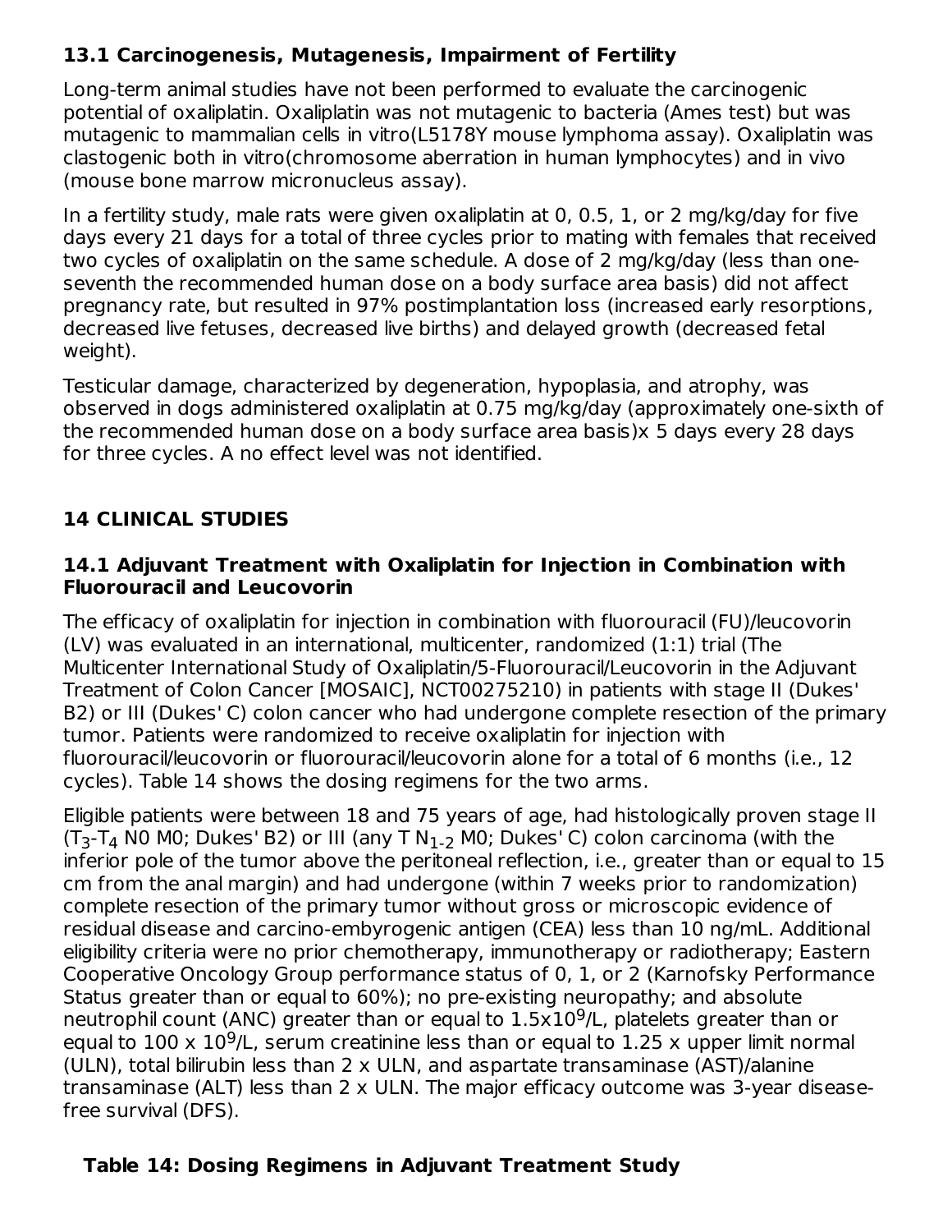### 13.1 Carcinogenesis, Mutagenesis, Impairment of Fertility

Long-term animal studies have not been performed to evaluate the carcinogenic potential of oxaliplatin. Oxaliplatin was not mutagenic to bacteria (Ames test) but was mutagenic to mammalian cells in vitro(L5178Y mouse lymphoma assay). Oxaliplatin was clastogenic both in vitro(chromosome aberration in human lymphocytes) and in vivo (mouse bone marrow micronucleus assay).

In a fertility study, male rats were given oxaliplatin at 0, 0.5, 1, or 2 mg/kg/day for five days every 21 days for a total of three cycles prior to mating with females that received two cycles of oxaliplatin on the same schedule. A dose of 2 mg/kg/day (less than one-seventh the recommended human dose on a body surface area basis) did not affect pregnancy rate, but resulted in 97% postimplantation loss (increased early resorptions, decreased live fetuses, decreased live births) and delayed growth (decreased fetal weight).

Testicular damage, characterized by degeneration, hypoplasia, and atrophy, was observed in dogs administered oxaliplatin at 0.75 mg/kg/day (approximately one-sixth of the recommended human dose on a body surface area basis)x 5 days every 28 days for three cycles. A no effect level was not identified.

## 14 CLINICAL STUDIES

### 14.1 Adjuvant Treatment with Oxaliplatin for Injection in Combination with Fluorouracil and Leucovorin

The efficacy of oxaliplatin for injection in combination with fluorouracil (FU)/leucovorin (LV) was evaluated in an international, multicenter, randomized (1:1) trial (The Multicenter International Study of Oxaliplatin/5-Fluorouracil/Leucovorin in the Adjuvant Treatment of Colon Cancer [MOSAIC], NCT00275210) in patients with stage II (Dukes' B2) or III (Dukes' C) colon cancer who had undergone complete resection of the primary tumor. Patients were randomized to receive oxaliplatin for injection with fluorouracil/leucovorin or fluorouracil/leucovorin alone for a total of 6 months (i.e., 12 cycles). Table 14 shows the dosing regimens for the two arms.

Eligible patients were between 18 and 75 years of age, had histologically proven stage II ($T_3$-$T_4$ N0 M0; Dukes' B2) or III (any T $N_{1\text{-}2}$ M0; Dukes' C) colon carcinoma (with the inferior pole of the tumor above the peritoneal reflection, i.e., greater than or equal to 15 cm from the anal margin) and had undergone (within 7 weeks prior to randomization) complete resection of the primary tumor without gross or microscopic evidence of residual disease and carcino-embyrogenic antigen (CEA) less than 10 ng/mL. Additional eligibility criteria were no prior chemotherapy, immunotherapy or radiotherapy; Eastern Cooperative Oncology Group performance status of 0, 1, or 2 (Karnofsky Performance Status greater than or equal to 60%); no pre-existing neuropathy; and absolute neutrophil count (ANC) greater than or equal to $1.5 \times 10^9$/L, platelets greater than or equal to $100 \times 10^9$/L, serum creatinine less than or equal to 1.25 x upper limit normal (ULN), total bilirubin less than 2 x ULN, and aspartate transaminase (AST)/alanine transaminase (ALT) less than 2 x ULN. The major efficacy outcome was 3-year disease-free survival (DFS).

**Table 14: Dosing Regimens in Adjuvant Treatment Study**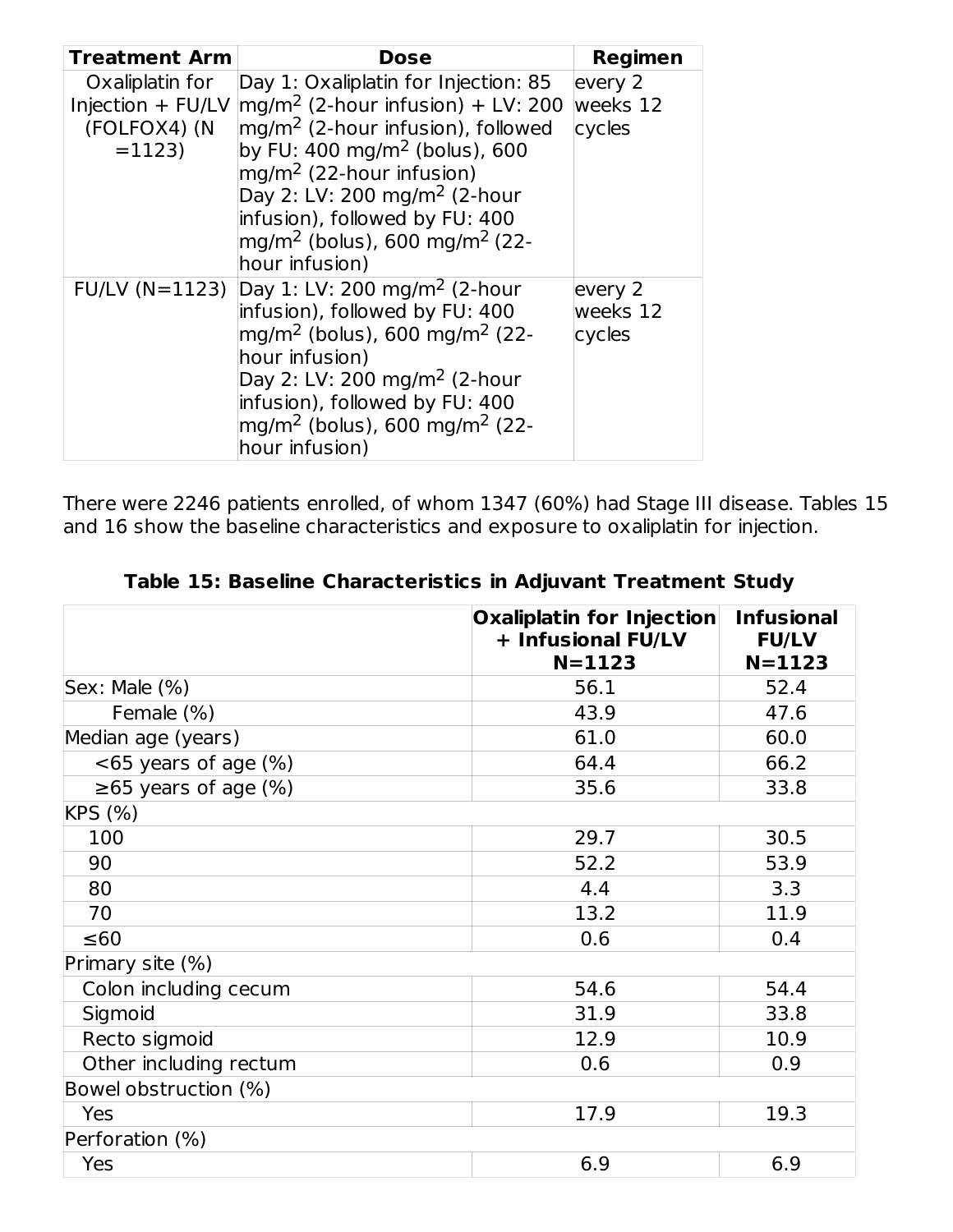| Treatment Arm | Dose | Regimen |
|---|---|---|
| Oxaliplatin for Injection + FU/LV (FOLFOX4) (N =1123) | Day 1: Oxaliplatin for Injection: 85 mg/m$^2$ (2-hour infusion) + LV: 200 mg/m$^2$ (2-hour infusion), followed by FU: 400 mg/m$^2$ (bolus), 600 mg/m$^2$ (22-hour infusion)<br>Day 2: LV: 200 mg/m$^2$ (2-hour infusion), followed by FU: 400 mg/m$^2$ (bolus), 600 mg/m$^2$ (22-hour infusion) | every 2 weeks 12 cycles |
| FU/LV (N=1123) | Day 1: LV: 200 mg/m$^2$ (2-hour infusion), followed by FU: 400 mg/m$^2$ (bolus), 600 mg/m$^2$ (22-hour infusion)<br>Day 2: LV: 200 mg/m$^2$ (2-hour infusion), followed by FU: 400 mg/m$^2$ (bolus), 600 mg/m$^2$ (22-hour infusion) | every 2 weeks 12 cycles |

There were 2246 patients enrolled, of whom 1347 (60%) had Stage III disease. Tables 15 and 16 show the baseline characteristics and exposure to oxaliplatin for injection.

**Table 15: Baseline Characteristics in Adjuvant Treatment Study**

| | Oxaliplatin for Injection + Infusional FU/LV N=1123 | Infusional FU/LV N=1123 |
|---|---|---|
| Sex: Male (%) | 56.1 | 52.4 |
| Female (%) | 43.9 | 47.6 |
| Median age (years) | 61.0 | 60.0 |
| <65 years of age (%) | 64.4 | 66.2 |
| ≥65 years of age (%) | 35.6 | 33.8 |
| KPS (%) | | |
| 100 | 29.7 | 30.5 |
| 90 | 52.2 | 53.9 |
| 80 | 4.4 | 3.3 |
| 70 | 13.2 | 11.9 |
| ≤60 | 0.6 | 0.4 |
| Primary site (%) | | |
| Colon including cecum | 54.6 | 54.4 |
| Sigmoid | 31.9 | 33.8 |
| Recto sigmoid | 12.9 | 10.9 |
| Other including rectum | 0.6 | 0.9 |
| Bowel obstruction (%) | | |
| Yes | 17.9 | 19.3 |
| Perforation (%) | | |
| Yes | 6.9 | 6.9 |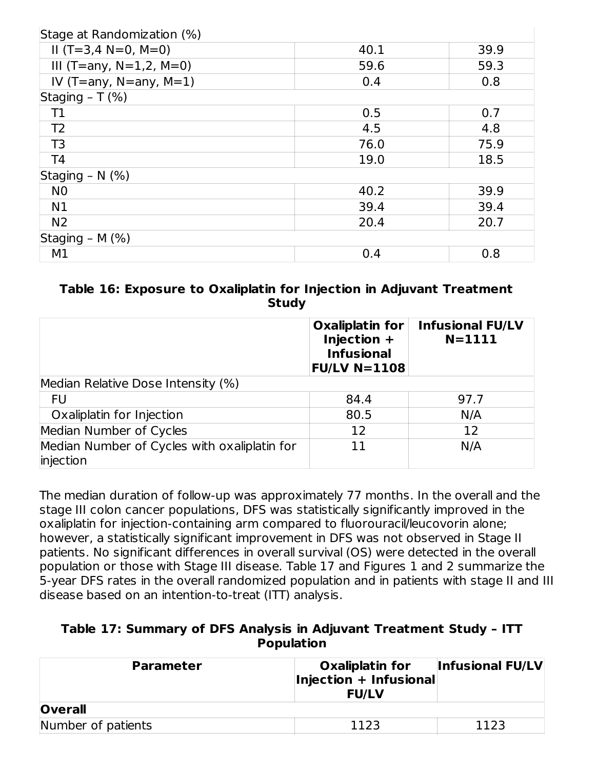| | | |
|---|---|---|
| Stage at Randomization (%) | | |
| II (T=3,4 N=0, M=0) | 40.1 | 39.9 |
| III (T=any, N=1,2, M=0) | 59.6 | 59.3 |
| IV (T=any, N=any, M=1) | 0.4 | 0.8 |
| Staging – T (%) | | |
| T1 | 0.5 | 0.7 |
| T2 | 4.5 | 4.8 |
| T3 | 76.0 | 75.9 |
| T4 | 19.0 | 18.5 |
| Staging – N (%) | | |
| N0 | 40.2 | 39.9 |
| N1 | 39.4 | 39.4 |
| N2 | 20.4 | 20.7 |
| Staging – M (%) | | |
| M1 | 0.4 | 0.8 |

**Table 16: Exposure to Oxaliplatin for Injection in Adjuvant Treatment Study**

| | Oxaliplatin for Injection + Infusional FU/LV N=1108 | Infusional FU/LV N=1111 |
|---|---|---|
| Median Relative Dose Intensity (%) | | |
| FU | 84.4 | 97.7 |
| Oxaliplatin for Injection | 80.5 | N/A |
| Median Number of Cycles | 12 | 12 |
| Median Number of Cycles with oxaliplatin for injection | 11 | N/A |

The median duration of follow-up was approximately 77 months. In the overall and the stage III colon cancer populations, DFS was statistically significantly improved in the oxaliplatin for injection-containing arm compared to fluorouracil/leucovorin alone; however, a statistically significant improvement in DFS was not observed in Stage II patients. No significant differences in overall survival (OS) were detected in the overall population or those with Stage III disease. Table 17 and Figures 1 and 2 summarize the 5-year DFS rates in the overall randomized population and in patients with stage II and III disease based on an intention-to-treat (ITT) analysis.

**Table 17: Summary of DFS Analysis in Adjuvant Treatment Study – ITT Population**

| Parameter | Oxaliplatin for Injection + Infusional FU/LV | Infusional FU/LV |
|---|---|---|
| **Overall** | | |
| Number of patients | 1123 | 1123 |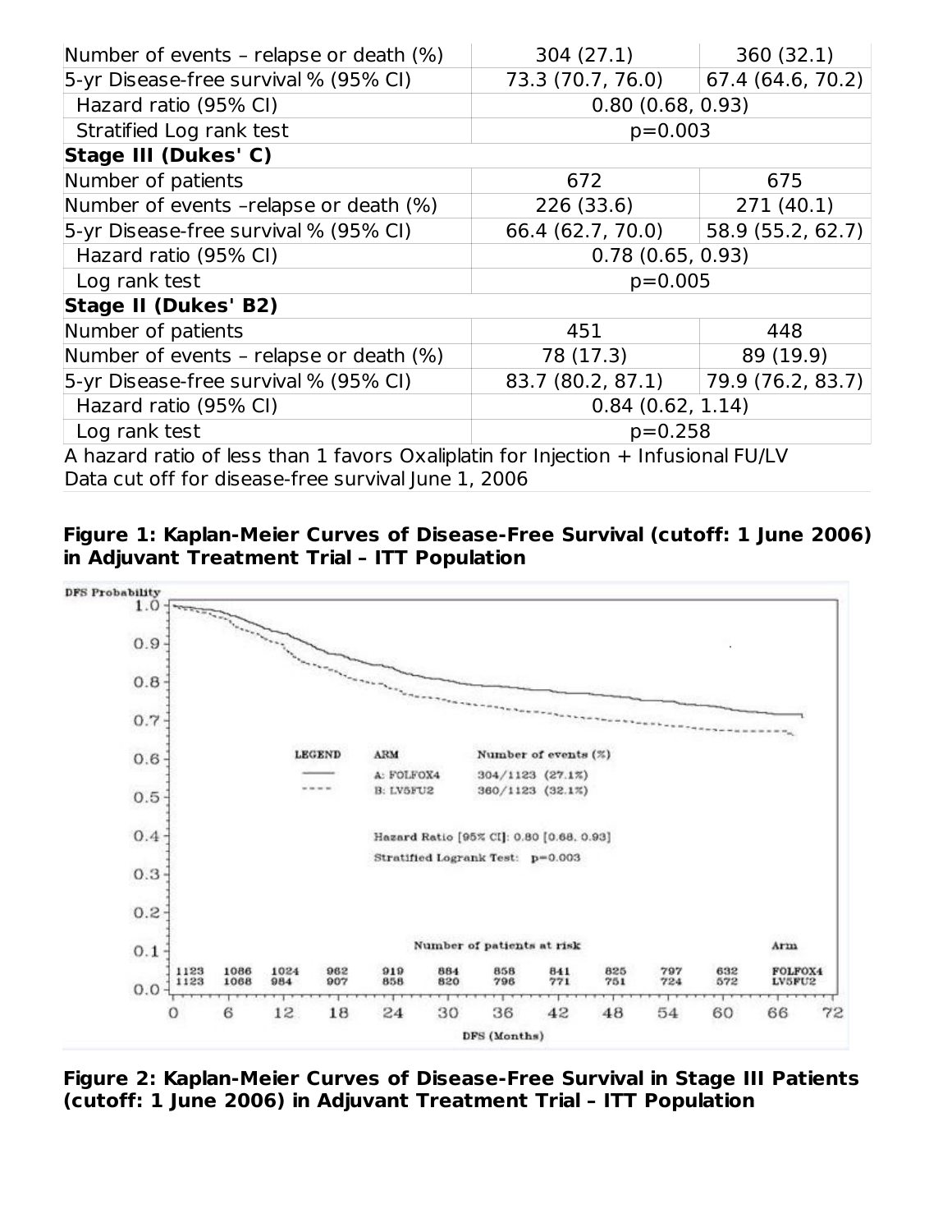| | | |
|---|---|---|
| Number of events – relapse or death (%) | 304 (27.1) | 360 (32.1) |
| 5-yr Disease-free survival % (95% CI) | 73.3 (70.7, 76.0) | 67.4 (64.6, 70.2) |
| Hazard ratio (95% CI) | 0.80 (0.68, 0.93) | |
| Stratified Log rank test | p=0.003 | |
| **Stage III (Dukes' C)** | | |
| Number of patients | 672 | 675 |
| Number of events –relapse or death (%) | 226 (33.6) | 271 (40.1) |
| 5-yr Disease-free survival % (95% CI) | 66.4 (62.7, 70.0) | 58.9 (55.2, 62.7) |
| Hazard ratio (95% CI) | 0.78 (0.65, 0.93) | |
| Log rank test | p=0.005 | |
| **Stage II (Dukes' B2)** | | |
| Number of patients | 451 | 448 |
| Number of events – relapse or death (%) | 78 (17.3) | 89 (19.9) |
| 5-yr Disease-free survival % (95% CI) | 83.7 (80.2, 87.1) | 79.9 (76.2, 83.7) |
| Hazard ratio (95% CI) | 0.84 (0.62, 1.14) | |
| Log rank test | p=0.258 | |

A hazard ratio of less than 1 favors Oxaliplatin for Injection + Infusional FU/LV
Data cut off for disease-free survival June 1, 2006

**Figure 1: Kaplan-Meier Curves of Disease-Free Survival (cutoff: 1 June 2006) in Adjuvant Treatment Trial – ITT Population**

**Figure 2: Kaplan-Meier Curves of Disease-Free Survival in Stage III Patients (cutoff: 1 June 2006) in Adjuvant Treatment Trial – ITT Population**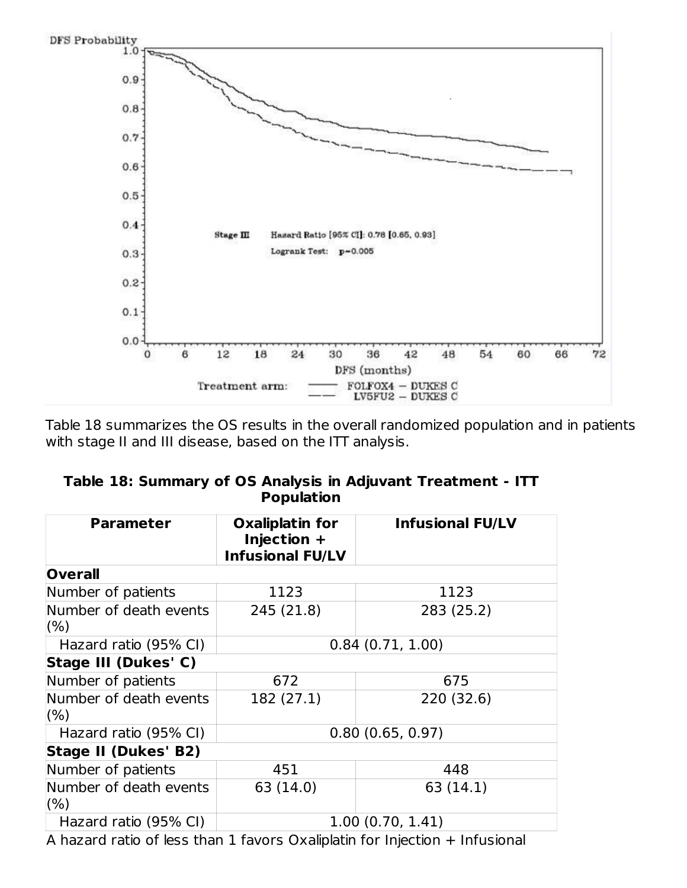Table 18 summarizes the OS results in the overall randomized population and in patients with stage II and III disease, based on the ITT analysis.

**Table 18: Summary of OS Analysis in Adjuvant Treatment - ITT Population**

| Parameter | Oxaliplatin for Injection + Infusional FU/LV | Infusional FU/LV |
|---|---|---|
| **Overall** | | |
| Number of patients | 1123 | 1123 |
| Number of death events (%) | 245 (21.8) | 283 (25.2) |
| Hazard ratio (95% CI) | 0.84 (0.71, 1.00) | |
| **Stage III (Dukes' C)** | | |
| Number of patients | 672 | 675 |
| Number of death events (%) | 182 (27.1) | 220 (32.6) |
| Hazard ratio (95% CI) | 0.80 (0.65, 0.97) | |
| **Stage II (Dukes' B2)** | | |
| Number of patients | 451 | 448 |
| Number of death events (%) | 63 (14.0) | 63 (14.1) |
| Hazard ratio (95% CI) | 1.00 (0.70, 1.41) | |

A hazard ratio of less than 1 favors Oxaliplatin for Injection + Infusional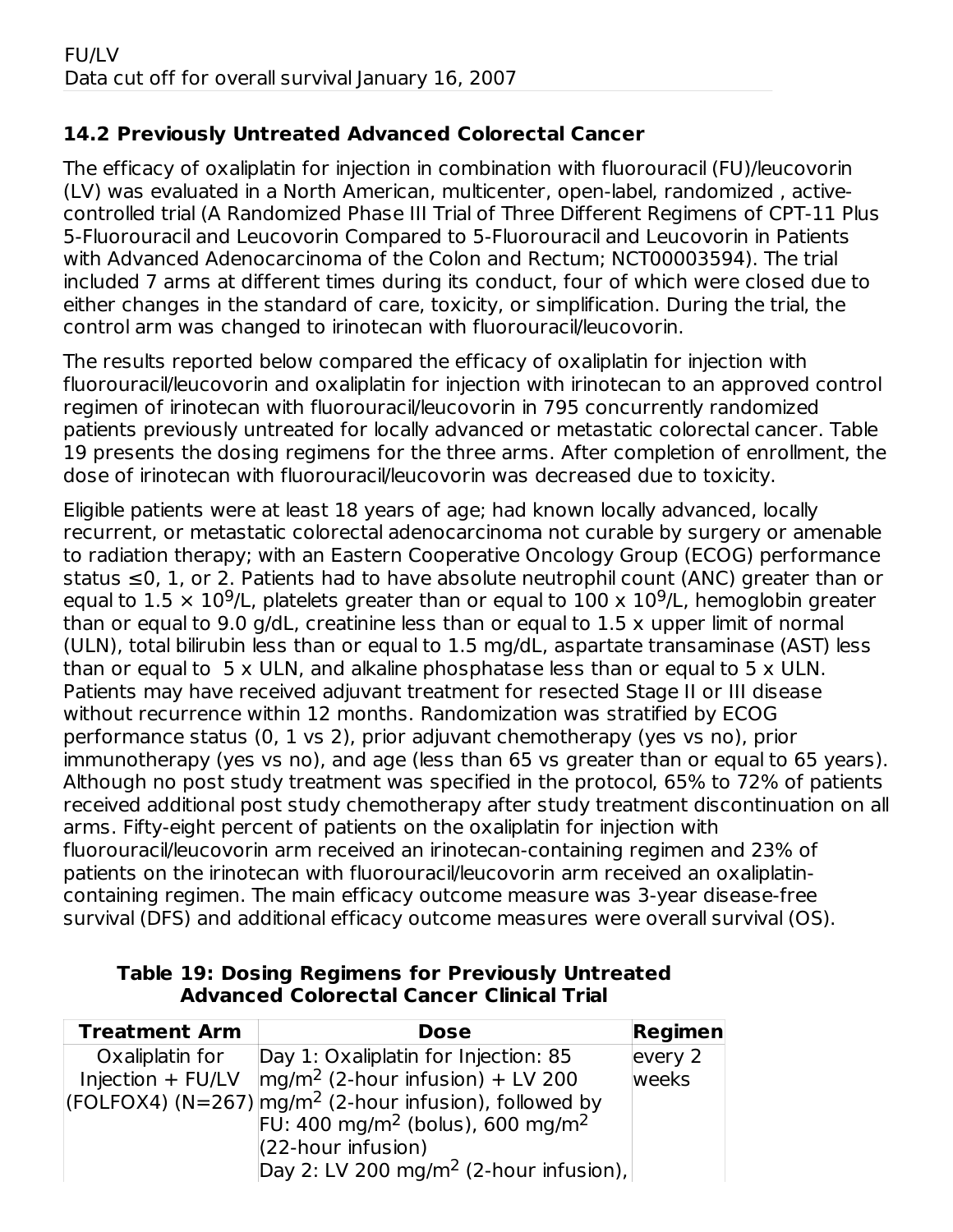FU/LV
Data cut off for overall survival January 16, 2007

### 14.2 Previously Untreated Advanced Colorectal Cancer

The efficacy of oxaliplatin for injection in combination with fluorouracil (FU)/leucovorin (LV) was evaluated in a North American, multicenter, open-label, randomized , active-controlled trial (A Randomized Phase III Trial of Three Different Regimens of CPT-11 Plus 5-Fluorouracil and Leucovorin Compared to 5-Fluorouracil and Leucovorin in Patients with Advanced Adenocarcinoma of the Colon and Rectum; NCT00003594). The trial included 7 arms at different times during its conduct, four of which were closed due to either changes in the standard of care, toxicity, or simplification. During the trial, the control arm was changed to irinotecan with fluorouracil/leucovorin.

The results reported below compared the efficacy of oxaliplatin for injection with fluorouracil/leucovorin and oxaliplatin for injection with irinotecan to an approved control regimen of irinotecan with fluorouracil/leucovorin in 795 concurrently randomized patients previously untreated for locally advanced or metastatic colorectal cancer. Table 19 presents the dosing regimens for the three arms. After completion of enrollment, the dose of irinotecan with fluorouracil/leucovorin was decreased due to toxicity.

Eligible patients were at least 18 years of age; had known locally advanced, locally recurrent, or metastatic colorectal adenocarcinoma not curable by surgery or amenable to radiation therapy; with an Eastern Cooperative Oncology Group (ECOG) performance status ≤0, 1, or 2. Patients had to have absolute neutrophil count (ANC) greater than or equal to $1.5 \times 10^9$/L, platelets greater than or equal to $100 \times 10^9$/L, hemoglobin greater than or equal to 9.0 g/dL, creatinine less than or equal to 1.5 x upper limit of normal (ULN), total bilirubin less than or equal to 1.5 mg/dL, aspartate transaminase (AST) less than or equal to 5 x ULN, and alkaline phosphatase less than or equal to 5 x ULN. Patients may have received adjuvant treatment for resected Stage II or III disease without recurrence within 12 months. Randomization was stratified by ECOG performance status (0, 1 vs 2), prior adjuvant chemotherapy (yes vs no), prior immunotherapy (yes vs no), and age (less than 65 vs greater than or equal to 65 years). Although no post study treatment was specified in the protocol, 65% to 72% of patients received additional post study chemotherapy after study treatment discontinuation on all arms. Fifty-eight percent of patients on the oxaliplatin for injection with fluorouracil/leucovorin arm received an irinotecan-containing regimen and 23% of patients on the irinotecan with fluorouracil/leucovorin arm received an oxaliplatin-containing regimen. The main efficacy outcome measure was 3-year disease-free survival (DFS) and additional efficacy outcome measures were overall survival (OS).

**Table 19: Dosing Regimens for Previously Untreated Advanced Colorectal Cancer Clinical Trial**

| Treatment Arm | Dose | Regimen |
|---|---|---|
| Oxaliplatin for Injection + FU/LV (FOLFOX4) (N=267) | Day 1: Oxaliplatin for Injection: 85 mg/m$^2$ (2-hour infusion) + LV 200 mg/m$^2$ (2-hour infusion), followed by FU: 400 mg/m$^2$ (bolus), 600 mg/m$^2$ (22-hour infusion)<br>Day 2: LV 200 mg/m$^2$ (2-hour infusion), | every 2 weeks |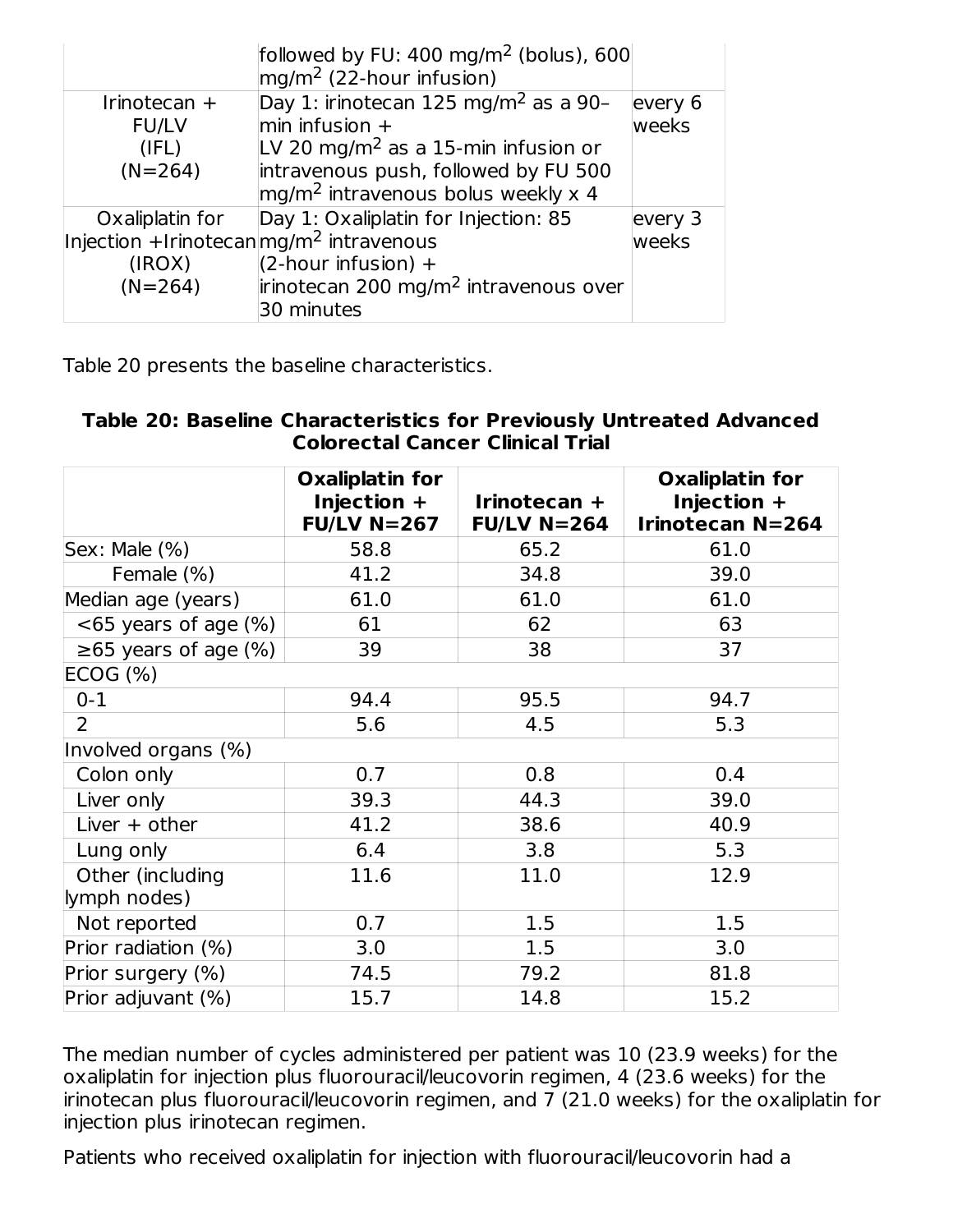| | followed by FU: 400 mg/m$^2$ (bolus), 600 mg/m$^2$ (22-hour infusion) | |
|---|---|---|
| Irinotecan + FU/LV (IFL) (N=264) | Day 1: irinotecan 125 mg/m$^2$ as a 90–min infusion + LV 20 mg/m$^2$ as a 15-min infusion or intravenous push, followed by FU 500 mg/m$^2$ intravenous bolus weekly x 4 | every 6 weeks |
| Oxaliplatin for Injection +Irinotecan (IROX) (N=264) | Day 1: Oxaliplatin for Injection: 85 mg/m$^2$ intravenous (2-hour infusion) + irinotecan 200 mg/m$^2$ intravenous over 30 minutes | every 3 weeks |

Table 20 presents the baseline characteristics.

**Table 20: Baseline Characteristics for Previously Untreated Advanced Colorectal Cancer Clinical Trial**

| | Oxaliplatin for Injection + FU/LV N=267 | Irinotecan + FU/LV N=264 | Oxaliplatin for Injection + Irinotecan N=264 |
|---|---|---|---|
| Sex: Male (%) | 58.8 | 65.2 | 61.0 |
| Female (%) | 41.2 | 34.8 | 39.0 |
| Median age (years) | 61.0 | 61.0 | 61.0 |
| <65 years of age (%) | 61 | 62 | 63 |
| ≥65 years of age (%) | 39 | 38 | 37 |
| ECOG (%) | | | |
| 0-1 | 94.4 | 95.5 | 94.7 |
| 2 | 5.6 | 4.5 | 5.3 |
| Involved organs (%) | | | |
| Colon only | 0.7 | 0.8 | 0.4 |
| Liver only | 39.3 | 44.3 | 39.0 |
| Liver + other | 41.2 | 38.6 | 40.9 |
| Lung only | 6.4 | 3.8 | 5.3 |
| Other (including lymph nodes) | 11.6 | 11.0 | 12.9 |
| Not reported | 0.7 | 1.5 | 1.5 |
| Prior radiation (%) | 3.0 | 1.5 | 3.0 |
| Prior surgery (%) | 74.5 | 79.2 | 81.8 |
| Prior adjuvant (%) | 15.7 | 14.8 | 15.2 |

The median number of cycles administered per patient was 10 (23.9 weeks) for the oxaliplatin for injection plus fluorouracil/leucovorin regimen, 4 (23.6 weeks) for the irinotecan plus fluorouracil/leucovorin regimen, and 7 (21.0 weeks) for the oxaliplatin for injection plus irinotecan regimen.

Patients who received oxaliplatin for injection with fluorouracil/leucovorin had a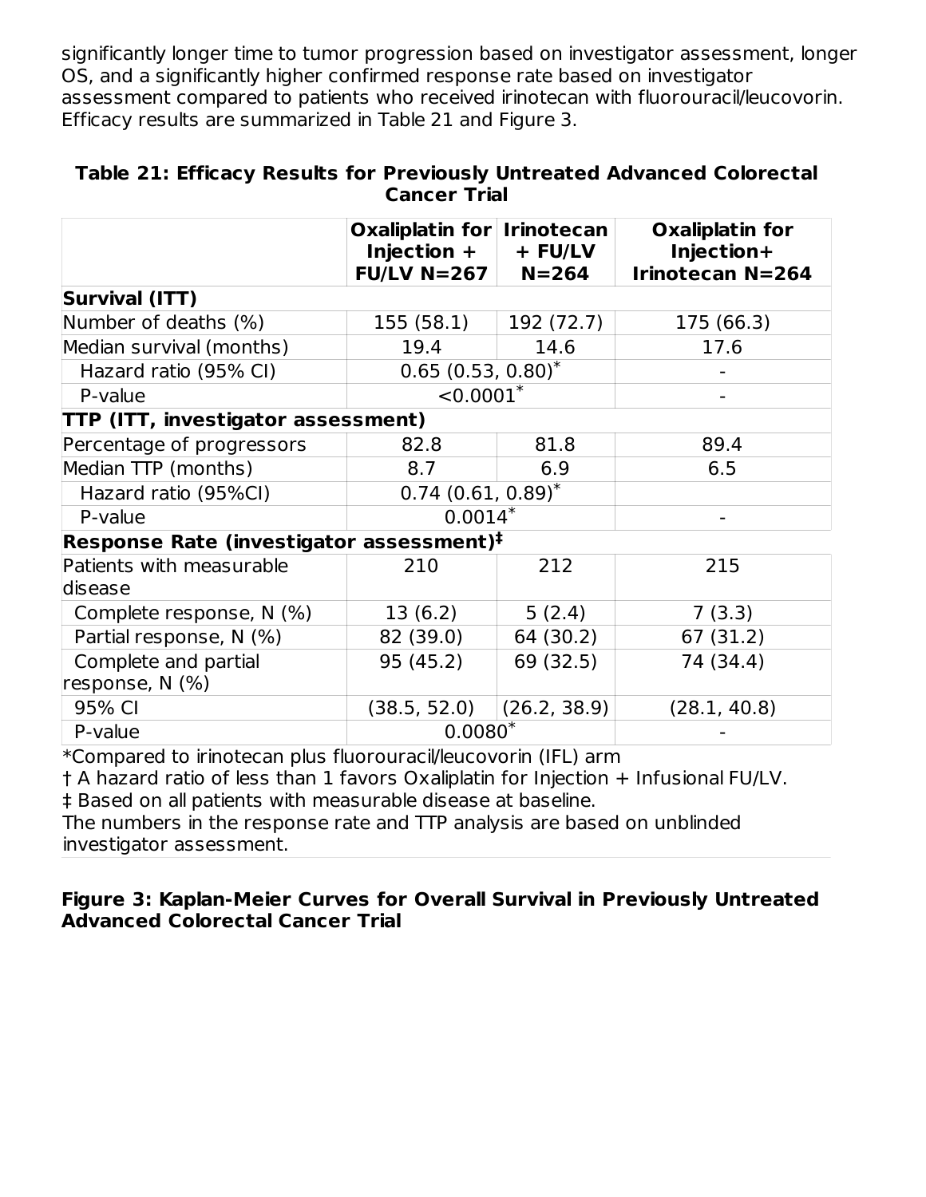significantly longer time to tumor progression based on investigator assessment, longer OS, and a significantly higher confirmed response rate based on investigator assessment compared to patients who received irinotecan with fluorouracil/leucovorin. Efficacy results are summarized in Table 21 and Figure 3.

**Table 21: Efficacy Results for Previously Untreated Advanced Colorectal Cancer Trial**

| | Oxaliplatin for Injection + FU/LV N=267 | Irinotecan + FU/LV N=264 | Oxaliplatin for Injection+ Irinotecan N=264 |
|---|---|---|---|
| **Survival (ITT)** | | | |
| Number of deaths (%) | 155 (58.1) | 192 (72.7) | 175 (66.3) |
| Median survival (months) | 19.4 | 14.6 | 17.6 |
| Hazard ratio (95% CI) | 0.65 (0.53, 0.80)* | | - |
| P-value | <0.0001* | | - |
| **TTP (ITT, investigator assessment)** | | | |
| Percentage of progressors | 82.8 | 81.8 | 89.4 |
| Median TTP (months) | 8.7 | 6.9 | 6.5 |
| Hazard ratio (95%CI) | 0.74 (0.61, 0.89)* | | |
| P-value | 0.0014* | | - |
| **Response Rate (investigator assessment)‡** | | | |
| Patients with measurable disease | 210 | 212 | 215 |
| Complete response, N (%) | 13 (6.2) | 5 (2.4) | 7 (3.3) |
| Partial response, N (%) | 82 (39.0) | 64 (30.2) | 67 (31.2) |
| Complete and partial response, N (%) | 95 (45.2) | 69 (32.5) | 74 (34.4) |
| 95% CI | (38.5, 52.0) | (26.2, 38.9) | (28.1, 40.8) |
| P-value | 0.0080* | | - |

*Compared to irinotecan plus fluorouracil/leucovorin (IFL) arm
† A hazard ratio of less than 1 favors Oxaliplatin for Injection + Infusional FU/LV.
‡ Based on all patients with measurable disease at baseline.
The numbers in the response rate and TTP analysis are based on unblinded investigator assessment.

**Figure 3: Kaplan-Meier Curves for Overall Survival in Previously Untreated Advanced Colorectal Cancer Trial**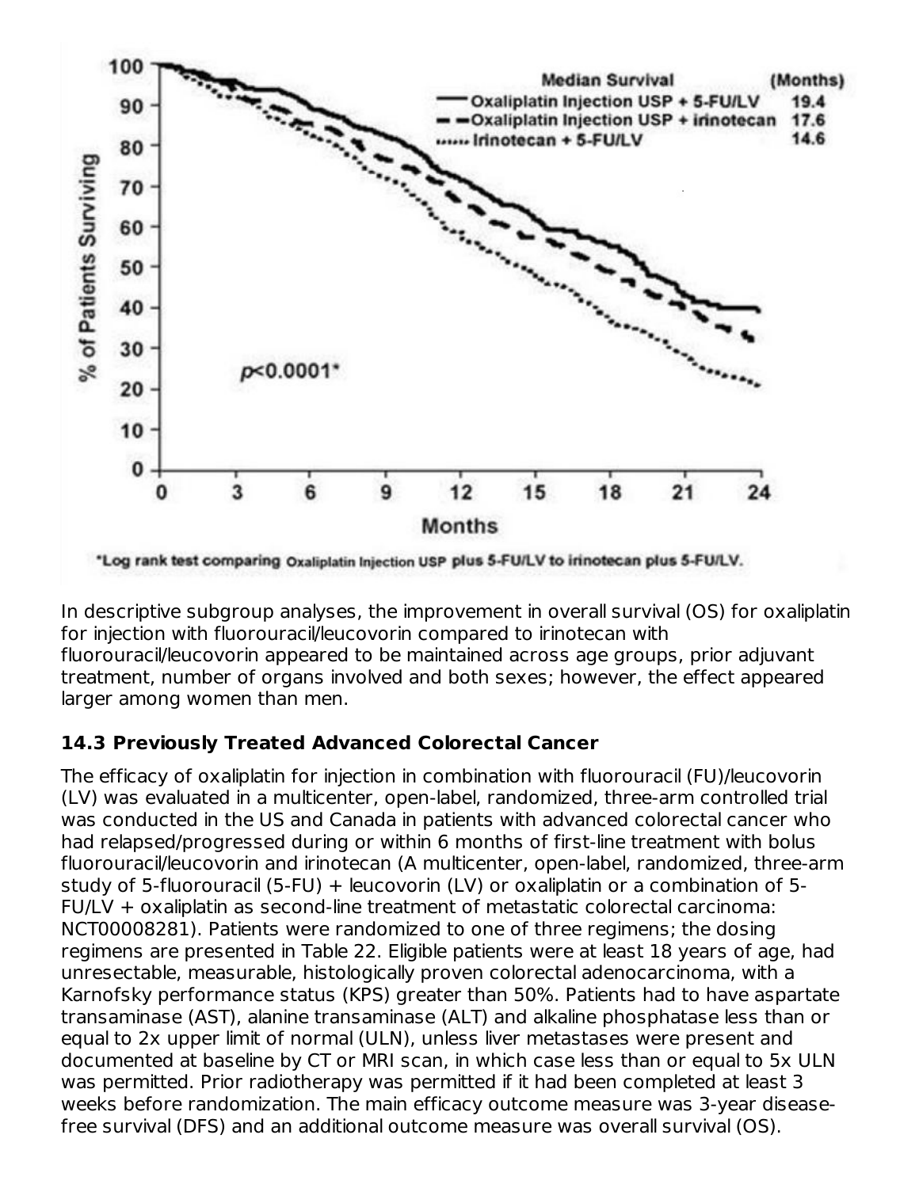*Log rank test comparing Oxaliplatin Injection USP plus 5-FU/LV to irinotecan plus 5-FU/LV.

In descriptive subgroup analyses, the improvement in overall survival (OS) for oxaliplatin for injection with fluorouracil/leucovorin compared to irinotecan with fluorouracil/leucovorin appeared to be maintained across age groups, prior adjuvant treatment, number of organs involved and both sexes; however, the effect appeared larger among women than men.

### 14.3 Previously Treated Advanced Colorectal Cancer

The efficacy of oxaliplatin for injection in combination with fluorouracil (FU)/leucovorin (LV) was evaluated in a multicenter, open-label, randomized, three-arm controlled trial was conducted in the US and Canada in patients with advanced colorectal cancer who had relapsed/progressed during or within 6 months of first-line treatment with bolus fluorouracil/leucovorin and irinotecan (A multicenter, open-label, randomized, three-arm study of 5-fluorouracil (5-FU) + leucovorin (LV) or oxaliplatin or a combination of 5-FU/LV + oxaliplatin as second-line treatment of metastatic colorectal carcinoma: NCT00008281). Patients were randomized to one of three regimens; the dosing regimens are presented in Table 22. Eligible patients were at least 18 years of age, had unresectable, measurable, histologically proven colorectal adenocarcinoma, with a Karnofsky performance status (KPS) greater than 50%. Patients had to have aspartate transaminase (AST), alanine transaminase (ALT) and alkaline phosphatase less than or equal to 2x upper limit of normal (ULN), unless liver metastases were present and documented at baseline by CT or MRI scan, in which case less than or equal to 5x ULN was permitted. Prior radiotherapy was permitted if it had been completed at least 3 weeks before randomization. The main efficacy outcome measure was 3-year disease-free survival (DFS) and an additional outcome measure was overall survival (OS).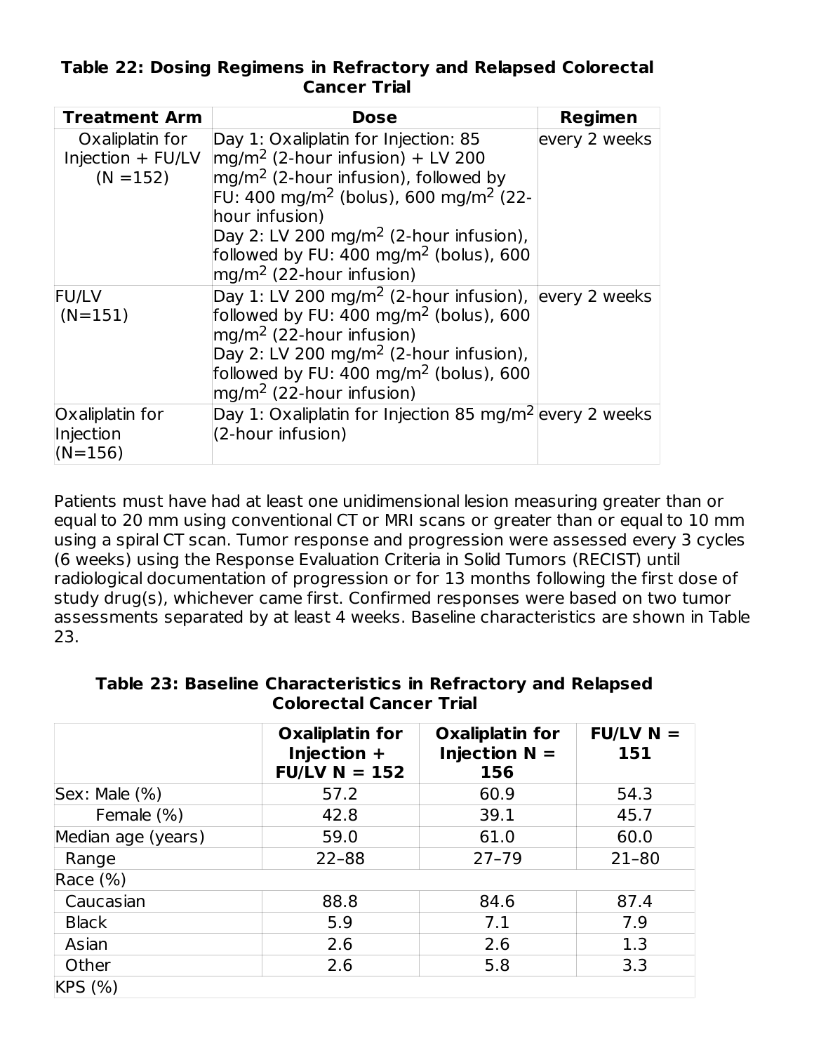**Table 22: Dosing Regimens in Refractory and Relapsed Colorectal Cancer Trial**

| Treatment Arm | Dose | Regimen |
|---|---|---|
| Oxaliplatin for Injection + FU/LV (N =152) | Day 1: Oxaliplatin for Injection: 85 mg/m$^2$ (2-hour infusion) + LV 200 mg/m$^2$ (2-hour infusion), followed by FU: 400 mg/m$^2$ (bolus), 600 mg/m$^2$ (22-hour infusion)<br>Day 2: LV 200 mg/m$^2$ (2-hour infusion), followed by FU: 400 mg/m$^2$ (bolus), 600 mg/m$^2$ (22-hour infusion) | every 2 weeks |
| FU/LV (N=151) | Day 1: LV 200 mg/m$^2$ (2-hour infusion), followed by FU: 400 mg/m$^2$ (bolus), 600 mg/m$^2$ (22-hour infusion)<br>Day 2: LV 200 mg/m$^2$ (2-hour infusion), followed by FU: 400 mg/m$^2$ (bolus), 600 mg/m$^2$ (22-hour infusion) | every 2 weeks |
| Oxaliplatin for Injection (N=156) | Day 1: Oxaliplatin for Injection 85 mg/m$^2$ (2-hour infusion) | every 2 weeks |

Patients must have had at least one unidimensional lesion measuring greater than or equal to 20 mm using conventional CT or MRI scans or greater than or equal to 10 mm using a spiral CT scan. Tumor response and progression were assessed every 3 cycles (6 weeks) using the Response Evaluation Criteria in Solid Tumors (RECIST) until radiological documentation of progression or for 13 months following the first dose of study drug(s), whichever came first. Confirmed responses were based on two tumor assessments separated by at least 4 weeks. Baseline characteristics are shown in Table 23.

**Table 23: Baseline Characteristics in Refractory and Relapsed Colorectal Cancer Trial**

| | Oxaliplatin for Injection + FU/LV N = 152 | Oxaliplatin for Injection N = 156 | FU/LV N = 151 |
|---|---|---|---|
| Sex: Male (%) | 57.2 | 60.9 | 54.3 |
| Female (%) | 42.8 | 39.1 | 45.7 |
| Median age (years) | 59.0 | 61.0 | 60.0 |
| Range | 22–88 | 27–79 | 21–80 |
| Race (%) | | | |
| Caucasian | 88.8 | 84.6 | 87.4 |
| Black | 5.9 | 7.1 | 7.9 |
| Asian | 2.6 | 2.6 | 1.3 |
| Other | 2.6 | 5.8 | 3.3 |
| KPS (%) | | | |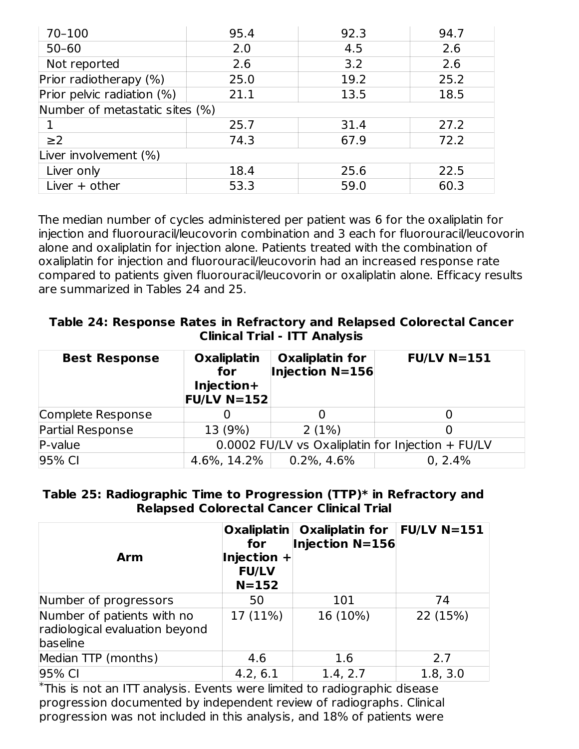| | | | |
|---|---|---|---|
| 70–100 | 95.4 | 92.3 | 94.7 |
| 50–60 | 2.0 | 4.5 | 2.6 |
| Not reported | 2.6 | 3.2 | 2.6 |
| Prior radiotherapy (%) | 25.0 | 19.2 | 25.2 |
| Prior pelvic radiation (%) | 21.1 | 13.5 | 18.5 |
| Number of metastatic sites (%) | | | |
| 1 | 25.7 | 31.4 | 27.2 |
| ≥2 | 74.3 | 67.9 | 72.2 |
| Liver involvement (%) | | | |
| Liver only | 18.4 | 25.6 | 22.5 |
| Liver + other | 53.3 | 59.0 | 60.3 |

The median number of cycles administered per patient was 6 for the oxaliplatin for injection and fluorouracil/leucovorin combination and 3 each for fluorouracil/leucovorin alone and oxaliplatin for injection alone. Patients treated with the combination of oxaliplatin for injection and fluorouracil/leucovorin had an increased response rate compared to patients given fluorouracil/leucovorin or oxaliplatin alone. Efficacy results are summarized in Tables 24 and 25.

**Table 24: Response Rates in Refractory and Relapsed Colorectal Cancer Clinical Trial - ITT Analysis**

| Best Response | Oxaliplatin for Injection+ FU/LV N=152 | Oxaliplatin for Injection N=156 | FU/LV N=151 |
|---|---|---|---|
| Complete Response | 0 | 0 | 0 |
| Partial Response | 13 (9%) | 2 (1%) | 0 |
| P-value | 0.0002 FU/LV vs Oxaliplatin for Injection + FU/LV | | |
| 95% CI | 4.6%, 14.2% | 0.2%, 4.6% | 0, 2.4% |

**Table 25: Radiographic Time to Progression (TTP)* in Refractory and Relapsed Colorectal Cancer Clinical Trial**

| Arm | Oxaliplatin for Injection + FU/LV N=152 | Oxaliplatin for Injection N=156 | FU/LV N=151 |
|---|---|---|---|
| Number of progressors | 50 | 101 | 74 |
| Number of patients with no radiological evaluation beyond baseline | 17 (11%) | 16 (10%) | 22 (15%) |
| Median TTP (months) | 4.6 | 1.6 | 2.7 |
| 95% CI | 4.2, 6.1 | 1.4, 2.7 | 1.8, 3.0 |

*This is not an ITT analysis. Events were limited to radiographic disease progression documented by independent review of radiographs. Clinical progression was not included in this analysis, and 18% of patients were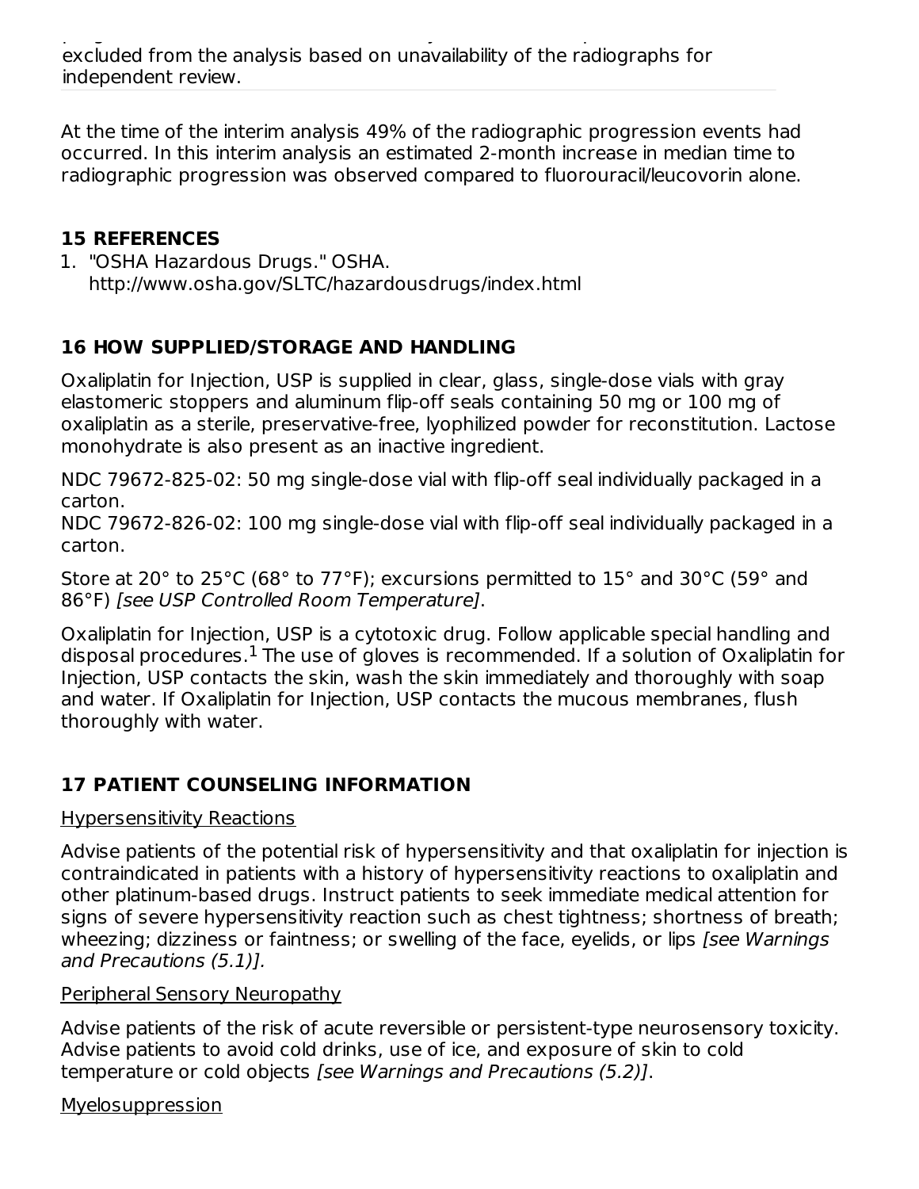excluded from the analysis based on unavailability of the radiographs for independent review.

At the time of the interim analysis 49% of the radiographic progression events had occurred. In this interim analysis an estimated 2-month increase in median time to radiographic progression was observed compared to fluorouracil/leucovorin alone.

## 15 REFERENCES

1. "OSHA Hazardous Drugs." OSHA. http://www.osha.gov/SLTC/hazardousdrugs/index.html

## 16 HOW SUPPLIED/STORAGE AND HANDLING

Oxaliplatin for Injection, USP is supplied in clear, glass, single-dose vials with gray elastomeric stoppers and aluminum flip-off seals containing 50 mg or 100 mg of oxaliplatin as a sterile, preservative-free, lyophilized powder for reconstitution. Lactose monohydrate is also present as an inactive ingredient.

NDC 79672-825-02: 50 mg single-dose vial with flip-off seal individually packaged in a carton.
NDC 79672-826-02: 100 mg single-dose vial with flip-off seal individually packaged in a carton.

Store at 20° to 25°C (68° to 77°F); excursions permitted to 15° and 30°C (59° and 86°F) *[see USP Controlled Room Temperature]*.

Oxaliplatin for Injection, USP is a cytotoxic drug. Follow applicable special handling and disposal procedures.[1] The use of gloves is recommended. If a solution of Oxaliplatin for Injection, USP contacts the skin, wash the skin immediately and thoroughly with soap and water. If Oxaliplatin for Injection, USP contacts the mucous membranes, flush thoroughly with water.

## 17 PATIENT COUNSELING INFORMATION

Hypersensitivity Reactions

Advise patients of the potential risk of hypersensitivity and that oxaliplatin for injection is contraindicated in patients with a history of hypersensitivity reactions to oxaliplatin and other platinum-based drugs. Instruct patients to seek immediate medical attention for signs of severe hypersensitivity reaction such as chest tightness; shortness of breath; wheezing; dizziness or faintness; or swelling of the face, eyelids, or lips *[see Warnings and Precautions (5.1)].*

Peripheral Sensory Neuropathy

Advise patients of the risk of acute reversible or persistent-type neurosensory toxicity. Advise patients to avoid cold drinks, use of ice, and exposure of skin to cold temperature or cold objects *[see Warnings and Precautions (5.2)]*.

Myelosuppression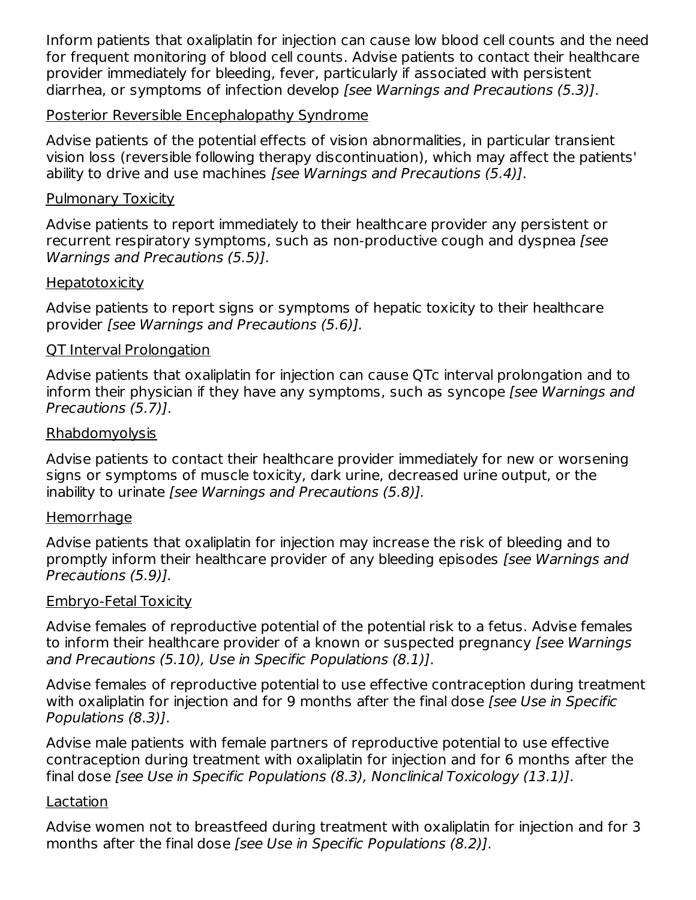Inform patients that oxaliplatin for injection can cause low blood cell counts and the need for frequent monitoring of blood cell counts. Advise patients to contact their healthcare provider immediately for bleeding, fever, particularly if associated with persistent diarrhea, or symptoms of infection develop *[see Warnings and Precautions (5.3)]*.

<u>Posterior Reversible Encephalopathy Syndrome</u>

Advise patients of the potential effects of vision abnormalities, in particular transient vision loss (reversible following therapy discontinuation), which may affect the patients' ability to drive and use machines *[see Warnings and Precautions (5.4)]*.

<u>Pulmonary Toxicity</u>

Advise patients to report immediately to their healthcare provider any persistent or recurrent respiratory symptoms, such as non-productive cough and dyspnea *[see Warnings and Precautions (5.5)]*.

<u>Hepatotoxicity</u>

Advise patients to report signs or symptoms of hepatic toxicity to their healthcare provider *[see Warnings and Precautions (5.6)]*.

<u>QT Interval Prolongation</u>

Advise patients that oxaliplatin for injection can cause QTc interval prolongation and to inform their physician if they have any symptoms, such as syncope *[see Warnings and Precautions (5.7)]*.

<u>Rhabdomyolysis</u>

Advise patients to contact their healthcare provider immediately for new or worsening signs or symptoms of muscle toxicity, dark urine, decreased urine output, or the inability to urinate *[see Warnings and Precautions (5.8)]*.

<u>Hemorrhage</u>

Advise patients that oxaliplatin for injection may increase the risk of bleeding and to promptly inform their healthcare provider of any bleeding episodes *[see Warnings and Precautions (5.9)]*.

<u>Embryo-Fetal Toxicity</u>

Advise females of reproductive potential of the potential risk to a fetus. Advise females to inform their healthcare provider of a known or suspected pregnancy *[see Warnings and Precautions (5.10), Use in Specific Populations (8.1)]*.

Advise females of reproductive potential to use effective contraception during treatment with oxaliplatin for injection and for 9 months after the final dose *[see Use in Specific Populations (8.3)]*.

Advise male patients with female partners of reproductive potential to use effective contraception during treatment with oxaliplatin for injection and for 6 months after the final dose *[see Use in Specific Populations (8.3), Nonclinical Toxicology (13.1)]*.

<u>Lactation</u>

Advise women not to breastfeed during treatment with oxaliplatin for injection and for 3 months after the final dose *[see Use in Specific Populations (8.2)]*.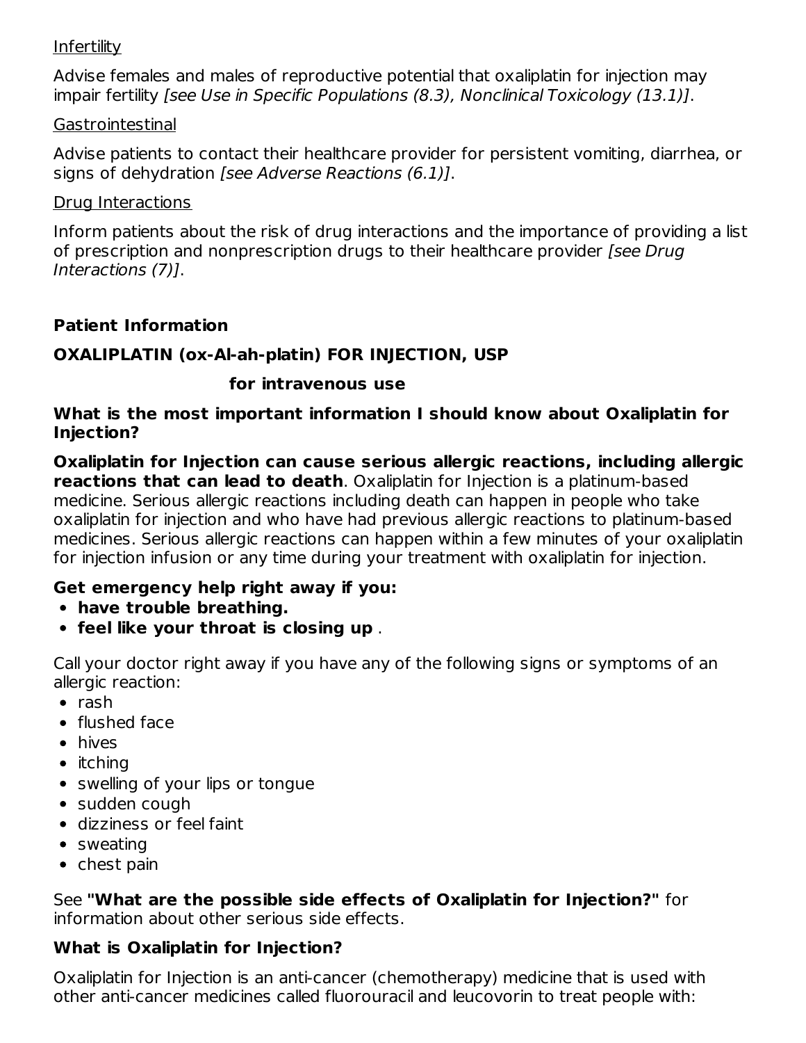Infertility

Advise females and males of reproductive potential that oxaliplatin for injection may impair fertility *[see Use in Specific Populations (8.3), Nonclinical Toxicology (13.1)]*.

Gastrointestinal

Advise patients to contact their healthcare provider for persistent vomiting, diarrhea, or signs of dehydration *[see Adverse Reactions (6.1)]*.

Drug Interactions

Inform patients about the risk of drug interactions and the importance of providing a list of prescription and nonprescription drugs to their healthcare provider *[see Drug Interactions (7)]*.

**Patient Information**

**OXALIPLATIN (ox-Al-ah-platin) FOR INJECTION, USP**

**for intravenous use**

**What is the most important information I should know about Oxaliplatin for Injection?**

**Oxaliplatin for Injection can cause serious allergic reactions, including allergic reactions that can lead to death**. Oxaliplatin for Injection is a platinum-based medicine. Serious allergic reactions including death can happen in people who take oxaliplatin for injection and who have had previous allergic reactions to platinum-based medicines. Serious allergic reactions can happen within a few minutes of your oxaliplatin for injection infusion or any time during your treatment with oxaliplatin for injection.

**Get emergency help right away if you:**

- **have trouble breathing.**
- **feel like your throat is closing up** .

Call your doctor right away if you have any of the following signs or symptoms of an allergic reaction:

- rash
- flushed face
- hives
- itching
- swelling of your lips or tongue
- sudden cough
- dizziness or feel faint
- sweating
- chest pain

See **"What are the possible side effects of Oxaliplatin for Injection?"** for information about other serious side effects.

**What is Oxaliplatin for Injection?**

Oxaliplatin for Injection is an anti-cancer (chemotherapy) medicine that is used with other anti-cancer medicines called fluorouracil and leucovorin to treat people with: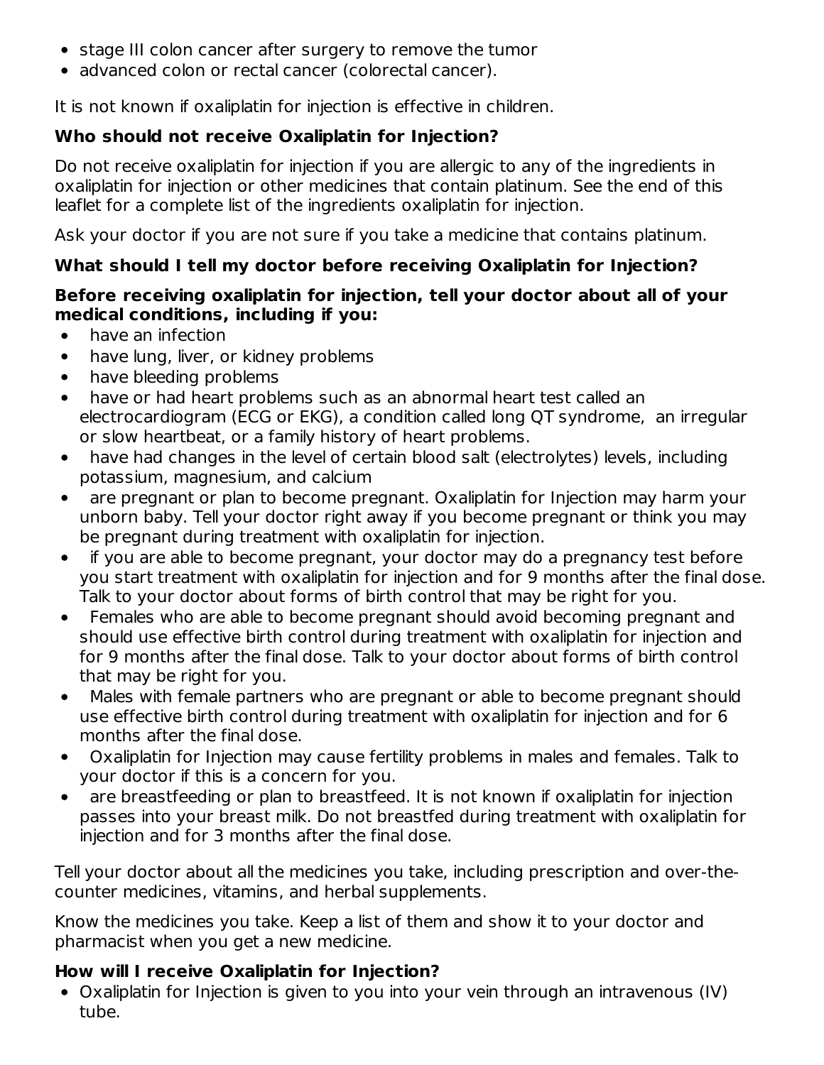- stage III colon cancer after surgery to remove the tumor
- advanced colon or rectal cancer (colorectal cancer).

It is not known if oxaliplatin for injection is effective in children.

**Who should not receive Oxaliplatin for Injection?**

Do not receive oxaliplatin for injection if you are allergic to any of the ingredients in oxaliplatin for injection or other medicines that contain platinum. See the end of this leaflet for a complete list of the ingredients oxaliplatin for injection.

Ask your doctor if you are not sure if you take a medicine that contains platinum.

**What should I tell my doctor before receiving Oxaliplatin for Injection?**

**Before receiving oxaliplatin for injection, tell your doctor about all of your medical conditions, including if you:**

- have an infection
- have lung, liver, or kidney problems
- have bleeding problems
- have or had heart problems such as an abnormal heart test called an electrocardiogram (ECG or EKG), a condition called long QT syndrome, an irregular or slow heartbeat, or a family history of heart problems.
- have had changes in the level of certain blood salt (electrolytes) levels, including potassium, magnesium, and calcium
- are pregnant or plan to become pregnant. Oxaliplatin for Injection may harm your unborn baby. Tell your doctor right away if you become pregnant or think you may be pregnant during treatment with oxaliplatin for injection.
- if you are able to become pregnant, your doctor may do a pregnancy test before you start treatment with oxaliplatin for injection and for 9 months after the final dose. Talk to your doctor about forms of birth control that may be right for you.
- Females who are able to become pregnant should avoid becoming pregnant and should use effective birth control during treatment with oxaliplatin for injection and for 9 months after the final dose. Talk to your doctor about forms of birth control that may be right for you.
- Males with female partners who are pregnant or able to become pregnant should use effective birth control during treatment with oxaliplatin for injection and for 6 months after the final dose.
- Oxaliplatin for Injection may cause fertility problems in males and females. Talk to your doctor if this is a concern for you.
- are breastfeeding or plan to breastfeed. It is not known if oxaliplatin for injection passes into your breast milk. Do not breastfed during treatment with oxaliplatin for injection and for 3 months after the final dose.

Tell your doctor about all the medicines you take, including prescription and over-the-counter medicines, vitamins, and herbal supplements.

Know the medicines you take. Keep a list of them and show it to your doctor and pharmacist when you get a new medicine.

**How will I receive Oxaliplatin for Injection?**

- Oxaliplatin for Injection is given to you into your vein through an intravenous (IV) tube.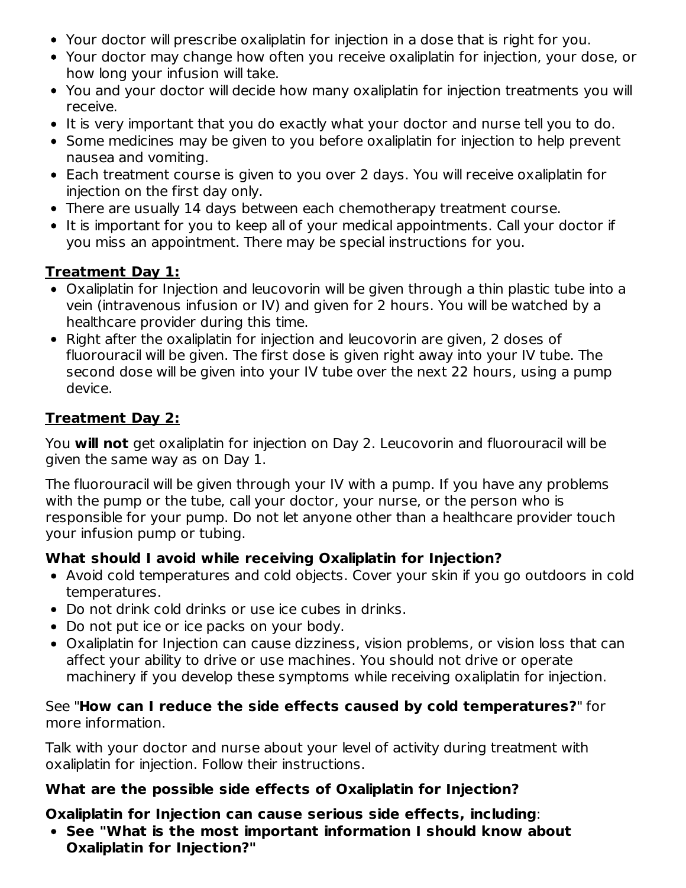- Your doctor will prescribe oxaliplatin for injection in a dose that is right for you.
- Your doctor may change how often you receive oxaliplatin for injection, your dose, or how long your infusion will take.
- You and your doctor will decide how many oxaliplatin for injection treatments you will receive.
- It is very important that you do exactly what your doctor and nurse tell you to do.
- Some medicines may be given to you before oxaliplatin for injection to help prevent nausea and vomiting.
- Each treatment course is given to you over 2 days. You will receive oxaliplatin for injection on the first day only.
- There are usually 14 days between each chemotherapy treatment course.
- It is important for you to keep all of your medical appointments. Call your doctor if you miss an appointment. There may be special instructions for you.

**Treatment Day 1:**

- Oxaliplatin for Injection and leucovorin will be given through a thin plastic tube into a vein (intravenous infusion or IV) and given for 2 hours. You will be watched by a healthcare provider during this time.
- Right after the oxaliplatin for injection and leucovorin are given, 2 doses of fluorouracil will be given. The first dose is given right away into your IV tube. The second dose will be given into your IV tube over the next 22 hours, using a pump device.

**Treatment Day 2:**

You **will not** get oxaliplatin for injection on Day 2. Leucovorin and fluorouracil will be given the same way as on Day 1.

The fluorouracil will be given through your IV with a pump. If you have any problems with the pump or the tube, call your doctor, your nurse, or the person who is responsible for your pump. Do not let anyone other than a healthcare provider touch your infusion pump or tubing.

**What should I avoid while receiving Oxaliplatin for Injection?**

- Avoid cold temperatures and cold objects. Cover your skin if you go outdoors in cold temperatures.
- Do not drink cold drinks or use ice cubes in drinks.
- Do not put ice or ice packs on your body.
- Oxaliplatin for Injection can cause dizziness, vision problems, or vision loss that can affect your ability to drive or use machines. You should not drive or operate machinery if you develop these symptoms while receiving oxaliplatin for injection.

See "**How can I reduce the side effects caused by cold temperatures?**" for more information.

Talk with your doctor and nurse about your level of activity during treatment with oxaliplatin for injection. Follow their instructions.

**What are the possible side effects of Oxaliplatin for Injection?**

**Oxaliplatin for Injection can cause serious side effects, including**:

- **See "What is the most important information I should know about Oxaliplatin for Injection?"**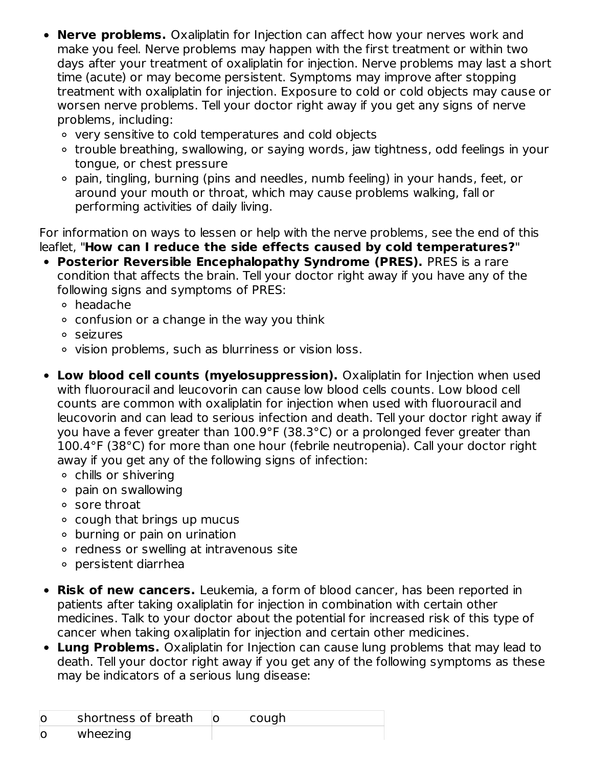- **Nerve problems.** Oxaliplatin for Injection can affect how your nerves work and make you feel. Nerve problems may happen with the first treatment or within two days after your treatment of oxaliplatin for injection. Nerve problems may last a short time (acute) or may become persistent. Symptoms may improve after stopping treatment with oxaliplatin for injection. Exposure to cold or cold objects may cause or worsen nerve problems. Tell your doctor right away if you get any signs of nerve problems, including:
  - very sensitive to cold temperatures and cold objects
  - trouble breathing, swallowing, or saying words, jaw tightness, odd feelings in your tongue, or chest pressure
  - pain, tingling, burning (pins and needles, numb feeling) in your hands, feet, or around your mouth or throat, which may cause problems walking, fall or performing activities of daily living.

For information on ways to lessen or help with the nerve problems, see the end of this leaflet, "**How can I reduce the side effects caused by cold temperatures?**"

- **Posterior Reversible Encephalopathy Syndrome (PRES).** PRES is a rare condition that affects the brain. Tell your doctor right away if you have any of the following signs and symptoms of PRES:
  - headache
  - confusion or a change in the way you think
  - seizures
  - vision problems, such as blurriness or vision loss.

- **Low blood cell counts (myelosuppression).** Oxaliplatin for Injection when used with fluorouracil and leucovorin can cause low blood cells counts. Low blood cell counts are common with oxaliplatin for injection when used with fluorouracil and leucovorin and can lead to serious infection and death. Tell your doctor right away if you have a fever greater than 100.9°F (38.3°C) or a prolonged fever greater than 100.4°F (38°C) for more than one hour (febrile neutropenia). Call your doctor right away if you get any of the following signs of infection:
  - chills or shivering
  - pain on swallowing
  - sore throat
  - cough that brings up mucus
  - burning or pain on urination
  - redness or swelling at intravenous site
  - persistent diarrhea

- **Risk of new cancers.** Leukemia, a form of blood cancer, has been reported in patients after taking oxaliplatin for injection in combination with certain other medicines. Talk to your doctor about the potential for increased risk of this type of cancer when taking oxaliplatin for injection and certain other medicines.
- **Lung Problems.** Oxaliplatin for Injection can cause lung problems that may lead to death. Tell your doctor right away if you get any of the following symptoms as these may be indicators of a serious lung disease:

| | | | |
|---|---|---|---|
| o | shortness of breath | o | cough |
| o | wheezing | | |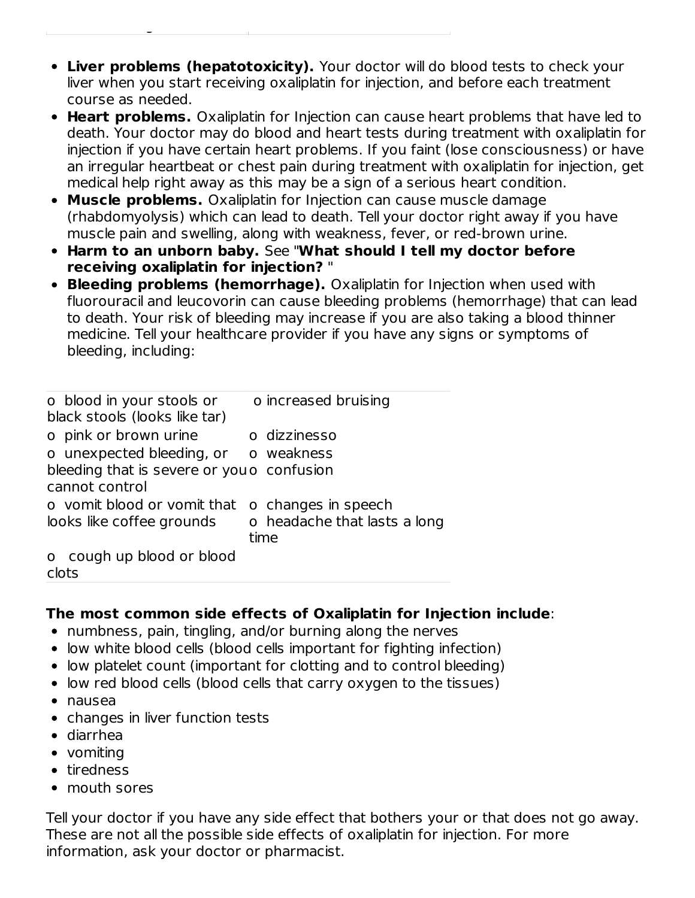- **Liver problems (hepatotoxicity).** Your doctor will do blood tests to check your liver when you start receiving oxaliplatin for injection, and before each treatment course as needed.
- **Heart problems.** Oxaliplatin for Injection can cause heart problems that have led to death. Your doctor may do blood and heart tests during treatment with oxaliplatin for injection if you have certain heart problems. If you faint (lose consciousness) or have an irregular heartbeat or chest pain during treatment with oxaliplatin for injection, get medical help right away as this may be a sign of a serious heart condition.
- **Muscle problems.** Oxaliplatin for Injection can cause muscle damage (rhabdomyolysis) which can lead to death. Tell your doctor right away if you have muscle pain and swelling, along with weakness, fever, or red-brown urine.
- **Harm to an unborn baby.** See "**What should I tell my doctor before receiving oxaliplatin for injection?** "
- **Bleeding problems (hemorrhage).** Oxaliplatin for Injection when used with fluorouracil and leucovorin can cause bleeding problems (hemorrhage) that can lead to death. Your risk of bleeding may increase if you are also taking a blood thinner medicine. Tell your healthcare provider if you have any signs or symptoms of bleeding, including:

| | |
|---|---|
| o blood in your stools or black stools (looks like tar) | o increased bruising |
| o pink or brown urine | o dizzinesso |
| o unexpected bleeding, or bleeding that is severe or you cannot control | o weakness<br>o confusion |
| o vomit blood or vomit that looks like coffee grounds | o changes in speech<br>o headache that lasts a long time |
| o cough up blood or blood clots | |

**The most common side effects of Oxaliplatin for Injection include**:

- numbness, pain, tingling, and/or burning along the nerves
- low white blood cells (blood cells important for fighting infection)
- low platelet count (important for clotting and to control bleeding)
- low red blood cells (blood cells that carry oxygen to the tissues)
- nausea
- changes in liver function tests
- diarrhea
- vomiting
- tiredness
- mouth sores

Tell your doctor if you have any side effect that bothers your or that does not go away. These are not all the possible side effects of oxaliplatin for injection. For more information, ask your doctor or pharmacist.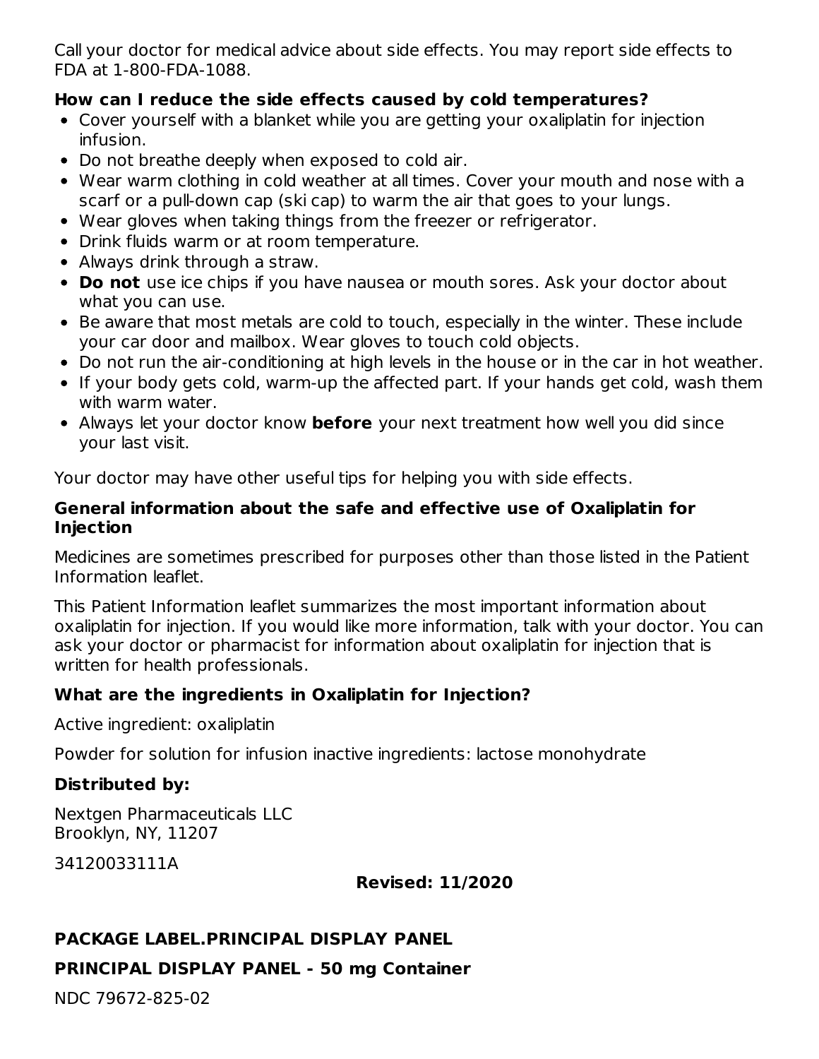Call your doctor for medical advice about side effects. You may report side effects to FDA at 1-800-FDA-1088.

**How can I reduce the side effects caused by cold temperatures?**

- Cover yourself with a blanket while you are getting your oxaliplatin for injection infusion.
- Do not breathe deeply when exposed to cold air.
- Wear warm clothing in cold weather at all times. Cover your mouth and nose with a scarf or a pull-down cap (ski cap) to warm the air that goes to your lungs.
- Wear gloves when taking things from the freezer or refrigerator.
- Drink fluids warm or at room temperature.
- Always drink through a straw.
- **Do not** use ice chips if you have nausea or mouth sores. Ask your doctor about what you can use.
- Be aware that most metals are cold to touch, especially in the winter. These include your car door and mailbox. Wear gloves to touch cold objects.
- Do not run the air-conditioning at high levels in the house or in the car in hot weather.
- If your body gets cold, warm-up the affected part. If your hands get cold, wash them with warm water.
- Always let your doctor know **before** your next treatment how well you did since your last visit.

Your doctor may have other useful tips for helping you with side effects.

**General information about the safe and effective use of Oxaliplatin for Injection**

Medicines are sometimes prescribed for purposes other than those listed in the Patient Information leaflet.

This Patient Information leaflet summarizes the most important information about oxaliplatin for injection. If you would like more information, talk with your doctor. You can ask your doctor or pharmacist for information about oxaliplatin for injection that is written for health professionals.

**What are the ingredients in Oxaliplatin for Injection?**

Active ingredient: oxaliplatin

Powder for solution for infusion inactive ingredients: lactose monohydrate

**Distributed by:**

Nextgen Pharmaceuticals LLC
Brooklyn, NY, 11207

34120033111A

**Revised: 11/2020**

**PACKAGE LABEL.PRINCIPAL DISPLAY PANEL**

**PRINCIPAL DISPLAY PANEL - 50 mg Container**

NDC 79672-825-02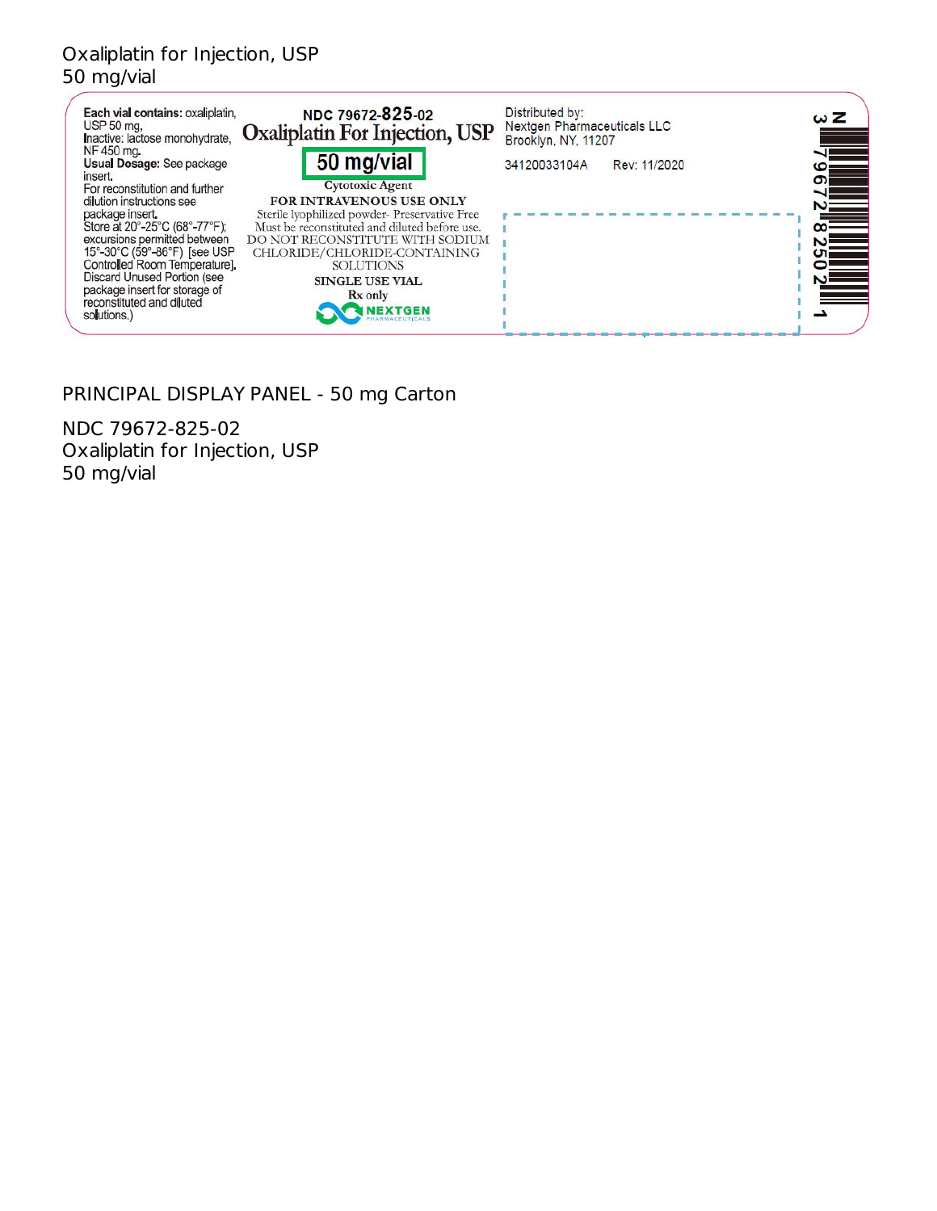Oxaliplatin for Injection, USP
50 mg/vial

**Each vial contains:** oxaliplatin, USP 50 mg,
Inactive: lactose monohydrate, NF 450 mg.
**Usual Dosage:** See package insert.
For reconstitution and further dilution instructions see package insert.
Store at 20°-25°C (68°-77°F); excursions permitted between 15°-30°C (59°-86°F) [see USP Controlled Room Temperature].
Discard Unused Portion (see package insert for storage of reconstituted and diluted solutions.)

NDC 79672-825-02
**Oxaliplatin For Injection, USP**
**50 mg/vial**
Cytotoxic Agent
**FOR INTRAVENOUS USE ONLY**
Sterile lyophilized powder- Preservative Free
Must be reconstituted and diluted before use.
DO NOT RECONSTITUTE WITH SODIUM CHLORIDE/CHLORIDE-CONTAINING SOLUTIONS
**SINGLE USE VIAL**
Rx only
NEXTGEN PHARMACEUTICALS

Distributed by:
Nextgen Pharmaceuticals LLC
Brooklyn, NY, 11207

34120033104A Rev: 11/2020

N 3 79672 82502 1

PRINCIPAL DISPLAY PANEL - 50 mg Carton

NDC 79672-825-02
Oxaliplatin for Injection, USP
50 mg/vial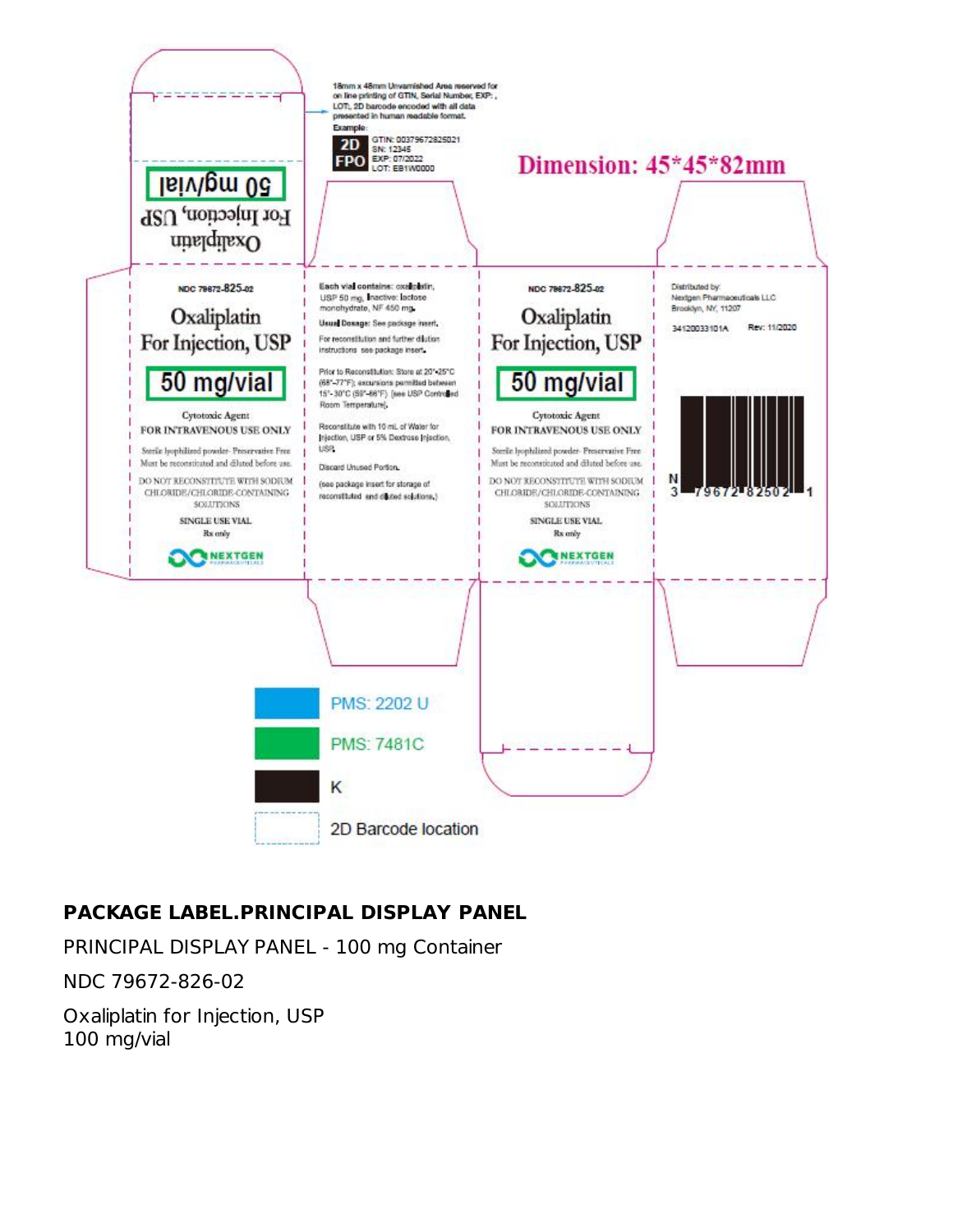18mm x 48mm Unvarnished Area reserved for on line printing of GTIN, Serial Number, EXP: , LOT, 2D barcode encoded with all data presented in human readable format.

Example:

2D FPO

GTIN: 00379672825021
SN: 12345
EXP: 07/2022
LOT: EB1W0000

Dimension: 45*45*82mm

Oxaliplatin
For Injection, USP
50 mg/vial

NDC 79672-825-02

Oxaliplatin
For Injection, USP

50 mg/vial

Cytotoxic Agent
FOR INTRAVENOUS USE ONLY

Sterile lyophilized powder- Preservative Free
Must be reconstituted and diluted before use.

DO NOT RECONSTITUTE WITH SODIUM CHLORIDE/CHLORIDE-CONTAINING SOLUTIONS

SINGLE USE VIAL
Rx only

NEXTGEN PHARMACEUTICALS

Each vial contains: oxaliplatin, USP 50 mg, Inactive: lactose monohydrate, NF 450 mg.

Usual Dosage: See package insert.

For reconstitution and further dilution instructions see package insert.

Prior to Reconstitution: Store at 20°-25°C (68°-77°F); excursions permitted between 15°-30°C (59°-86°F) [see USP Controlled Room Temperature].

Reconstitute with 10 mL of Water for Injection, USP or 5% Dextrose Injection, USP.

Discard Unused Portion.

(see package insert for storage of reconstituted and diluted solutions.)

Distributed by:
Nextgen Pharmaceuticals LLC
Brooklyn, NY, 11207

34120033101A Rev: 11/2020

N 3 79672 82502 1

PMS: 2202 U

PMS: 7481C

K

2D Barcode location

**PACKAGE LABEL.PRINCIPAL DISPLAY PANEL**

PRINCIPAL DISPLAY PANEL - 100 mg Container

NDC 79672-826-02

Oxaliplatin for Injection, USP
100 mg/vial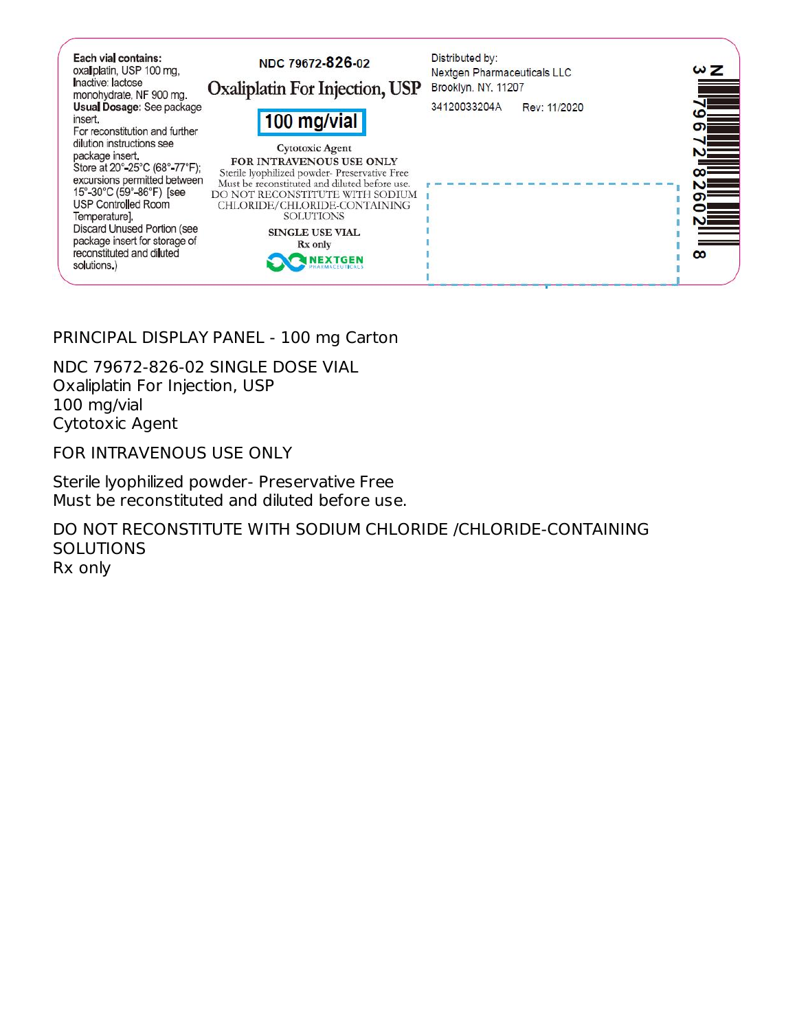Each vial contains:
oxaliplatin, USP 100 mg,
Inactive: lactose monohydrate, NF 900 mg.
**Usual Dosage**: See package insert.
For reconstitution and further dilution instructions see package insert.
Store at 20°-25°C (68°-77°F); excursions permitted between 15°-30°C (59°-86°F) [see USP Controlled Room Temperature].
Discard Unused Portion (see package insert for storage of reconstituted and diluted solutions.)

NDC 79672-**826**-02

**Oxaliplatin For Injection, USP**

**100 mg/vial**

Cytotoxic Agent

**FOR INTRAVENOUS USE ONLY**

Sterile lyophilized powder- Preservative Free
Must be reconstituted and diluted before use.
DO NOT RECONSTITUTE WITH SODIUM CHLORIDE/CHLORIDE-CONTAINING SOLUTIONS

**SINGLE USE VIAL**
**Rx only**

NEXTGEN PHARMACEUTICALS

Distributed by:
Nextgen Pharmaceuticals LLC
Brooklyn, NY, 11207

34120033204A Rev: 11/2020

N 3 79672 82602 8

PRINCIPAL DISPLAY PANEL - 100 mg Carton

NDC 79672-826-02 SINGLE DOSE VIAL
Oxaliplatin For Injection, USP
100 mg/vial
Cytotoxic Agent

FOR INTRAVENOUS USE ONLY

Sterile lyophilized powder- Preservative Free
Must be reconstituted and diluted before use.

DO NOT RECONSTITUTE WITH SODIUM CHLORIDE /CHLORIDE-CONTAINING SOLUTIONS
Rx only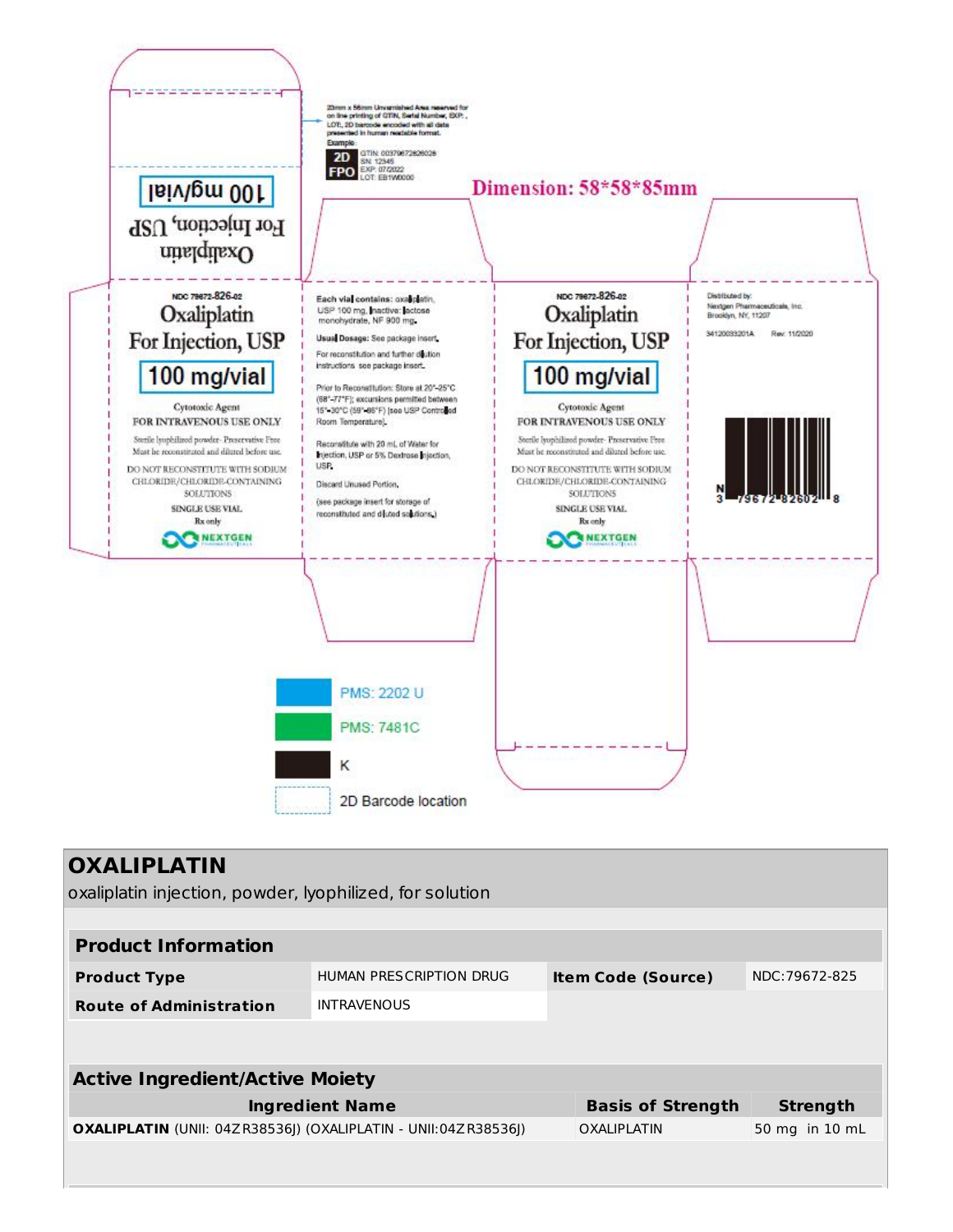23mm x 56mm Unvarnished Area reserved for on line printing of GTIN, Serial Number, EXP:, LOT, 2D barcode encoded with all data presented in human readable format.

Example:

2D FPO

GTIN: 00379672826028
SN: 12345
EXP: 07/2022
LOT: EB1W0000

Dimension: 58*58*85mm

Oxaliplatin
For Injection, USP
100 mg/vial

NDC 79672-826-02

Oxaliplatin
For Injection, USP

100 mg/vial

Cytotoxic Agent
FOR INTRAVENOUS USE ONLY

Sterile lyophilized powder- Preservative Free
Must be reconstituted and diluted before use.

DO NOT RECONSTITUTE WITH SODIUM CHLORIDE/CHLORIDE-CONTAINING SOLUTIONS

SINGLE USE VIAL
Rx only

NEXTGEN PHARMACEUTICALS

**Each vial contains:** oxaliplatin, USP 100 mg, Inactive: lactose monohydrate, NF 900 mg.

**Usual Dosage:** See package insert.

For reconstitution and further dilution instructions see package insert.

Prior to Reconstitution: Store at 20°-25°C (68°-77°F); excursions permitted between 15°-30°C (59°-86°F) [see USP Controlled Room Temperature].

Reconstitute with 20 mL of Water for Injection, USP or 5% Dextrose Injection, USP.

Discard Unused Portion.

(see package insert for storage of reconstituted and diluted solutions.)

NDC 79672-826-02

Oxaliplatin
For Injection, USP

100 mg/vial

Cytotoxic Agent
FOR INTRAVENOUS USE ONLY

Sterile lyophilized powder- Preservative Free
Must be reconstituted and diluted before use.

DO NOT RECONSTITUTE WITH SODIUM CHLORIDE/CHLORIDE-CONTAINING SOLUTIONS

SINGLE USE VIAL
Rx only

NEXTGEN PHARMACEUTICALS

Distributed by:
Nextgen Pharmaceuticals, Inc.
Brooklyn, NY, 11207

34120033201A Rev. 11/2020

N 3 79672 82602 8

PMS: 2202 U

PMS: 7481C

K

2D Barcode location

# OXALIPLATIN

oxaliplatin injection, powder, lyophilized, for solution

| Product Information | | | |
|---|---|---|---|
| **Product Type** | HUMAN PRESCRIPTION DRUG | **Item Code (Source)** | NDC:79672-825 |
| **Route of Administration** | INTRAVENOUS | | |

| Active Ingredient/Active Moiety | | |
|---|---|---|
| **Ingredient Name** | **Basis of Strength** | **Strength** |
| **OXALIPLATIN** (UNII: 04ZR38536J) (OXALIPLATIN - UNII:04ZR38536J) | OXALIPLATIN | 50 mg in 10 mL |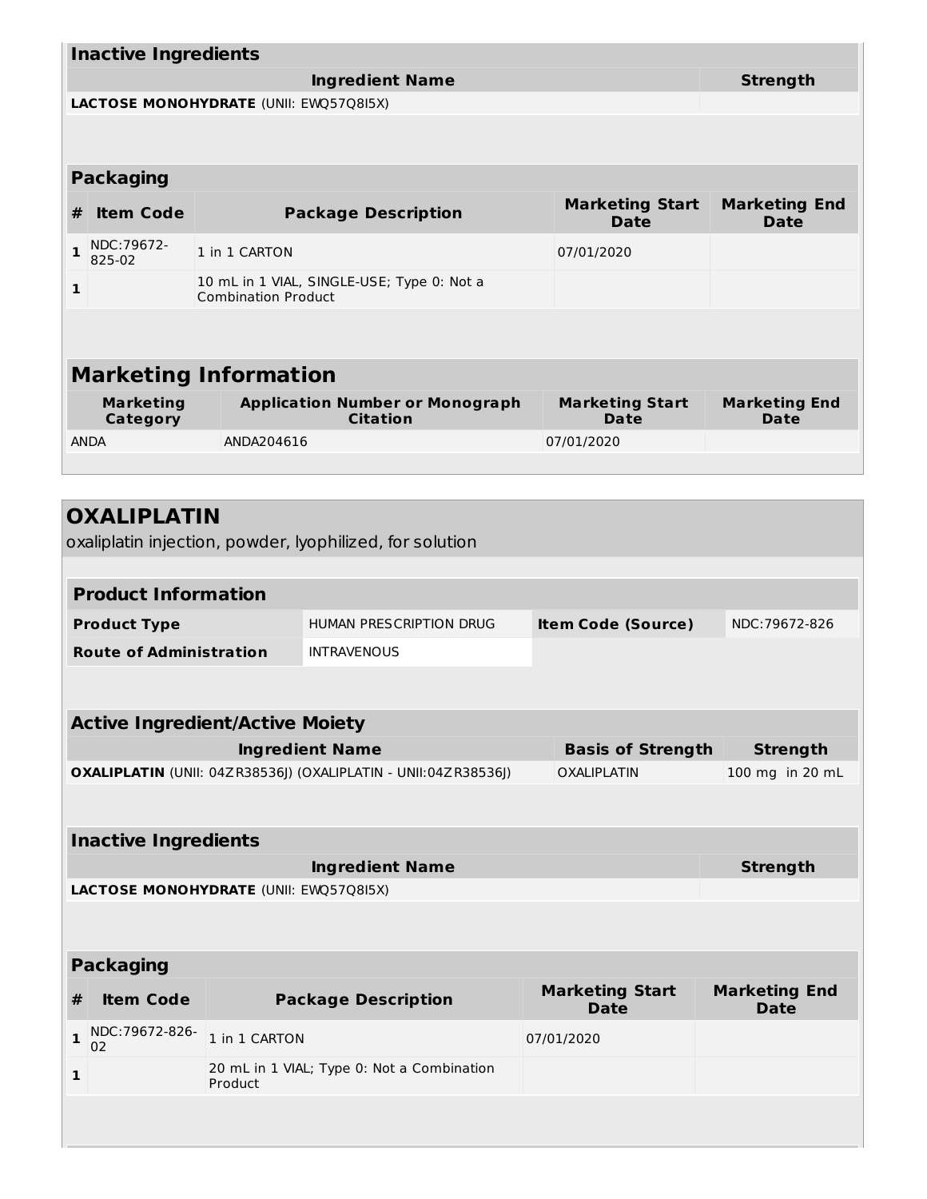| Inactive Ingredients | |
|---|---|
| **Ingredient Name** | **Strength** |
| **LACTOSE MONOHYDRATE** (UNII: EWQ57Q8I5X) | |

| Packaging | | | | |
|---|---|---|---|---|
| **#** | **Item Code** | **Package Description** | **Marketing Start Date** | **Marketing End Date** |
| 1 | NDC:79672-825-02 | 1 in 1 CARTON | 07/01/2020 | |
| 1 | | 10 mL in 1 VIAL, SINGLE-USE; Type 0: Not a Combination Product | | |

| Marketing Information | | | |
|---|---|---|---|
| **Marketing Category** | **Application Number or Monograph Citation** | **Marketing Start Date** | **Marketing End Date** |
| ANDA | ANDA204616 | 07/01/2020 | |

## OXALIPLATIN

oxaliplatin injection, powder, lyophilized, for solution

| Product Information | | | |
|---|---|---|---|
| **Product Type** | HUMAN PRESCRIPTION DRUG | **Item Code (Source)** | NDC:79672-826 |
| **Route of Administration** | INTRAVENOUS | | |

| Active Ingredient/Active Moiety | | |
|---|---|---|
| **Ingredient Name** | **Basis of Strength** | **Strength** |
| **OXALIPLATIN** (UNII: 04ZR38536J) (OXALIPLATIN - UNII:04ZR38536J) | OXALIPLATIN | 100 mg in 20 mL |

| Inactive Ingredients | |
|---|---|
| **Ingredient Name** | **Strength** |
| **LACTOSE MONOHYDRATE** (UNII: EWQ57Q8I5X) | |

| Packaging | | | | |
|---|---|---|---|---|
| **#** | **Item Code** | **Package Description** | **Marketing Start Date** | **Marketing End Date** |
| 1 | NDC:79672-826-02 | 1 in 1 CARTON | 07/01/2020 | |
| 1 | | 20 mL in 1 VIAL; Type 0: Not a Combination Product | | |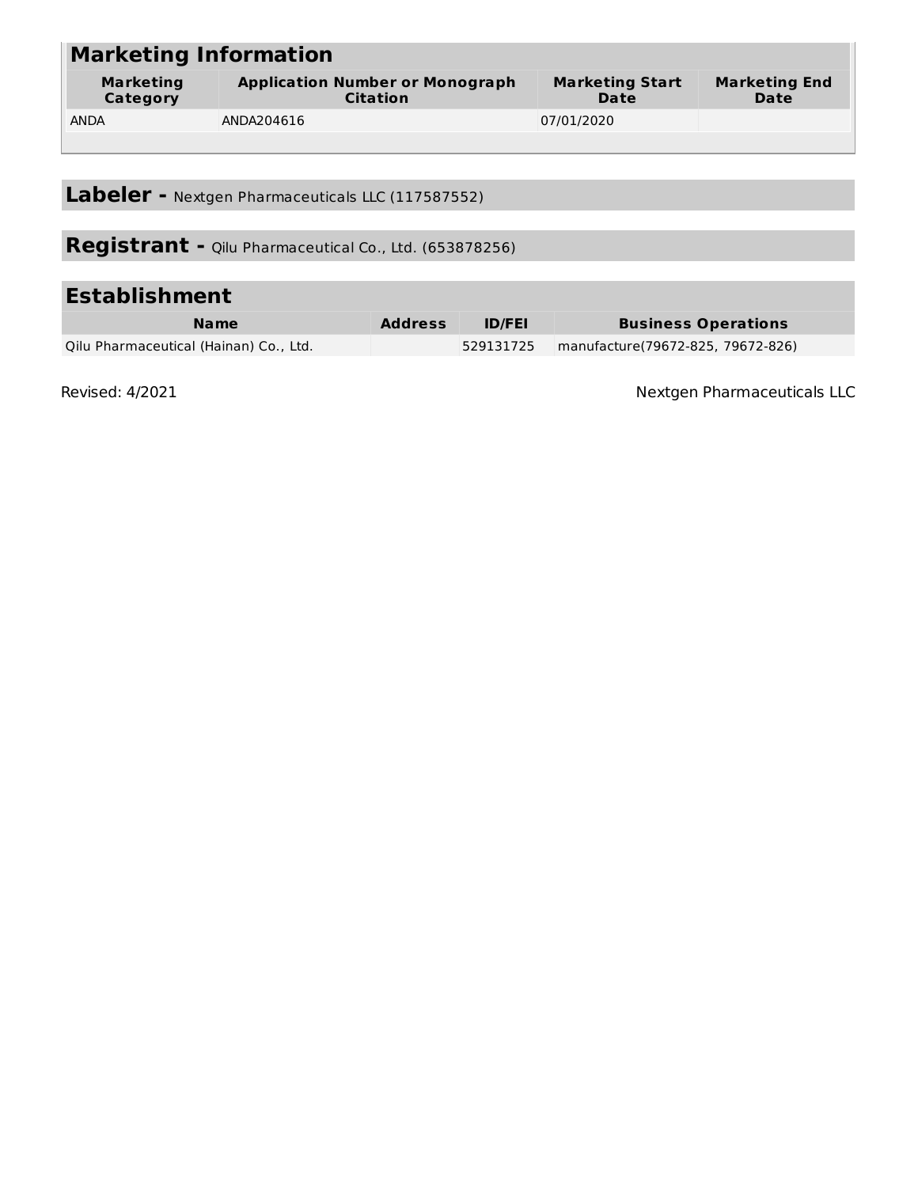## Marketing Information

| Marketing Category | Application Number or Monograph Citation | Marketing Start Date | Marketing End Date |
|---|---|---|---|
| ANDA | ANDA204616 | 07/01/2020 | |

## Labeler - Nextgen Pharmaceuticals LLC (117587552)

## Registrant - Qilu Pharmaceutical Co., Ltd. (653878256)

## Establishment

| Name | Address | ID/FEI | Business Operations |
|---|---|---|---|
| Qilu Pharmaceutical (Hainan) Co., Ltd. | | 529131725 | manufacture(79672-825, 79672-826) |

Revised: 4/2021

Nextgen Pharmaceuticals LLC